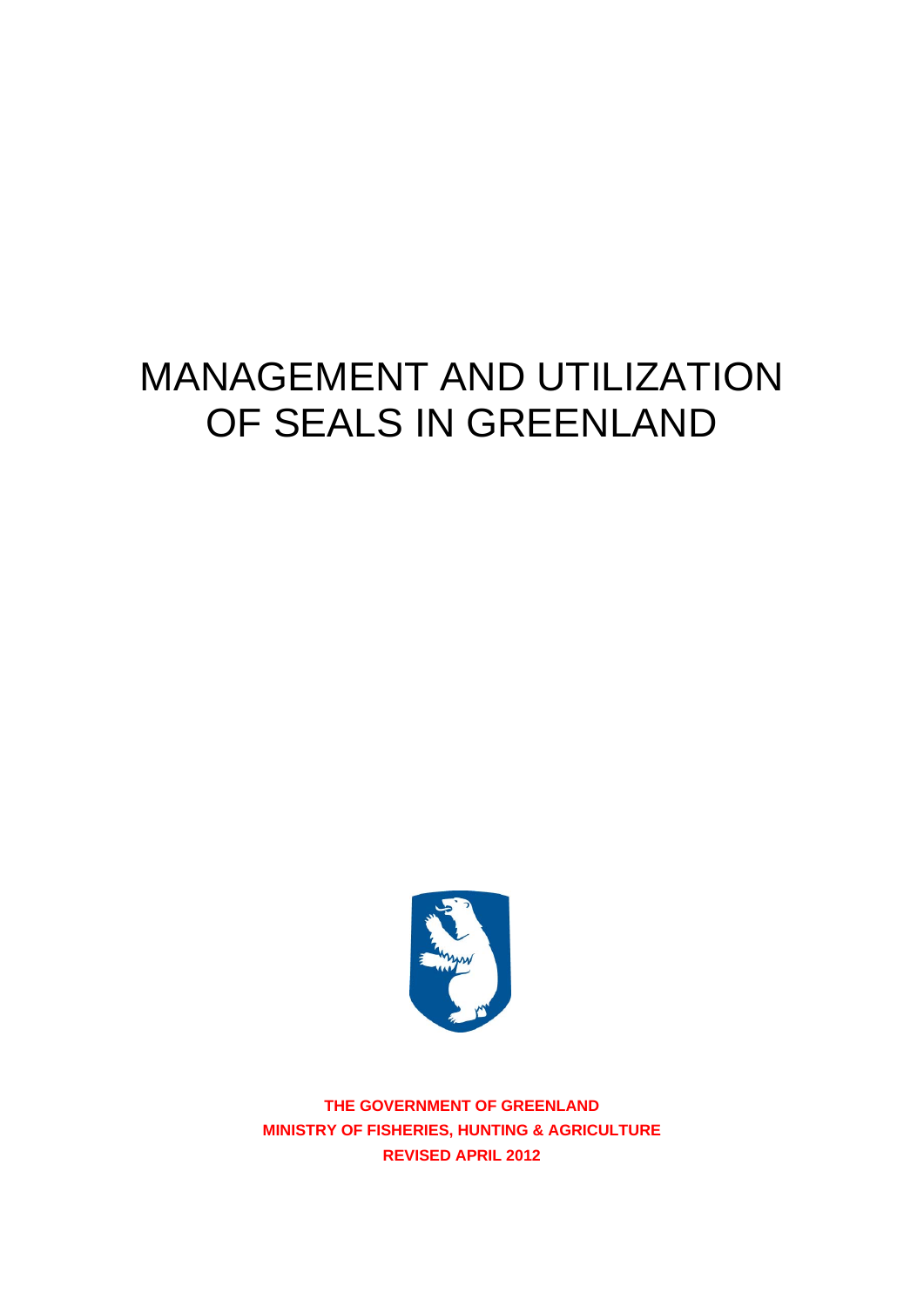# MANAGEMENT AND UTILIZATION OF SEALS IN GREENLAND

**THE GOVERNMENT OF GREENLAND**
**MINISTRY OF FISHERIES, HUNTING & AGRICULTURE**
**REVISED APRIL 2012**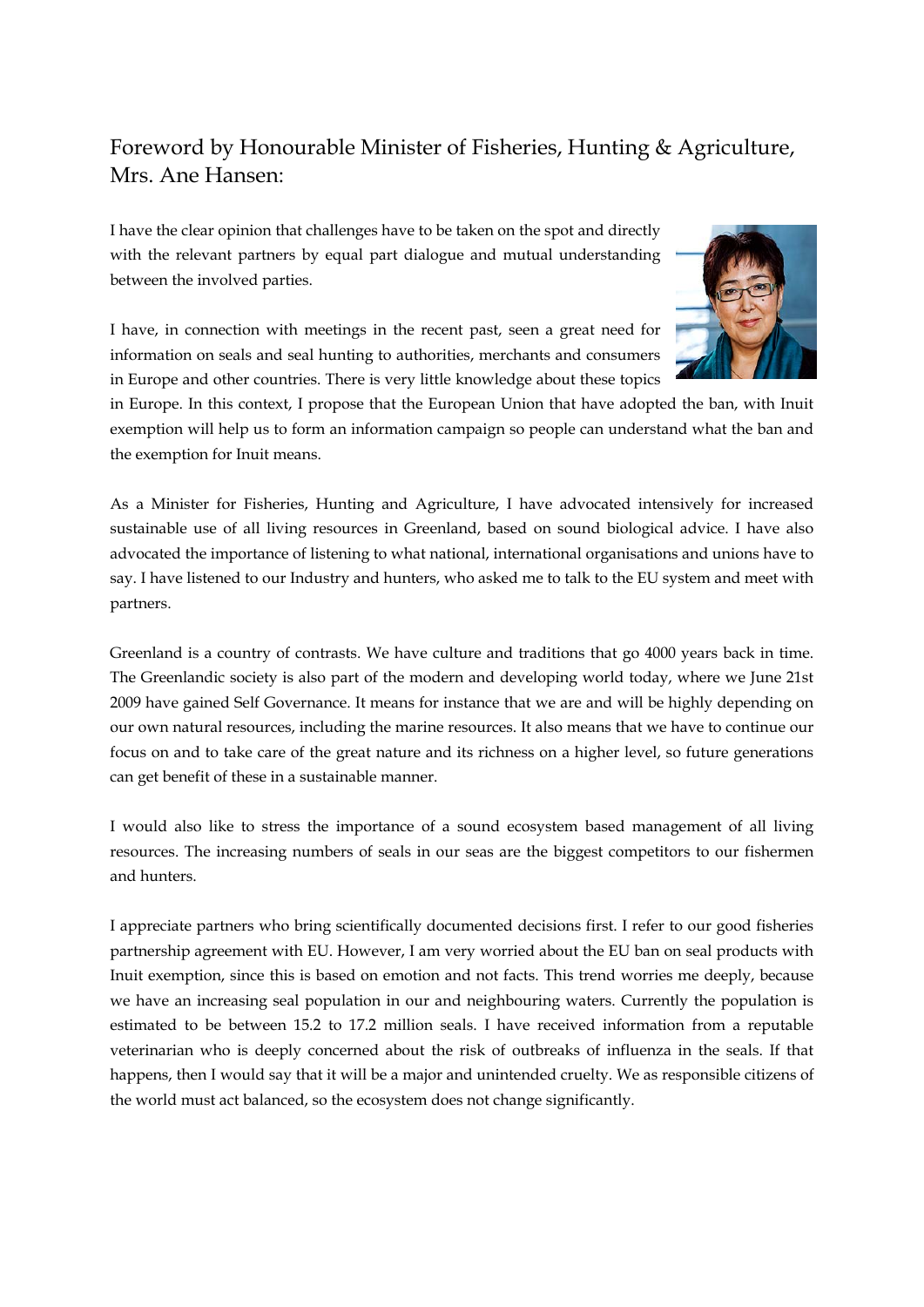## Foreword by Honourable Minister of Fisheries, Hunting & Agriculture, Mrs. Ane Hansen:

I have the clear opinion that challenges have to be taken on the spot and directly with the relevant partners by equal part dialogue and mutual understanding between the involved parties.

I have, in connection with meetings in the recent past, seen a great need for information on seals and seal hunting to authorities, merchants and consumers in Europe and other countries. There is very little knowledge about these topics in Europe. In this context, I propose that the European Union that have adopted the ban, with Inuit exemption will help us to form an information campaign so people can understand what the ban and the exemption for Inuit means.

As a Minister for Fisheries, Hunting and Agriculture, I have advocated intensively for increased sustainable use of all living resources in Greenland, based on sound biological advice. I have also advocated the importance of listening to what national, international organisations and unions have to say. I have listened to our Industry and hunters, who asked me to talk to the EU system and meet with partners.

Greenland is a country of contrasts. We have culture and traditions that go 4000 years back in time. The Greenlandic society is also part of the modern and developing world today, where we June 21st 2009 have gained Self Governance. It means for instance that we are and will be highly depending on our own natural resources, including the marine resources. It also means that we have to continue our focus on and to take care of the great nature and its richness on a higher level, so future generations can get benefit of these in a sustainable manner.

I would also like to stress the importance of a sound ecosystem based management of all living resources. The increasing numbers of seals in our seas are the biggest competitors to our fishermen and hunters.

I appreciate partners who bring scientifically documented decisions first. I refer to our good fisheries partnership agreement with EU. However, I am very worried about the EU ban on seal products with Inuit exemption, since this is based on emotion and not facts. This trend worries me deeply, because we have an increasing seal population in our and neighbouring waters. Currently the population is estimated to be between 15.2 to 17.2 million seals. I have received information from a reputable veterinarian who is deeply concerned about the risk of outbreaks of influenza in the seals. If that happens, then I would say that it will be a major and unintended cruelty. We as responsible citizens of the world must act balanced, so the ecosystem does not change significantly.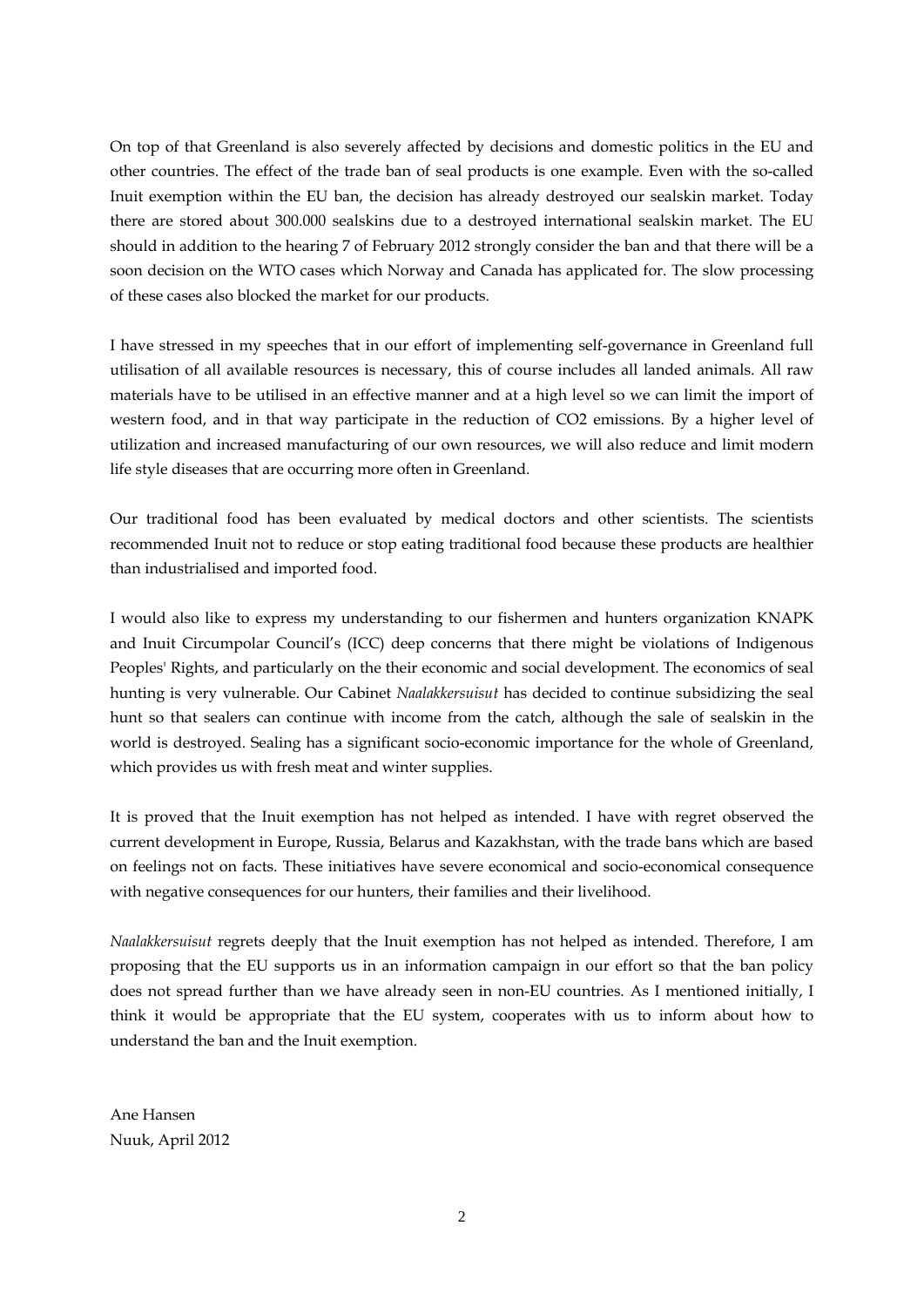On top of that Greenland is also severely affected by decisions and domestic politics in the EU and other countries. The effect of the trade ban of seal products is one example. Even with the so-called Inuit exemption within the EU ban, the decision has already destroyed our sealskin market. Today there are stored about 300.000 sealskins due to a destroyed international sealskin market. The EU should in addition to the hearing 7 of February 2012 strongly consider the ban and that there will be a soon decision on the WTO cases which Norway and Canada has applicated for. The slow processing of these cases also blocked the market for our products.

I have stressed in my speeches that in our effort of implementing self-governance in Greenland full utilisation of all available resources is necessary, this of course includes all landed animals. All raw materials have to be utilised in an effective manner and at a high level so we can limit the import of western food, and in that way participate in the reduction of $CO_2$ emissions. By a higher level of utilization and increased manufacturing of our own resources, we will also reduce and limit modern life style diseases that are occurring more often in Greenland.

Our traditional food has been evaluated by medical doctors and other scientists. The scientists recommended Inuit not to reduce or stop eating traditional food because these products are healthier than industrialised and imported food.

I would also like to express my understanding to our fishermen and hunters organization KNAPK and Inuit Circumpolar Council's (ICC) deep concerns that there might be violations of Indigenous Peoples' Rights, and particularly on the their economic and social development. The economics of seal hunting is very vulnerable. Our Cabinet *Naalakkersuisut* has decided to continue subsidizing the seal hunt so that sealers can continue with income from the catch, although the sale of sealskin in the world is destroyed. Sealing has a significant socio-economic importance for the whole of Greenland, which provides us with fresh meat and winter supplies.

It is proved that the Inuit exemption has not helped as intended. I have with regret observed the current development in Europe, Russia, Belarus and Kazakhstan, with the trade bans which are based on feelings not on facts. These initiatives have severe economical and socio-economical consequence with negative consequences for our hunters, their families and their livelihood.

*Naalakkersuisut* regrets deeply that the Inuit exemption has not helped as intended. Therefore, I am proposing that the EU supports us in an information campaign in our effort so that the ban policy does not spread further than we have already seen in non-EU countries. As I mentioned initially, I think it would be appropriate that the EU system, cooperates with us to inform about how to understand the ban and the Inuit exemption.

Ane Hansen
Nuuk, April 2012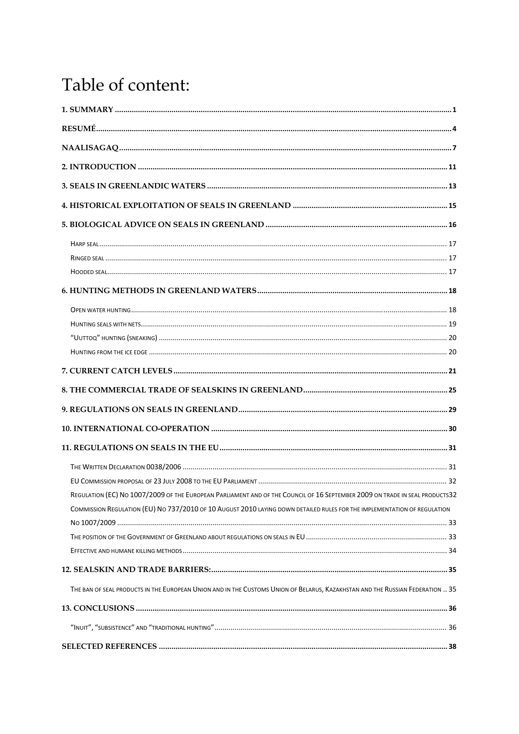# Table of content:

**1. SUMMARY** .... 1

**RESUMÉ** .... 4

**NAALISAGAQ** .... 7

**2. INTRODUCTION** .... 11

**3. SEALS IN GREENLANDIC WATERS** .... 13

**4. HISTORICAL EXPLOITATION OF SEALS IN GREENLAND** .... 15

**5. BIOLOGICAL ADVICE ON SEALS IN GREENLAND** .... 16

- HARP SEAL .... 17
- RINGED SEAL .... 17
- HOODED SEAL .... 17

**6. HUNTING METHODS IN GREENLAND WATERS** .... 18

- OPEN WATER HUNTING .... 18
- HUNTING SEALS WITH NETS .... 19
- "UUTTOQ" HUNTING (SNEAKING) .... 20
- HUNTING FROM THE ICE EDGE .... 20

**7. CURRENT CATCH LEVELS** .... 21

**8. THE COMMERCIAL TRADE OF SEALSKINS IN GREENLAND** .... 25

**9. REGULATIONS ON SEALS IN GREENLAND** .... 29

**10. INTERNATIONAL CO-OPERATION** .... 30

**11. REGULATIONS ON SEALS IN THE EU** .... 31

- THE WRITTEN DECLARATION 0038/2006 .... 31
- EU COMMISSION PROPOSAL OF 23 JULY 2008 TO THE EU PARLIAMENT .... 32
- REGULATION (EC) NO 1007/2009 OF THE EUROPEAN PARLIAMENT AND OF THE COUNCIL OF 16 SEPTEMBER 2009 ON TRADE IN SEAL PRODUCTS .... 32
- COMMISSION REGULATION (EU) NO 737/2010 OF 10 AUGUST 2010 LAYING DOWN DETAILED RULES FOR THE IMPLEMENTATION OF REGULATION NO 1007/2009 .... 33
- THE POSITION OF THE GOVERNMENT OF GREENLAND ABOUT REGULATIONS ON SEALS IN EU .... 33
- EFFECTIVE AND HUMANE KILLING METHODS .... 34

**12. SEALSKIN AND TRADE BARRIERS:** .... 35

- THE BAN OF SEAL PRODUCTS IN THE EUROPEAN UNION AND IN THE CUSTOMS UNION OF BELARUS, KAZAKHSTAN AND THE RUSSIAN FEDERATION .. 35

**13. CONCLUSIONS** .... 36

- "INUIT", "SUBSISTENCE" AND "TRADITIONAL HUNTING" .... 36

**SELECTED REFERENCES** .... 38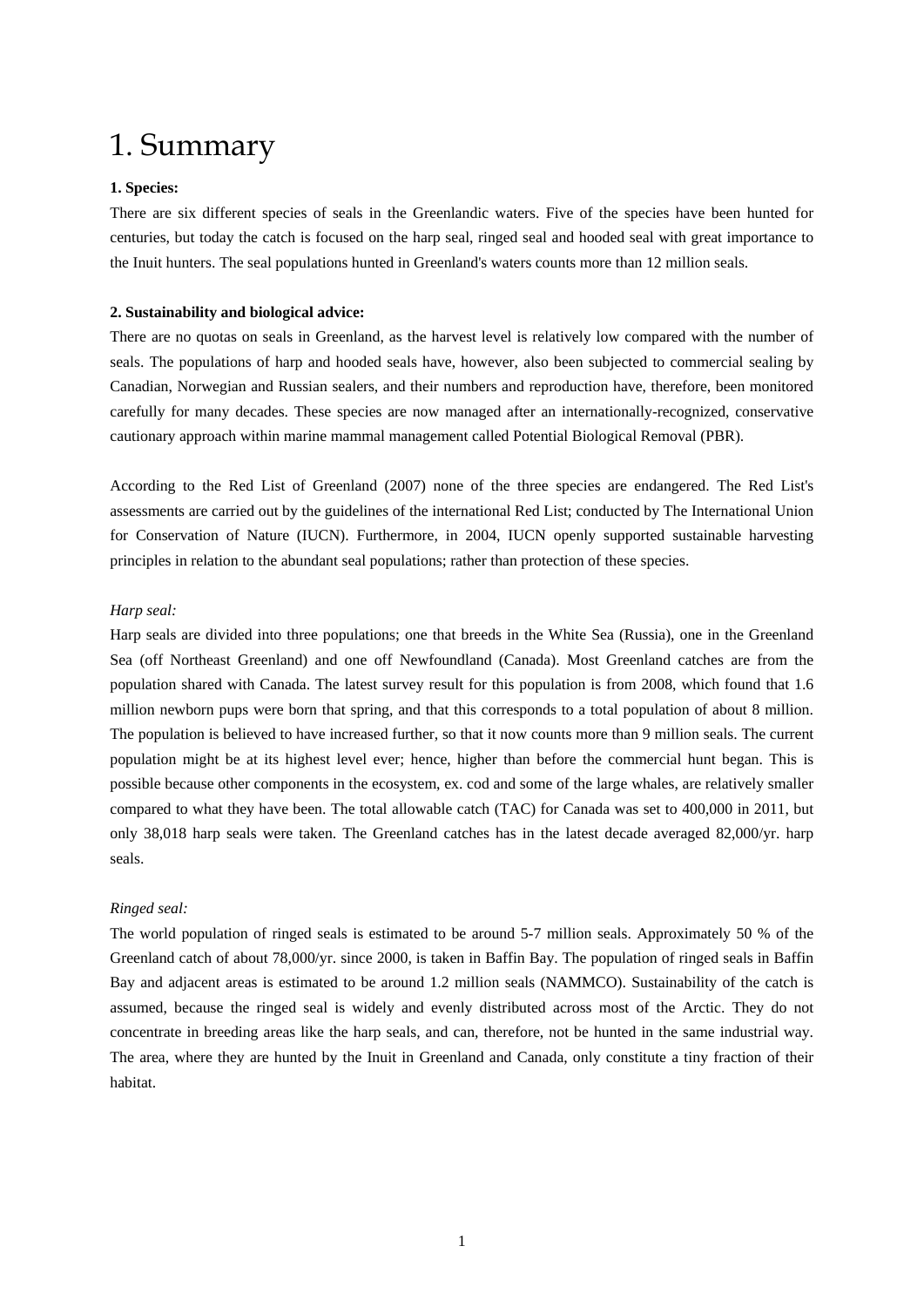# 1. Summary

**1. Species:**

There are six different species of seals in the Greenlandic waters. Five of the species have been hunted for centuries, but today the catch is focused on the harp seal, ringed seal and hooded seal with great importance to the Inuit hunters. The seal populations hunted in Greenland's waters counts more than 12 million seals.

**2. Sustainability and biological advice:**

There are no quotas on seals in Greenland, as the harvest level is relatively low compared with the number of seals. The populations of harp and hooded seals have, however, also been subjected to commercial sealing by Canadian, Norwegian and Russian sealers, and their numbers and reproduction have, therefore, been monitored carefully for many decades. These species are now managed after an internationally-recognized, conservative cautionary approach within marine mammal management called Potential Biological Removal (PBR).

According to the Red List of Greenland (2007) none of the three species are endangered. The Red List's assessments are carried out by the guidelines of the international Red List; conducted by The International Union for Conservation of Nature (IUCN). Furthermore, in 2004, IUCN openly supported sustainable harvesting principles in relation to the abundant seal populations; rather than protection of these species.

*Harp seal:*

Harp seals are divided into three populations; one that breeds in the White Sea (Russia), one in the Greenland Sea (off Northeast Greenland) and one off Newfoundland (Canada). Most Greenland catches are from the population shared with Canada. The latest survey result for this population is from 2008, which found that 1.6 million newborn pups were born that spring, and that this corresponds to a total population of about 8 million. The population is believed to have increased further, so that it now counts more than 9 million seals. The current population might be at its highest level ever; hence, higher than before the commercial hunt began. This is possible because other components in the ecosystem, ex. cod and some of the large whales, are relatively smaller compared to what they have been. The total allowable catch (TAC) for Canada was set to 400,000 in 2011, but only 38,018 harp seals were taken. The Greenland catches has in the latest decade averaged 82,000/yr. harp seals.

*Ringed seal:*

The world population of ringed seals is estimated to be around 5-7 million seals. Approximately 50 % of the Greenland catch of about 78,000/yr. since 2000, is taken in Baffin Bay. The population of ringed seals in Baffin Bay and adjacent areas is estimated to be around 1.2 million seals (NAMMCO). Sustainability of the catch is assumed, because the ringed seal is widely and evenly distributed across most of the Arctic. They do not concentrate in breeding areas like the harp seals, and can, therefore, not be hunted in the same industrial way. The area, where they are hunted by the Inuit in Greenland and Canada, only constitute a tiny fraction of their habitat.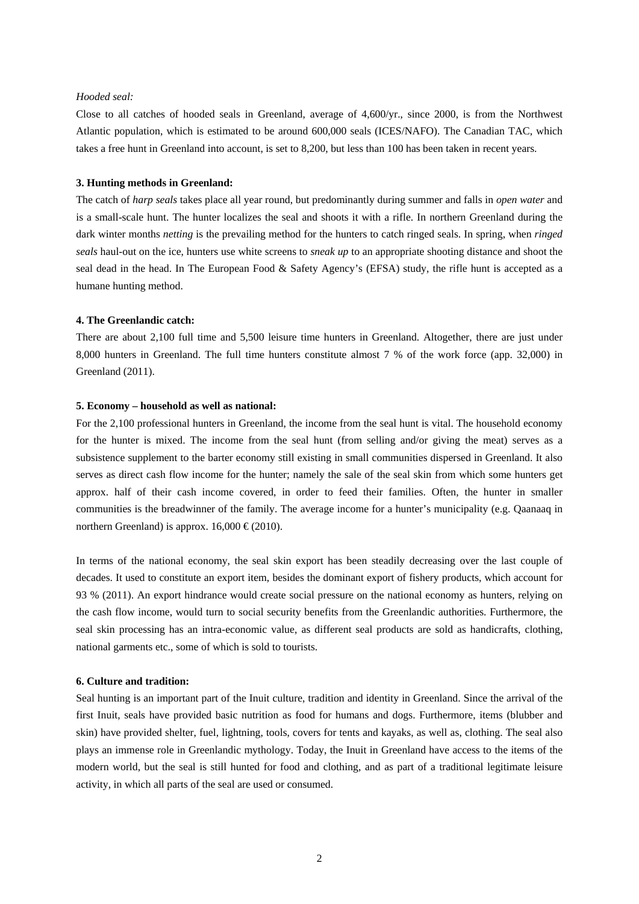*Hooded seal:*

Close to all catches of hooded seals in Greenland, average of 4,600/yr., since 2000, is from the Northwest Atlantic population, which is estimated to be around 600,000 seals (ICES/NAFO). The Canadian TAC, which takes a free hunt in Greenland into account, is set to 8,200, but less than 100 has been taken in recent years.

**3. Hunting methods in Greenland:**

The catch of *harp seals* takes place all year round, but predominantly during summer and falls in *open water* and is a small-scale hunt. The hunter localizes the seal and shoots it with a rifle. In northern Greenland during the dark winter months *netting* is the prevailing method for the hunters to catch ringed seals. In spring, when *ringed seals* haul-out on the ice, hunters use white screens to *sneak up* to an appropriate shooting distance and shoot the seal dead in the head. In The European Food & Safety Agency's (EFSA) study, the rifle hunt is accepted as a humane hunting method.

**4. The Greenlandic catch:**

There are about 2,100 full time and 5,500 leisure time hunters in Greenland. Altogether, there are just under 8,000 hunters in Greenland. The full time hunters constitute almost 7 % of the work force (app. 32,000) in Greenland (2011).

**5. Economy – household as well as national:**

For the 2,100 professional hunters in Greenland, the income from the seal hunt is vital. The household economy for the hunter is mixed. The income from the seal hunt (from selling and/or giving the meat) serves as a subsistence supplement to the barter economy still existing in small communities dispersed in Greenland. It also serves as direct cash flow income for the hunter; namely the sale of the seal skin from which some hunters get approx. half of their cash income covered, in order to feed their families. Often, the hunter in smaller communities is the breadwinner of the family. The average income for a hunter's municipality (e.g. Qaanaaq in northern Greenland) is approx. 16,000 € (2010).

In terms of the national economy, the seal skin export has been steadily decreasing over the last couple of decades. It used to constitute an export item, besides the dominant export of fishery products, which account for 93 % (2011). An export hindrance would create social pressure on the national economy as hunters, relying on the cash flow income, would turn to social security benefits from the Greenlandic authorities. Furthermore, the seal skin processing has an intra-economic value, as different seal products are sold as handicrafts, clothing, national garments etc., some of which is sold to tourists.

**6. Culture and tradition:**

Seal hunting is an important part of the Inuit culture, tradition and identity in Greenland. Since the arrival of the first Inuit, seals have provided basic nutrition as food for humans and dogs. Furthermore, items (blubber and skin) have provided shelter, fuel, lightning, tools, covers for tents and kayaks, as well as, clothing. The seal also plays an immense role in Greenlandic mythology. Today, the Inuit in Greenland have access to the items of the modern world, but the seal is still hunted for food and clothing, and as part of a traditional legitimate leisure activity, in which all parts of the seal are used or consumed.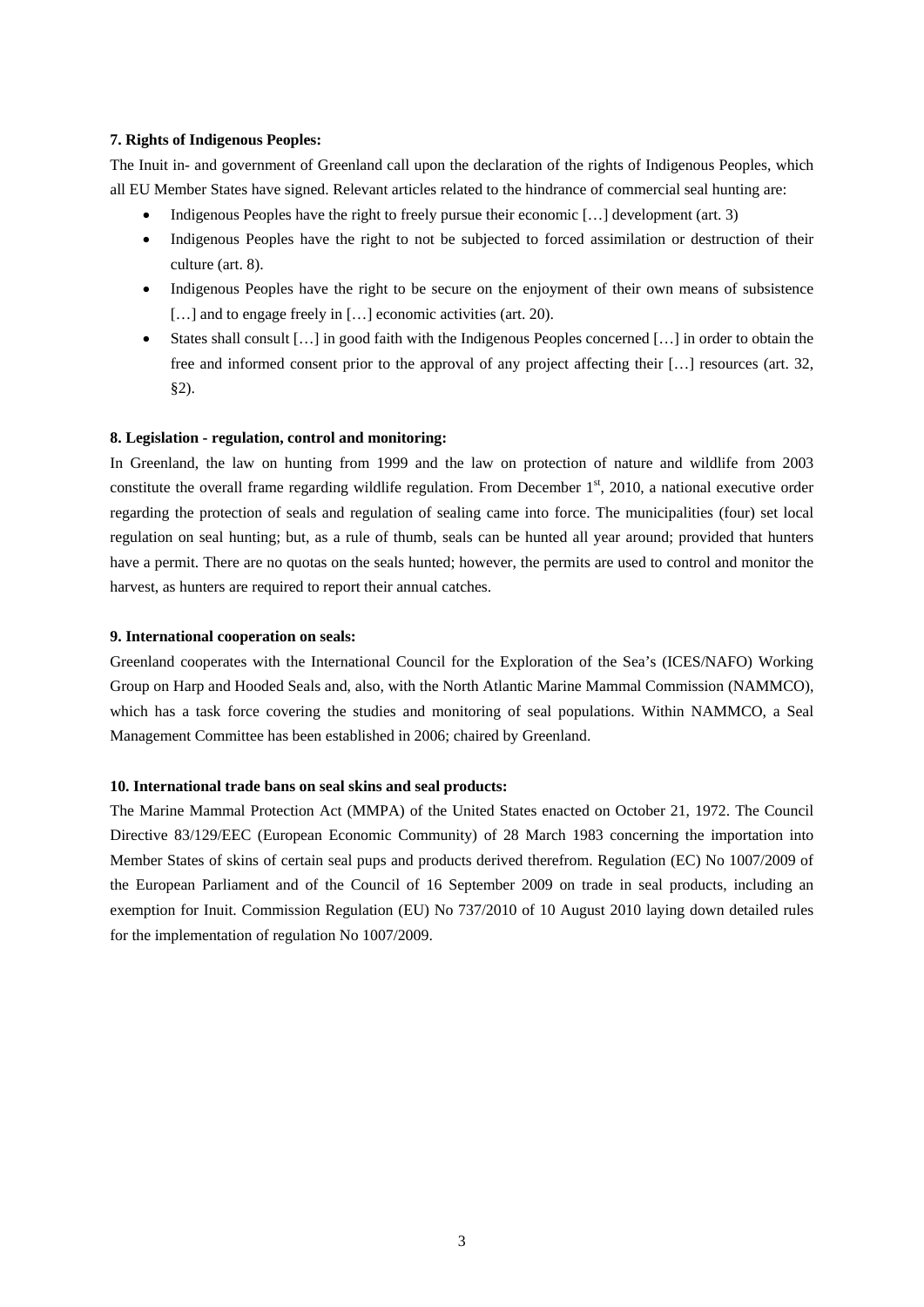**7. Rights of Indigenous Peoples:**

The Inuit in- and government of Greenland call upon the declaration of the rights of Indigenous Peoples, which all EU Member States have signed. Relevant articles related to the hindrance of commercial seal hunting are:

- Indigenous Peoples have the right to freely pursue their economic […] development (art. 3)
- Indigenous Peoples have the right to not be subjected to forced assimilation or destruction of their culture (art. 8).
- Indigenous Peoples have the right to be secure on the enjoyment of their own means of subsistence […] and to engage freely in […] economic activities (art. 20).
- States shall consult […] in good faith with the Indigenous Peoples concerned […] in order to obtain the free and informed consent prior to the approval of any project affecting their […] resources (art. 32, §2).

**8. Legislation - regulation, control and monitoring:**

In Greenland, the law on hunting from 1999 and the law on protection of nature and wildlife from 2003 constitute the overall frame regarding wildlife regulation. From December 1st, 2010, a national executive order regarding the protection of seals and regulation of sealing came into force. The municipalities (four) set local regulation on seal hunting; but, as a rule of thumb, seals can be hunted all year around; provided that hunters have a permit. There are no quotas on the seals hunted; however, the permits are used to control and monitor the harvest, as hunters are required to report their annual catches.

**9. International cooperation on seals:**

Greenland cooperates with the International Council for the Exploration of the Sea's (ICES/NAFO) Working Group on Harp and Hooded Seals and, also, with the North Atlantic Marine Mammal Commission (NAMMCO), which has a task force covering the studies and monitoring of seal populations. Within NAMMCO, a Seal Management Committee has been established in 2006; chaired by Greenland.

**10. International trade bans on seal skins and seal products:**

The Marine Mammal Protection Act (MMPA) of the United States enacted on October 21, 1972. The Council Directive 83/129/EEC (European Economic Community) of 28 March 1983 concerning the importation into Member States of skins of certain seal pups and products derived therefrom. Regulation (EC) No 1007/2009 of the European Parliament and of the Council of 16 September 2009 on trade in seal products, including an exemption for Inuit. Commission Regulation (EU) No 737/2010 of 10 August 2010 laying down detailed rules for the implementation of regulation No 1007/2009.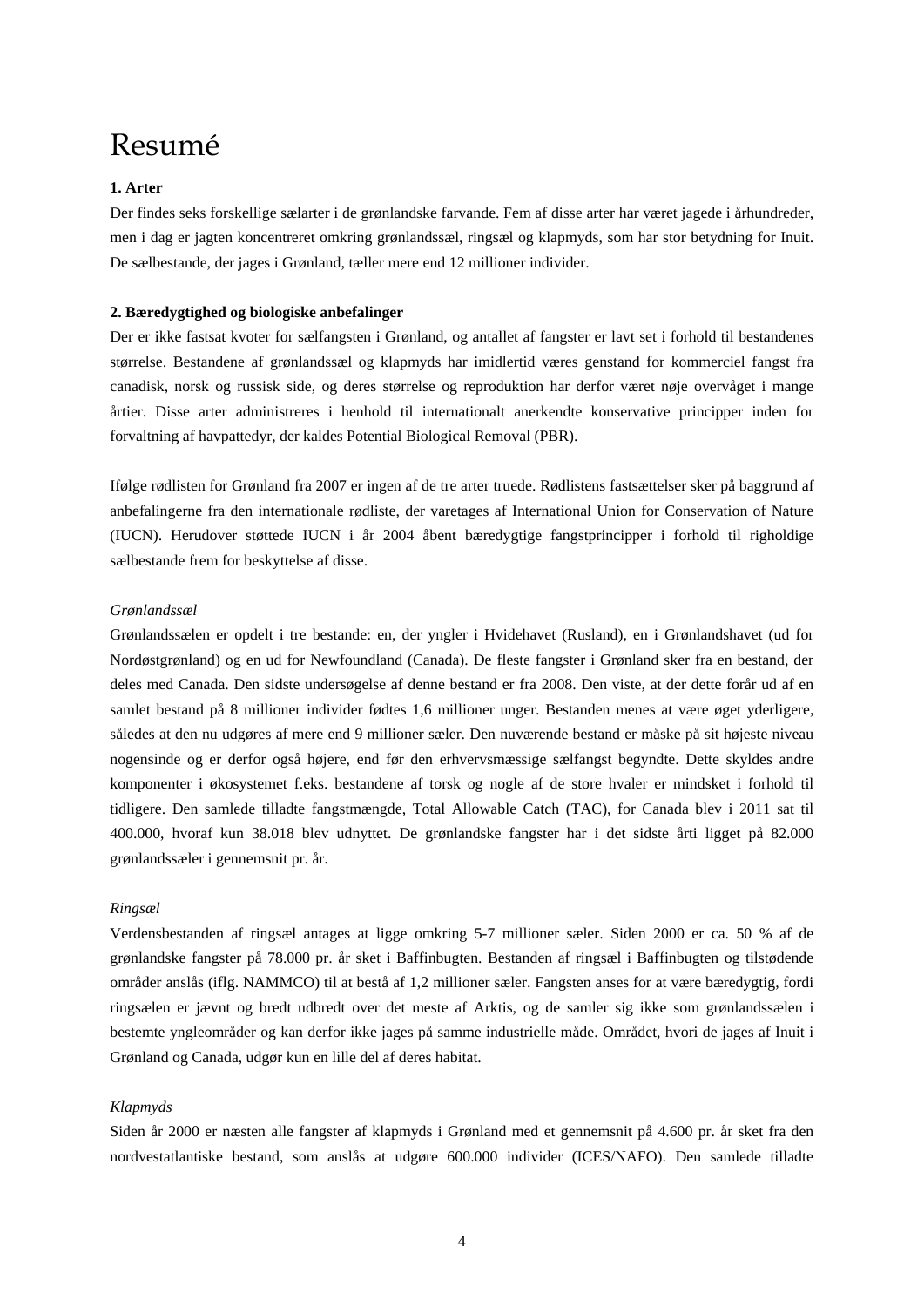# Resumé

**1. Arter**

Der findes seks forskellige sælarter i de grønlandske farvande. Fem af disse arter har været jagede i århundreder, men i dag er jagten koncentreret omkring grønlandssæl, ringsæl og klapmyds, som har stor betydning for Inuit. De sælbestande, der jages i Grønland, tæller mere end 12 millioner individer.

**2. Bæredygtighed og biologiske anbefalinger**

Der er ikke fastsat kvoter for sælfangsten i Grønland, og antallet af fangster er lavt set i forhold til bestandenes størrelse. Bestandene af grønlandssæl og klapmyds har imidlertid væres genstand for kommerciel fangst fra canadisk, norsk og russisk side, og deres størrelse og reproduktion har derfor været nøje overvåget i mange årtier. Disse arter administreres i henhold til internationalt anerkendte konservative principper inden for forvaltning af havpattedyr, der kaldes Potential Biological Removal (PBR).

Ifølge rødlisten for Grønland fra 2007 er ingen af de tre arter truede. Rødlistens fastsættelser sker på baggrund af anbefalingerne fra den internationale rødliste, der varetages af International Union for Conservation of Nature (IUCN). Herudover støttede IUCN i år 2004 åbent bæredygtige fangstprincipper i forhold til righoldige sælbestande frem for beskyttelse af disse.

*Grønlandssæl*

Grønlandssælen er opdelt i tre bestande: en, der yngler i Hvidehavet (Rusland), en i Grønlandshavet (ud for Nordøstgrønland) og en ud for Newfoundland (Canada). De fleste fangster i Grønland sker fra en bestand, der deles med Canada. Den sidste undersøgelse af denne bestand er fra 2008. Den viste, at der dette forår ud af en samlet bestand på 8 millioner individer fødtes 1,6 millioner unger. Bestanden menes at være øget yderligere, således at den nu udgøres af mere end 9 millioner sæler. Den nuværende bestand er måske på sit højeste niveau nogensinde og er derfor også højere, end før den erhvervsmæssige sælfangst begyndte. Dette skyldes andre komponenter i økosystemet f.eks. bestandene af torsk og nogle af de store hvaler er mindsket i forhold til tidligere. Den samlede tilladte fangstmængde, Total Allowable Catch (TAC), for Canada blev i 2011 sat til 400.000, hvoraf kun 38.018 blev udnyttet. De grønlandske fangster har i det sidste årti ligget på 82.000 grønlandssæler i gennemsnit pr. år.

*Ringsæl*

Verdensbestanden af ringsæl antages at ligge omkring 5-7 millioner sæler. Siden 2000 er ca. 50 % af de grønlandske fangster på 78.000 pr. år sket i Baffinbugten. Bestanden af ringsæl i Baffinbugten og tilstødende områder anslås (iflg. NAMMCO) til at bestå af 1,2 millioner sæler. Fangsten anses for at være bæredygtig, fordi ringsælen er jævnt og bredt udbredt over det meste af Arktis, og de samler sig ikke som grønlandssælen i bestemte yngleområder og kan derfor ikke jages på samme industrielle måde. Området, hvori de jages af Inuit i Grønland og Canada, udgør kun en lille del af deres habitat.

*Klapmyds*

Siden år 2000 er næsten alle fangster af klapmyds i Grønland med et gennemsnit på 4.600 pr. år sket fra den nordvestatlantiske bestand, som anslås at udgøre 600.000 individer (ICES/NAFO). Den samlede tilladte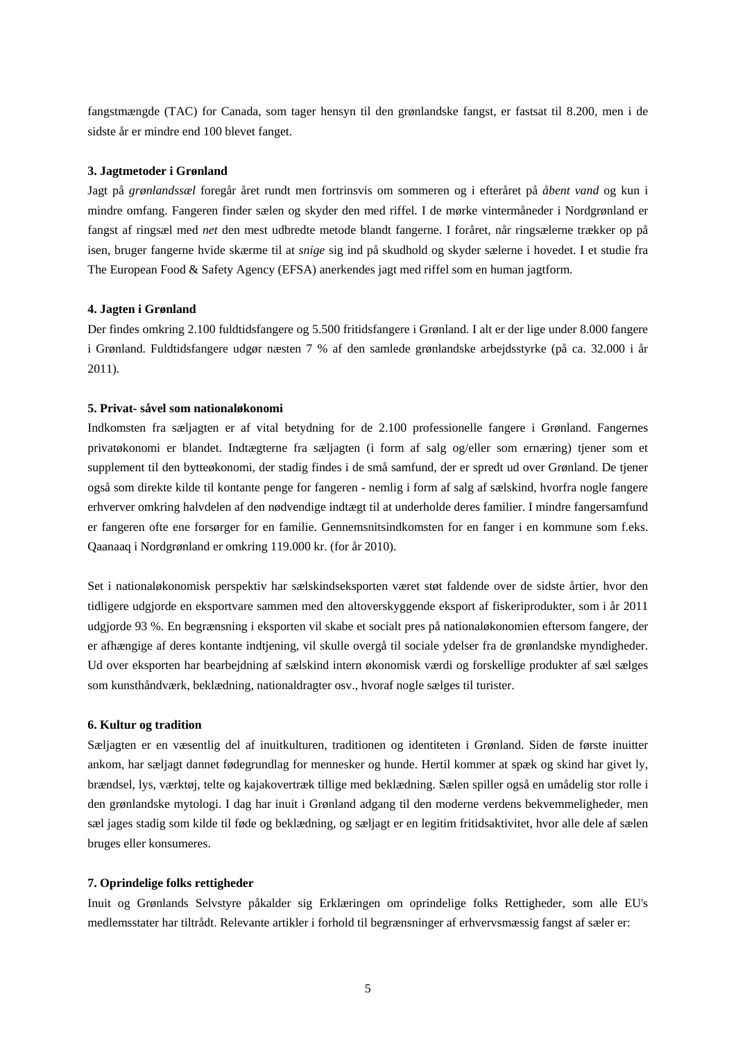fangstmængde (TAC) for Canada, som tager hensyn til den grønlandske fangst, er fastsat til 8.200, men i de sidste år er mindre end 100 blevet fanget.

**3. Jagtmetoder i Grønland**

Jagt på *grønlandssæl* foregår året rundt men fortrinsvis om sommeren og i efteråret på *åbent vand* og kun i mindre omfang. Fangeren finder sælen og skyder den med riffel. I de mørke vintermåneder i Nordgrønland er fangst af ringsæl med *net* den mest udbredte metode blandt fangerne. I foråret, når ringsælerne trækker op på isen, bruger fangerne hvide skærme til at *snige* sig ind på skudhold og skyder sælerne i hovedet. I et studie fra The European Food & Safety Agency (EFSA) anerkendes jagt med riffel som en human jagtform.

**4. Jagten i Grønland**

Der findes omkring 2.100 fuldtidsfangere og 5.500 fritidsfangere i Grønland. I alt er der lige under 8.000 fangere i Grønland. Fuldtidsfangere udgør næsten 7 % af den samlede grønlandske arbejdsstyrke (på ca. 32.000 i år 2011).

**5. Privat- såvel som nationaløkonomi**

Indkomsten fra sæljagten er af vital betydning for de 2.100 professionelle fangere i Grønland. Fangernes privatøkonomi er blandet. Indtægterne fra sæljagten (i form af salg og/eller som ernæring) tjener som et supplement til den bytteøkonomi, der stadig findes i de små samfund, der er spredt ud over Grønland. De tjener også som direkte kilde til kontante penge for fangeren - nemlig i form af salg af sælskind, hvorfra nogle fangere erhverver omkring halvdelen af den nødvendige indtægt til at underholde deres familier. I mindre fangersamfund er fangeren ofte ene forsørger for en familie. Gennemsnitsindkomsten for en fanger i en kommune som f.eks. Qaanaaq i Nordgrønland er omkring 119.000 kr. (for år 2010).

Set i nationaløkonomisk perspektiv har sælskindseksporten været støt faldende over de sidste årtier, hvor den tidligere udgjorde en eksportvare sammen med den altoverskyggende eksport af fiskeriprodukter, som i år 2011 udgjorde 93 %. En begrænsning i eksporten vil skabe et socialt pres på nationaløkonomien eftersom fangere, der er afhængige af deres kontante indtjening, vil skulle overgå til sociale ydelser fra de grønlandske myndigheder. Ud over eksporten har bearbejdning af sælskind intern økonomisk værdi og forskellige produkter af sæl sælges som kunsthåndværk, beklædning, nationaldragter osv., hvoraf nogle sælges til turister.

**6. Kultur og tradition**

Sæljagten er en væsentlig del af inuitkulturen, traditionen og identiteten i Grønland. Siden de første inuitter ankom, har sæljagt dannet fødegrundlag for mennesker og hunde. Hertil kommer at spæk og skind har givet ly, brændsel, lys, værktøj, telte og kajakovertræk tillige med beklædning. Sælen spiller også en umådelig stor rolle i den grønlandske mytologi. I dag har inuit i Grønland adgang til den moderne verdens bekvemmeligheder, men sæl jages stadig som kilde til føde og beklædning, og sæljagt er en legitim fritidsaktivitet, hvor alle dele af sælen bruges eller konsumeres.

**7. Oprindelige folks rettigheder**

Inuit og Grønlands Selvstyre påkalder sig Erklæringen om oprindelige folks Rettigheder, som alle EU's medlemsstater har tiltrådt. Relevante artikler i forhold til begrænsninger af erhvervsmæssig fangst af sæler er: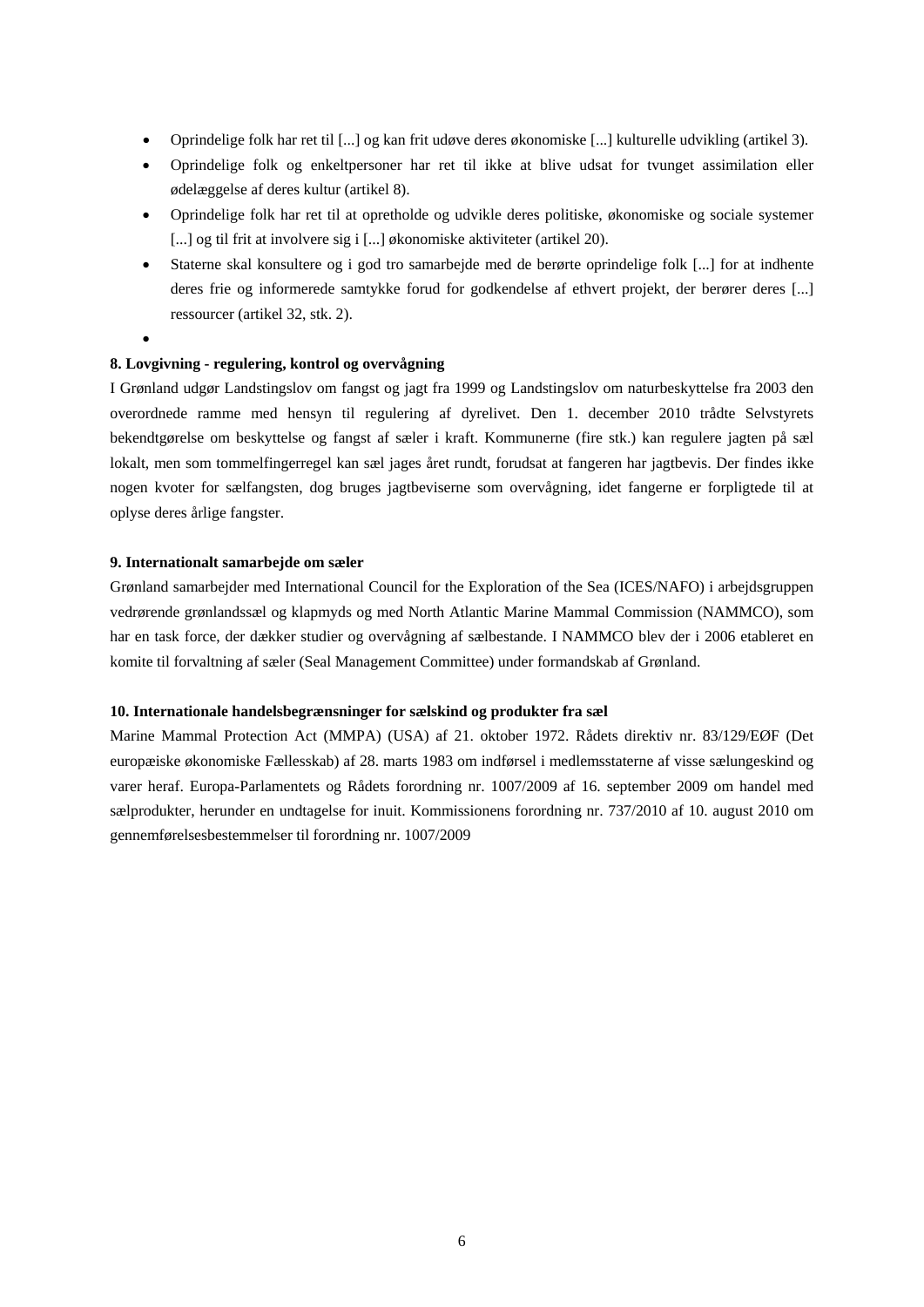- Oprindelige folk har ret til [...] og kan frit udøve deres økonomiske [...] kulturelle udvikling (artikel 3).
- Oprindelige folk og enkeltpersoner har ret til ikke at blive udsat for tvunget assimilation eller ødelæggelse af deres kultur (artikel 8).
- Oprindelige folk har ret til at opretholde og udvikle deres politiske, økonomiske og sociale systemer [...] og til frit at involvere sig i [...] økonomiske aktiviteter (artikel 20).
- Staterne skal konsultere og i god tro samarbejde med de berørte oprindelige folk [...] for at indhente deres frie og informerede samtykke forud for godkendelse af ethvert projekt, der berører deres [...] ressourcer (artikel 32, stk. 2).
-

**8. Lovgivning - regulering, kontrol og overvågning**

I Grønland udgør Landstingslov om fangst og jagt fra 1999 og Landstingslov om naturbeskyttelse fra 2003 den overordnede ramme med hensyn til regulering af dyrelivet. Den 1. december 2010 trådte Selvstyrets bekendtgørelse om beskyttelse og fangst af sæler i kraft. Kommunerne (fire stk.) kan regulere jagten på sæl lokalt, men som tommelfingerregel kan sæl jages året rundt, forudsat at fangeren har jagtbevis. Der findes ikke nogen kvoter for sælfangsten, dog bruges jagtbeviserne som overvågning, idet fangerne er forpligtede til at oplyse deres årlige fangster.

**9. Internationalt samarbejde om sæler**

Grønland samarbejder med International Council for the Exploration of the Sea (ICES/NAFO) i arbejdsgruppen vedrørende grønlandssæl og klapmyds og med North Atlantic Marine Mammal Commission (NAMMCO), som har en task force, der dækker studier og overvågning af sælbestande. I NAMMCO blev der i 2006 etableret en komite til forvaltning af sæler (Seal Management Committee) under formandskab af Grønland.

**10. Internationale handelsbegrænsninger for sælskind og produkter fra sæl**

Marine Mammal Protection Act (MMPA) (USA) af 21. oktober 1972. Rådets direktiv nr. 83/129/EØF (Det europæiske økonomiske Fællesskab) af 28. marts 1983 om indførsel i medlemsstaterne af visse sælungeskind og varer heraf. Europa-Parlamentets og Rådets forordning nr. 1007/2009 af 16. september 2009 om handel med sælprodukter, herunder en undtagelse for inuit. Kommissionens forordning nr. 737/2010 af 10. august 2010 om gennemførelsesbestemmelser til forordning nr. 1007/2009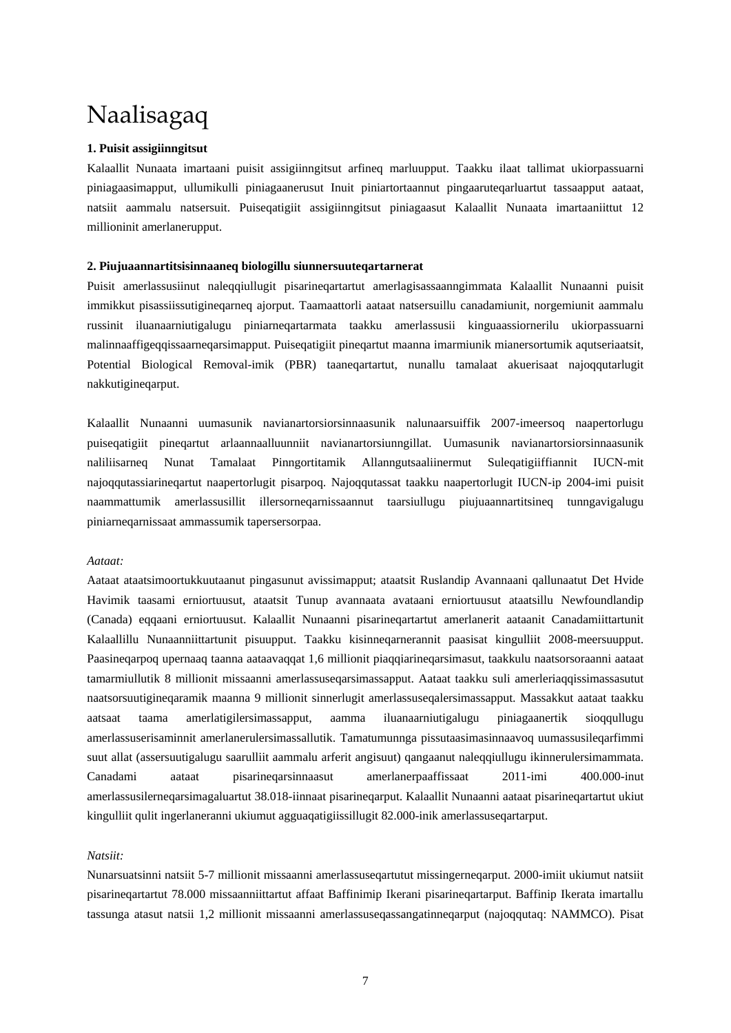# Naalisagaq

**1. Puisit assigiinngitsut**

Kalaallit Nunaata imartaani puisit assigiinngitsut arfineq marluupput. Taakku ilaat tallimat ukiorpassuarni piniagaasimapput, ullumikulli piniagaanerusut Inuit piniartortaannut pingaaruteqarluartut tassaapput aataat, natsiit aammalu natsersuit. Puiseqatigiit assigiinngitsut piniagaasut Kalaallit Nunaata imartaaniittut 12 millioninit amerlanerupput.

**2. Piujuaannartitsisinnaaneq biologillu siunnersuuteqartarnerat**

Puisit amerlassusiinut naleqqiullugit pisarineqartartut amerlagisassaanngimmata Kalaallit Nunaanni puisit immikkut pisassiissutigineqarneq ajorput. Taamaattorli aataat natsersuillu canadamiunit, norgemiunit aammalu russinit iluanaarniutigalugu piniarneqartarmata taakku amerlassusii kinguaassiornerilu ukiorpassuarni malinnaaffigeqqissaarneqarsimapput. Puiseqatigiit pineqartut maanna imarmiunik mianersortumik aqutseriaatsit, Potential Biological Removal-imik (PBR) taaneqartartut, nunallu tamalaat akuerisaat najoqqutarlugit nakkutigineqarput.

Kalaallit Nunaanni uumasunik navianartorsiorsinnaasunik nalunaarsuiffik 2007-imeersoq naapertorlugu puiseqatigiit pineqartut arlaannaalluunniit navianartorsiunngillat. Uumasunik navianartorsiorsinnaasunik naliliisarneq Nunat Tamalaat Pinngortitamik Allanngutsaaliinermut Suleqatigiiffiannit IUCN-mit najoqqutassiarineqartut naapertorlugit pisarpoq. Najoqqutassat taakku naapertorlugit IUCN-ip 2004-imi puisit naammattumik amerlassusillit illersorneqarnissaannut taarsiullugu piujuaannartitsineq tunngavigalugu piniarneqarnissaat ammassumik tapersersorpaa.

*Aataat:*

Aataat ataatsimoortukkuutaanut pingasunut avissimapput; ataatsit Ruslandip Avannaani qallunaatut Det Hvide Havimik taasami erniortuusut, ataatsit Tunup avannaata avataani erniortuusut ataatsillu Newfoundlandip (Canada) eqqaani erniortuusut. Kalaallit Nunaanni pisarineqartartut amerlanerit aataanit Canadamiittartunit Kalaallillu Nunaanniittartunit pisuupput. Taakku kisinneqarnerannit paasisat kingulliit 2008-meersuupput. Paasineqarpoq upernaaq taanna aataavaqqat 1,6 millionit piaqqiarineqarsimasut, taakkulu naatsorsoraanni aataat tamarmiullutik 8 millionit missaanni amerlassuseqarsimassapput. Aataat taakku suli amerleriaqqissimassasutut naatsorsuutigineqaramik maanna 9 millionit sinnerlugit amerlassuseqalersimassapput. Massakkut aataat taakku aatsaat taama amerlatigilersimassapput, aamma iluanaarniutigalugu piniagaanertik sioqqullugu amerlassuserisaminnit amerlanerulersimassallutik. Tamatumunnga pissutaasimasinnaavoq uumassusileqarfimmi suut allat (assersuutigalugu saarulliit aammalu arferit angisuut) qangaanut naleqqiullugu ikinnerulersimammata. Canadami aataat pisarineqarsinnaasut amerlanerpaaffissaat 2011-imi 400.000-inut amerlassusilerneqarsimagaluartut 38.018-iinnaat pisarineqarput. Kalaallit Nunaanni aataat pisarineqartartut ukiut kingulliit qulit ingerlaneranni ukiumut agguaqatigiissillugit 82.000-inik amerlassuseqartarput.

*Natsiit:*

Nunarsuatsinni natsiit 5-7 millionit missaanni amerlassuseqartutut missingerneqarput. 2000-imiit ukiumut natsiit pisarineqartartut 78.000 missaanniittartut affaat Baffinimip Ikerani pisarineqartarput. Baffinip Ikerata imartallu tassunga atasut natsii 1,2 millionit missaanni amerlassuseqassangatinneqarput (najoqqutaq: NAMMCO). Pisat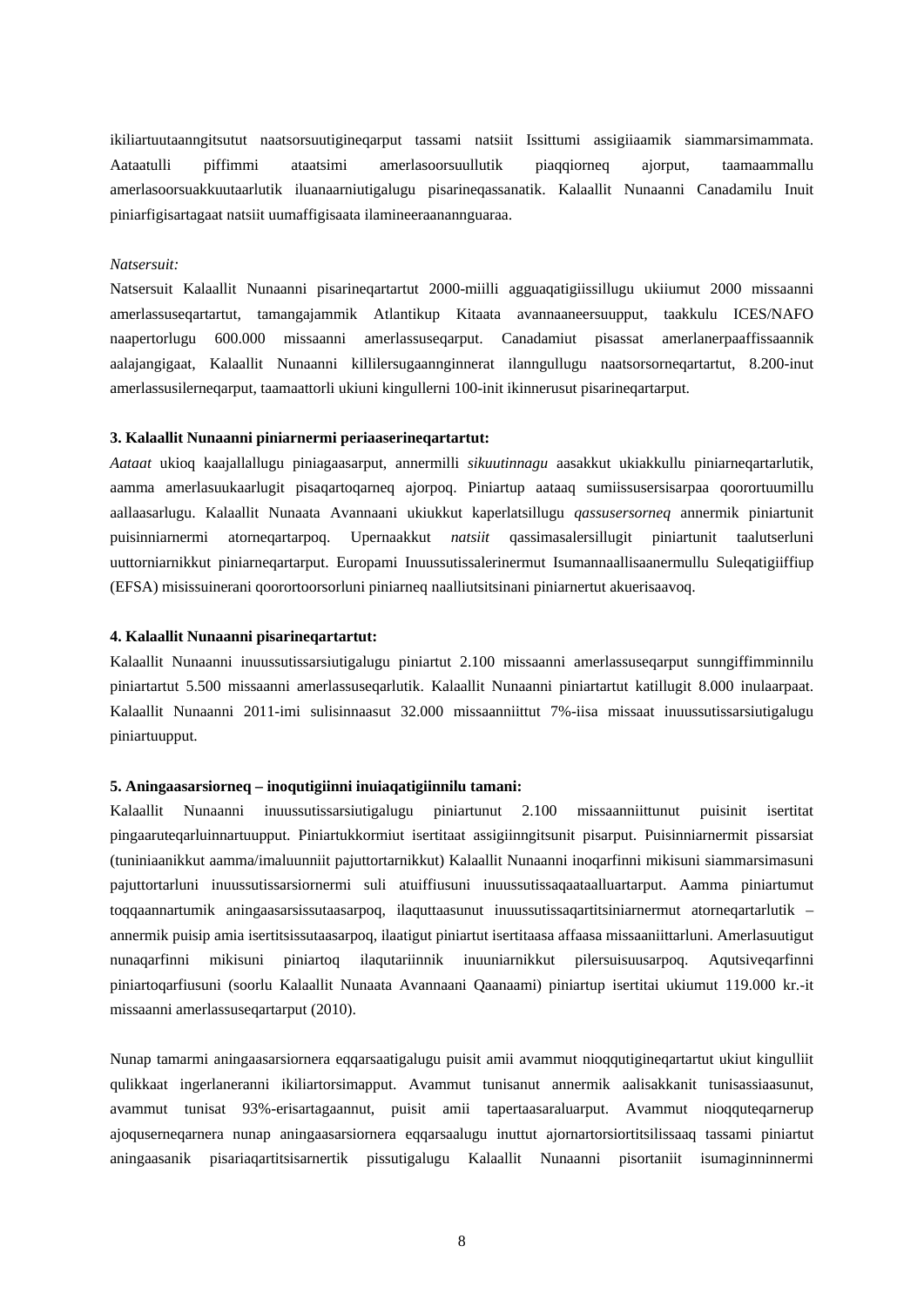ikiliartuutaanngitsutut naatsorsuutigineqarput tassami natsiit Issittumi assigiiaamik siammarsimammata. Aataatulli piffimmi ataatsimi amerlasoorsuullutik piaqqiorneq ajorput, taamaammallu amerlasoorsuakkuutaarlutik iluanaarniutigalugu pisarineqassanatik. Kalaallit Nunaanni Canadamilu Inuit piniarfigisartagaat natsiit uumaffigisaata ilamineeraanannguaraa.

*Natsersuit:*

Natsersuit Kalaallit Nunaanni pisarineqartartut 2000-miilli agguaqatigiissillugu ukiiumut 2000 missaanni amerlassuseqartartut, tamangajammik Atlantikup Kitaata avannaaneersuupput, taakkulu ICES/NAFO naapertorlugu 600.000 missaanni amerlassuseqarput. Canadamiut pisassat amerlanerpaaffissaannik aalajangigaat, Kalaallit Nunaanni killilersugaanginnerat ilanngullugu naatsorsorneqartartut, 8.200-inut amerlassusilerneqarput, taamaattorli ukiuni kingullerni 100-init ikinnerusut pisarineqartarput.

**3. Kalaallit Nunaanni piniarnermi periaaserineqartartut:**

*Aataat* ukioq kaajallallugu piniagaasarput, annermilli *sikuutinnagu* aasakkut ukiakkullu piniarneqartarlutik, aamma amerlasuukaarlugit pisaqartoqarneq ajorpoq. Piniartup aataaq sumiissusersisarpaa qoorortuumillu aallaasarlugu. Kalaallit Nunaata Avannaani ukiukkut kaperlatsillugu *qassusersorneq* annermik piniartunit puisinniarnermi atorneqartarpoq. Upernaakkut *natsiit* qassimasalersillugit piniartunit taalutserluni uuttorniarnikkut piniarneqartarput. Europami Inuussutissalerinermut Isumannaallisaanermullu Suleqatigiiffiup (EFSA) misissuinerani qoorortoorsorluni piniarneq naalliutsitsinani piniarnertut akuerisaavoq.

**4. Kalaallit Nunaanni pisarineqartartut:**

Kalaallit Nunaanni inuussutissarsiutigalugu piniartut 2.100 missaanni amerlassuseqarput sunngiffimminnilu piniartartut 5.500 missaanni amerlassuseqarlutik. Kalaallit Nunaanni piniartartut katillugit 8.000 inulaarpaat. Kalaallit Nunaanni 2011-imi sulisinnaasut 32.000 missaanniittut 7%-iisa missaat inuussutissarsiutigalugu piniartuupput.

**5. Aningaasarsiorneq – inoqutigiinni inuiaqatigiinnilu tamani:**

Kalaallit Nunaanni inuussutissarsiutigalugu piniartunut 2.100 missaanniittunut puisinit isertitat pingaaruteqarluinnartuupput. Piniartukkormiut isertitaat assigiinngitsunit pisarput. Puisinniarnermit pissarsiat (tuniniaanikkut aamma/imaluunniit pajuttortarnikkut) Kalaallit Nunaanni inoqarfinni mikisuni siammarsimasuni pajuttortarluni inuussutissarsiornermi suli atuiffiusuni inuussutissaqaataalluartarput. Aamma piniartumut toqqaannartumik aningaasarsissutaasarpoq, ilaquttaasunut inuussutissaqartitsiniarnermut atorneqartarlutik – annermik puisip amia isertitsissutaasarpoq, ilaatigut piniartut isertitaasa affaasa missaaniittarluni. Amerlasuutigut nunaqarfinni mikisuni piniartoq ilaqutariinnik inuuniarnikkut pilersuisuusarpoq. Aqutsiveqarfinni piniartoqarfiusuni (soorlu Kalaallit Nunaata Avannaani Qaanaami) piniartup isertitai ukiumut 119.000 kr.-it missaanni amerlassuseqartarput (2010).

Nunap tamarmi aningaasarsiornera eqqarsaatigalugu puisit amii avammut nioqqutigineqartartut ukiut kingulliit qulikkaat ingerlaneranni ikiliartorsimapput. Avammut tunisanut annermik aalisakkanit tunisassiaasunut, avammut tunisat 93%-erisartagaannut, puisit amii tapertaasaraluarput. Avammut nioqquteqarnerup ajoquserneqarnera nunap aningaasarsiornera eqqarsaalugu inuttut ajornartorsiortitsilissaaq tassami piniartut aningaasanik pisariaqartitsisarnertik pissutigalugu Kalaallit Nunaanni pisortaniit isumaginninnermi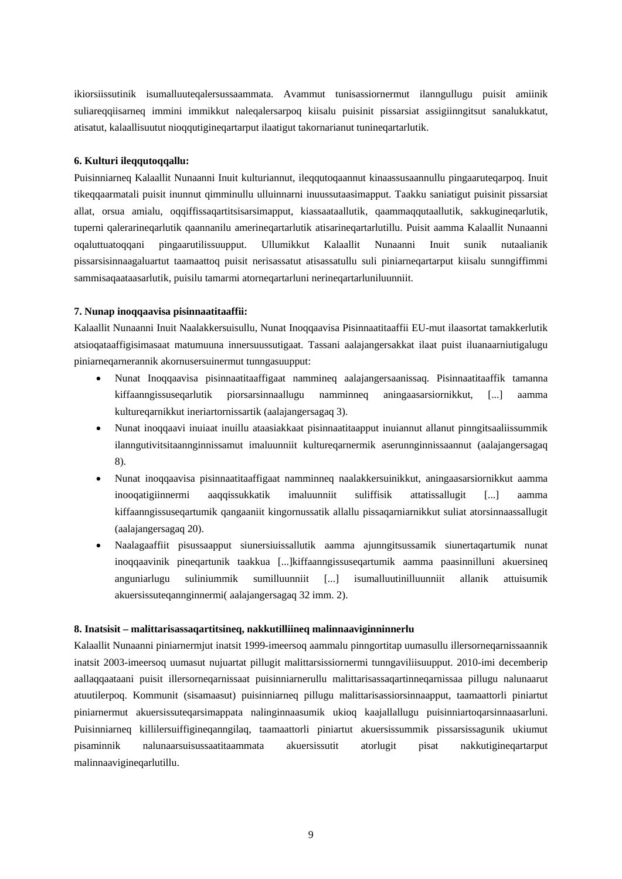ikiorsiissutinik isumalluuteqalersussaammata. Avammut tunisassiornermut ilanngullugu puisit amiinik suliareqqiisarneq immini immikkut naleqalersarpoq kiisalu puisinit pissarsiat assigiinngitsut sanalukkatut, atisatut, kalaallisuutut nioqqutigineqartarput ilaatigut takornarianut tunineqartarlutik.

**6. Kulturi ileqqutoqqallu:**

Puisinniarneq Kalaallit Nunaanni Inuit kulturiannut, ileqqutoqaannut kinaassusaannullu pingaaruteqarpoq. Inuit tikeqqaarmatali puisit inunnut qimminullu ulluinnarni inuussutaasimapput. Taakku saniatigut puisinit pissarsiat allat, orsua amialu, oqqiffissaqartitsisarsimapput, kiassaataallutik, qaammaqqutaallutik, sakkugineqarlutik, tuperni qalerarineqarlutik qaannanilu amerineqartarlutik atisarineqartarlutillu. Puisit aamma Kalaallit Nunaanni oqaluttuatoqqani pingaarutilissuupput. Ullumikkut Kalaallit Nunaanni Inuit sunik nutaalianik pissarsisinnaagaluartut taamaattoq puisit nerisassatut atisassatullu suli piniarneqartarput kiisalu sunngiffimmi sammisaqaataasarlutik, puisilu tamarmi atorneqartarluni nerineqartarluniluunniit.

**7. Nunap inoqqaavisa pisinnaatitaaffii:**

Kalaallit Nunaanni Inuit Naalakkersuisullu, Nunat Inoqqaavisa Pisinnaatitaaffii EU-mut ilaasortat tamakkerlutik atsioqataaffigisimasaat matumuuna innersuussutigaat. Tassani aalajangersakkat ilaat puist iluanaarniutigalugu piniarneqarnerannik akornusersuinermut tunngasuupput:

- Nunat Inoqqaavisa pisinnaatitaaffigaat nammineq aalajangersaanissaq. Pisinnaatitaaffik tamanna kiffaanngissuseqarlutik piorsarsinnaallugu namminneq aningaasarsiornikkut, [...] aamma kultureqarnikkut ineriartornissartik (aalajangersagaq 3).
- Nunat inoqqaavi inuiaat inuillu ataasiakkaat pisinnaatitaapput inuiannut allanut pinngitsaaliissummik ilanngutivitsitaannginnissamut imaluunniit kultureqarnermik aserunnginnissaannut (aalajangersagaq 8).
- Nunat inoqqaavisa pisinnaatitaaffigaat namminneq naalakkersuinikkut, aningaasarsiornikkut aamma inooqatigiinnermi aaqqissukkatik imaluunniit suliffisik attatissallugit [...] aamma kiffaanngissuseqartumik qangaaniit kingornussatik allallu pissaqarniarnikkut suliat atorsinnaassallugit (aalajangersagaq 20).
- Naalagaaffiit pisussaapput siunersiuissallutik aamma ajunngitsussamik siunertaqartumik nunat inoqqaavinik pineqartunik taakkua [...]kiffaanngissuseqartumik aamma paasinnilluni akuersineq anguniarlugu suliniummik sumilluunniit [...] isumalluutinilluunniit allanik attuisumik akuersissuteqannginnermi( aalajangersagaq 32 imm. 2).

**8. Inatsisit – malittarisassaqartitsineq, nakkutilliineq malinnaaviginninnerlu**

Kalaallit Nunaanni piniarnermjut inatsit 1999-imeersoq aammalu pinngortitap uumasullu illersorneqarnissaannik inatsit 2003-imeersoq uumasut nujuartat pillugit malittarsissiornermi tunngaviliisuupput. 2010-imi decemberip aallaqqaataani puisit illersorneqarnissaat puisinniarnerullu malittarisassaqartinneqarnissaa pillugu nalunaarut atuutilerpoq. Kommunit (sisamaasut) puisinniarneq pillugu malittarisassiorsinnaapput, taamaattorli piniartut piniarnermut akuersissuteqarsimappata nalinginnaasumik ukioq kaajallallugu puisinniartoqarsinnaasarluni. Puisinniarneq killilersuiffigineqanngilaq, taamaattorli piniartut akuersissummik pissarsissagunik ukiumut pisaminnik nalunaarsuisussaatitaammata akuersissutit atorlugit pisat nakkutigineqartarput malinnaavigineqarlutillu.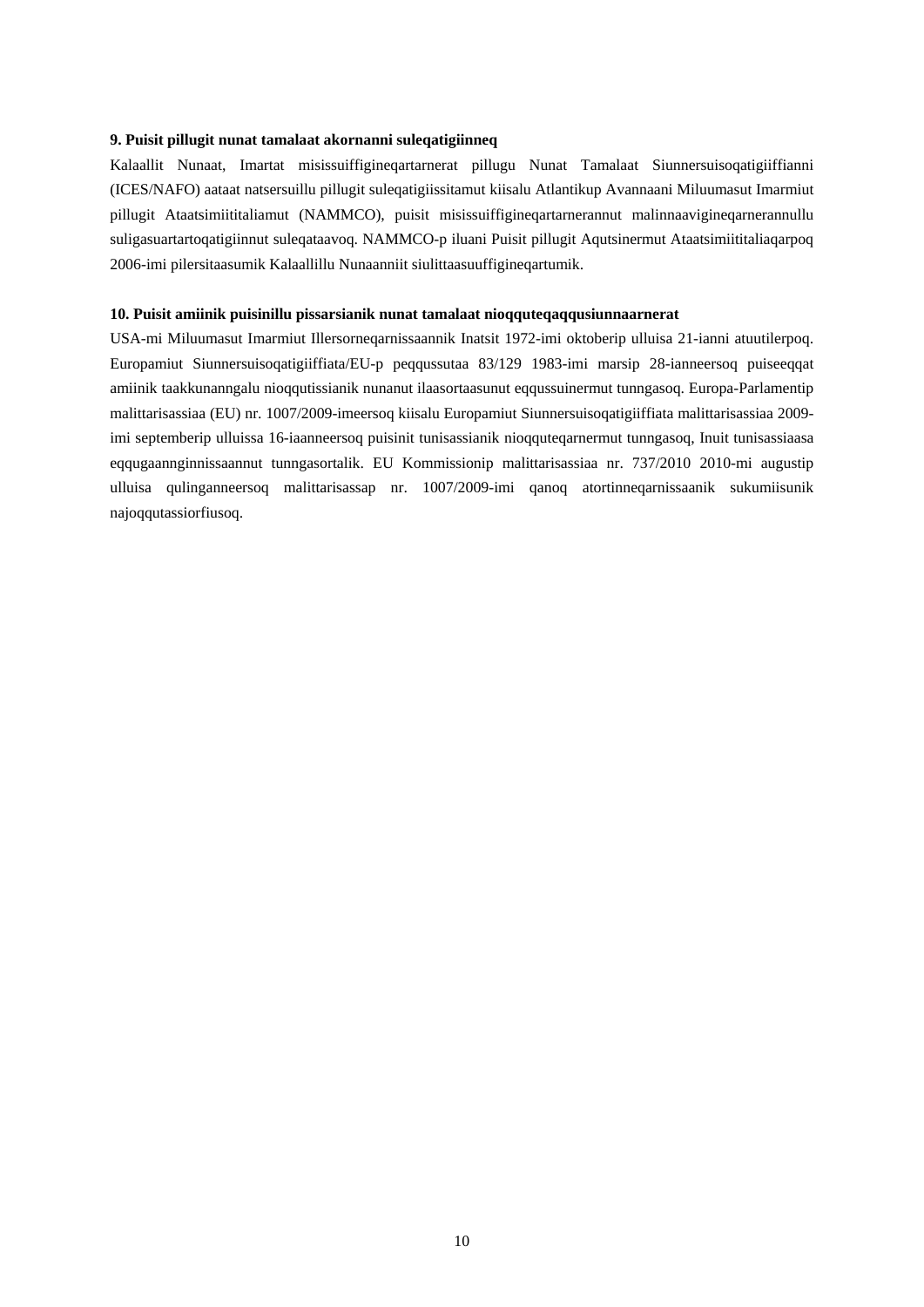**9. Puisit pillugit nunat tamalaat akornanni suleqatigiinneq**

Kalaallit Nunaat, Imartat misissuiffigineqartarnerat pillugu Nunat Tamalaat Siunnersuisoqatigiiffianni (ICES/NAFO) aataat natsersuillu pillugit suleqatigiissitamut kiisalu Atlantikup Avannaani Miluumasut Imarmiut pillugit Ataatsimiititaliamut (NAMMCO), puisit misissuiffigineqartarnerannut malinnaavigineqarnerannullu suligasuartartoqatigiinnut suleqataavoq. NAMMCO-p iluani Puisit pillugit Aqutsinermut Ataatsimiititaliaqarpoq 2006-imi pilersitaasumik Kalaallillu Nunaanniit siulittaasuuffigineqartumik.

**10. Puisit amiinik puisinillu pissarsianik nunat tamalaat nioqquteqaqqusiunnaarnerat**

USA-mi Miluumasut Imarmiut Illersorneqarnissaannik Inatsit 1972-imi oktoberip ulluisa 21-ianni atuutilerpoq. Europamiut Siunnersuisoqatigiiffiata/EU-p peqqussutaa 83/129 1983-imi marsip 28-ianneersoq puiseeqqat amiinik taakkunanngalu nioqqutissianik nunanut ilaasortaasunut eqqussuinermut tunngasoq. Europa-Parlamentip malittarisassiaa (EU) nr. 1007/2009-imeersoq kiisalu Europamiut Siunnersuisoqatigiiffiata malittarisassiaa 2009-imi septemberip ulluissa 16-iaanneersoq puisinit tunisassianik nioqquteqarnermut tunngasoq, Inuit tunisassiaasa eqqugaannginnissaannut tunngasortalik. EU Kommissionip malittarisassiaa nr. 737/2010 2010-mi augustip ulluisa qulinganneersoq malittarisassap nr. 1007/2009-imi qanoq atortinneqarnissaanik sukumiisunik najoqqutassiorfiusoq.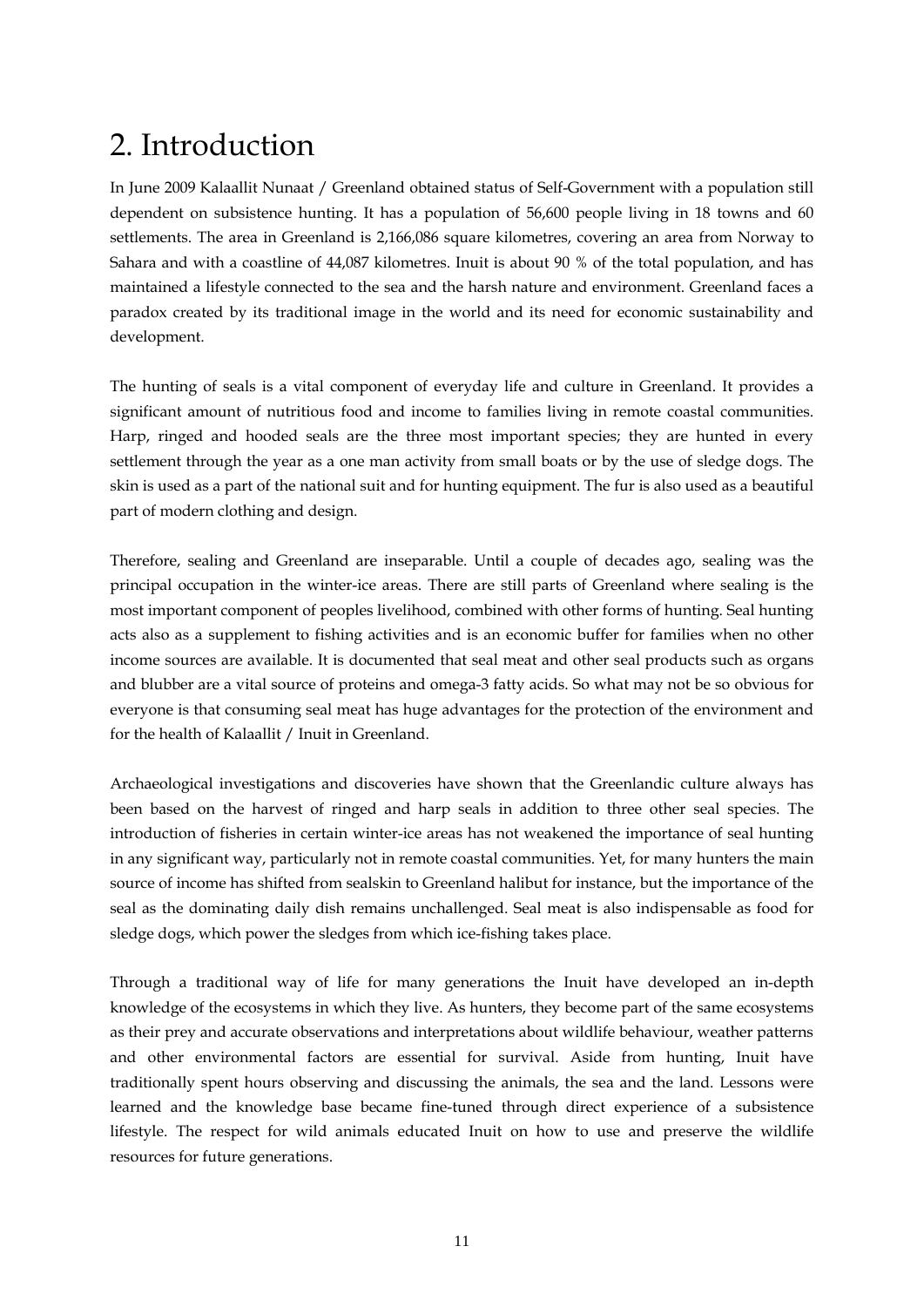# 2. Introduction

In June 2009 Kalaallit Nunaat / Greenland obtained status of Self-Government with a population still dependent on subsistence hunting. It has a population of 56,600 people living in 18 towns and 60 settlements. The area in Greenland is 2,166,086 square kilometres, covering an area from Norway to Sahara and with a coastline of 44,087 kilometres. Inuit is about 90 % of the total population, and has maintained a lifestyle connected to the sea and the harsh nature and environment. Greenland faces a paradox created by its traditional image in the world and its need for economic sustainability and development.

The hunting of seals is a vital component of everyday life and culture in Greenland. It provides a significant amount of nutritious food and income to families living in remote coastal communities. Harp, ringed and hooded seals are the three most important species; they are hunted in every settlement through the year as a one man activity from small boats or by the use of sledge dogs. The skin is used as a part of the national suit and for hunting equipment. The fur is also used as a beautiful part of modern clothing and design.

Therefore, sealing and Greenland are inseparable. Until a couple of decades ago, sealing was the principal occupation in the winter-ice areas. There are still parts of Greenland where sealing is the most important component of peoples livelihood, combined with other forms of hunting. Seal hunting acts also as a supplement to fishing activities and is an economic buffer for families when no other income sources are available. It is documented that seal meat and other seal products such as organs and blubber are a vital source of proteins and omega-3 fatty acids. So what may not be so obvious for everyone is that consuming seal meat has huge advantages for the protection of the environment and for the health of Kalaallit / Inuit in Greenland.

Archaeological investigations and discoveries have shown that the Greenlandic culture always has been based on the harvest of ringed and harp seals in addition to three other seal species. The introduction of fisheries in certain winter-ice areas has not weakened the importance of seal hunting in any significant way, particularly not in remote coastal communities. Yet, for many hunters the main source of income has shifted from sealskin to Greenland halibut for instance, but the importance of the seal as the dominating daily dish remains unchallenged. Seal meat is also indispensable as food for sledge dogs, which power the sledges from which ice-fishing takes place.

Through a traditional way of life for many generations the Inuit have developed an in-depth knowledge of the ecosystems in which they live. As hunters, they become part of the same ecosystems as their prey and accurate observations and interpretations about wildlife behaviour, weather patterns and other environmental factors are essential for survival. Aside from hunting, Inuit have traditionally spent hours observing and discussing the animals, the sea and the land. Lessons were learned and the knowledge base became fine-tuned through direct experience of a subsistence lifestyle. The respect for wild animals educated Inuit on how to use and preserve the wildlife resources for future generations.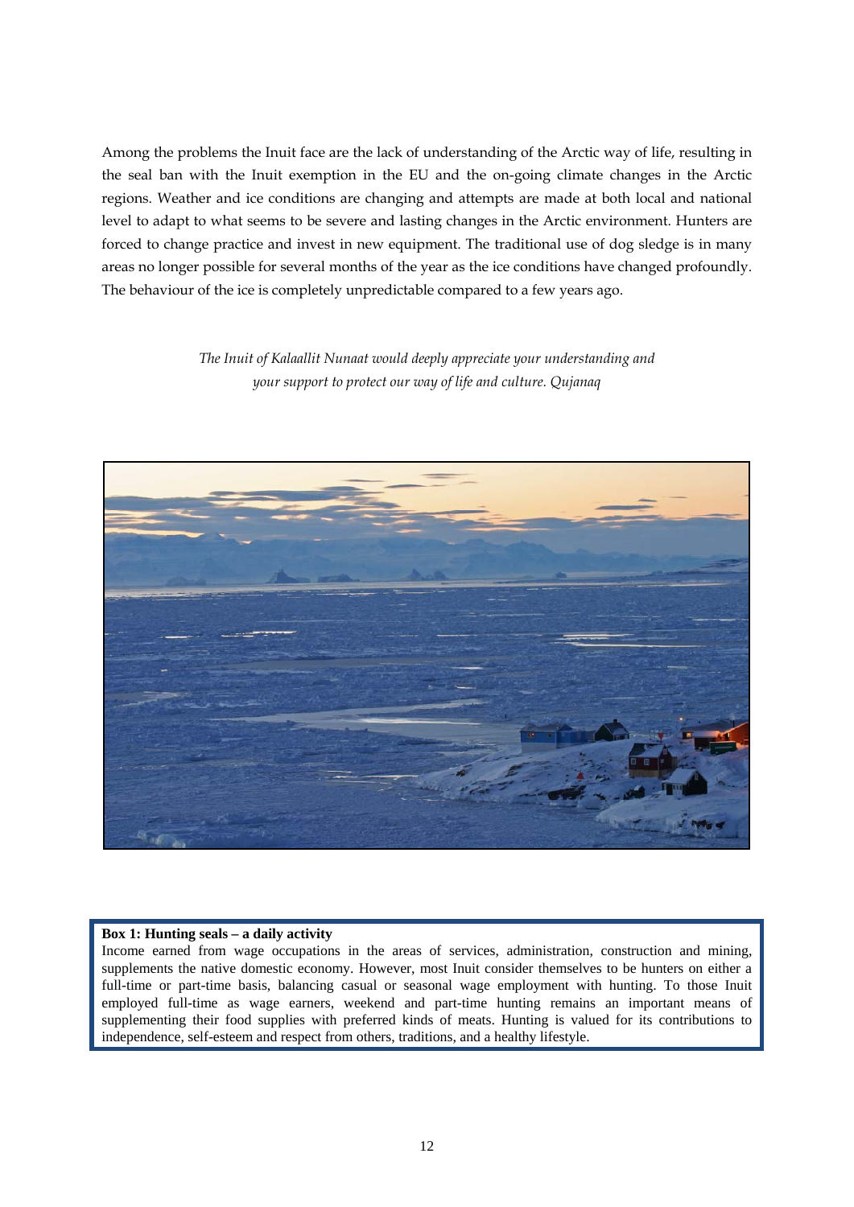Among the problems the Inuit face are the lack of understanding of the Arctic way of life, resulting in the seal ban with the Inuit exemption in the EU and the on-going climate changes in the Arctic regions. Weather and ice conditions are changing and attempts are made at both local and national level to adapt to what seems to be severe and lasting changes in the Arctic environment. Hunters are forced to change practice and invest in new equipment. The traditional use of dog sledge is in many areas no longer possible for several months of the year as the ice conditions have changed profoundly. The behaviour of the ice is completely unpredictable compared to a few years ago.

*The Inuit of Kalaallit Nunaat would deeply appreciate your understanding and your support to protect our way of life and culture. Qujanaq*

**Box 1: Hunting seals – a daily activity**

Income earned from wage occupations in the areas of services, administration, construction and mining, supplements the native domestic economy. However, most Inuit consider themselves to be hunters on either a full-time or part-time basis, balancing casual or seasonal wage employment with hunting. To those Inuit employed full-time as wage earners, weekend and part-time hunting remains an important means of supplementing their food supplies with preferred kinds of meats. Hunting is valued for its contributions to independence, self-esteem and respect from others, traditions, and a healthy lifestyle.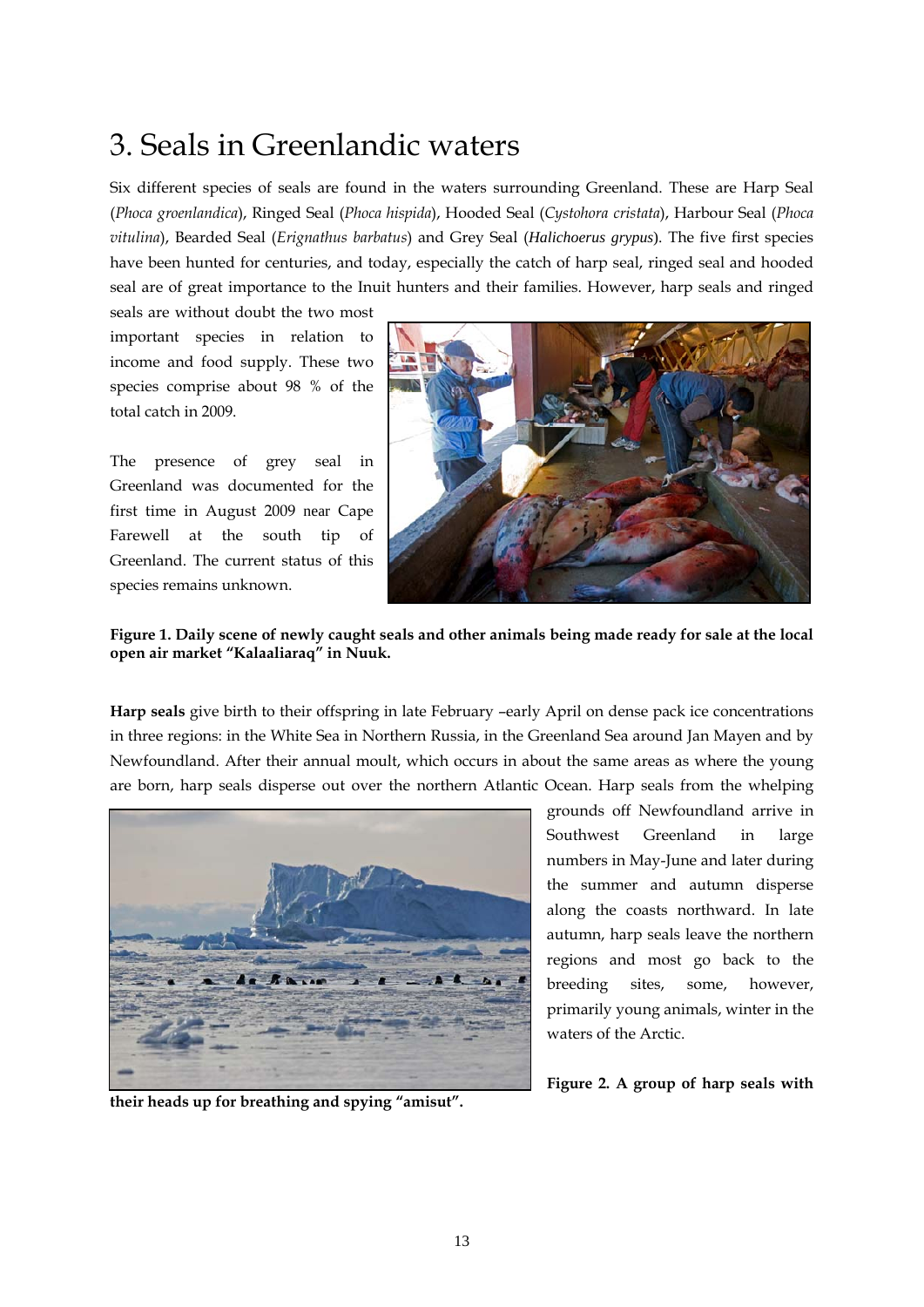# 3. Seals in Greenlandic waters

Six different species of seals are found in the waters surrounding Greenland. These are Harp Seal (*Phoca groenlandica*), Ringed Seal (*Phoca hispida*), Hooded Seal (*Cystohora cristata*), Harbour Seal (*Phoca vitulina*), Bearded Seal (*Erignathus barbatus*) and Grey Seal (*Halichoerus grypus*). The five first species have been hunted for centuries, and today, especially the catch of harp seal, ringed seal and hooded seal are of great importance to the Inuit hunters and their families. However, harp seals and ringed seals are without doubt the two most important species in relation to income and food supply. These two species comprise about 98 % of the total catch in 2009.

The presence of grey seal in Greenland was documented for the first time in August 2009 near Cape Farewell at the south tip of Greenland. The current status of this species remains unknown.

**Figure 1. Daily scene of newly caught seals and other animals being made ready for sale at the local open air market "Kalaaliaraq" in Nuuk.**

**Harp seals** give birth to their offspring in late February –early April on dense pack ice concentrations in three regions: in the White Sea in Northern Russia, in the Greenland Sea around Jan Mayen and by Newfoundland. After their annual moult, which occurs in about the same areas as where the young are born, harp seals disperse out over the northern Atlantic Ocean. Harp seals from the whelping grounds off Newfoundland arrive in Southwest Greenland in large numbers in May-June and later during the summer and autumn disperse along the coasts northward. In late autumn, harp seals leave the northern regions and most go back to the breeding sites, some, however, primarily young animals, winter in the waters of the Arctic.

**Figure 2. A group of harp seals with their heads up for breathing and spying "amisut".**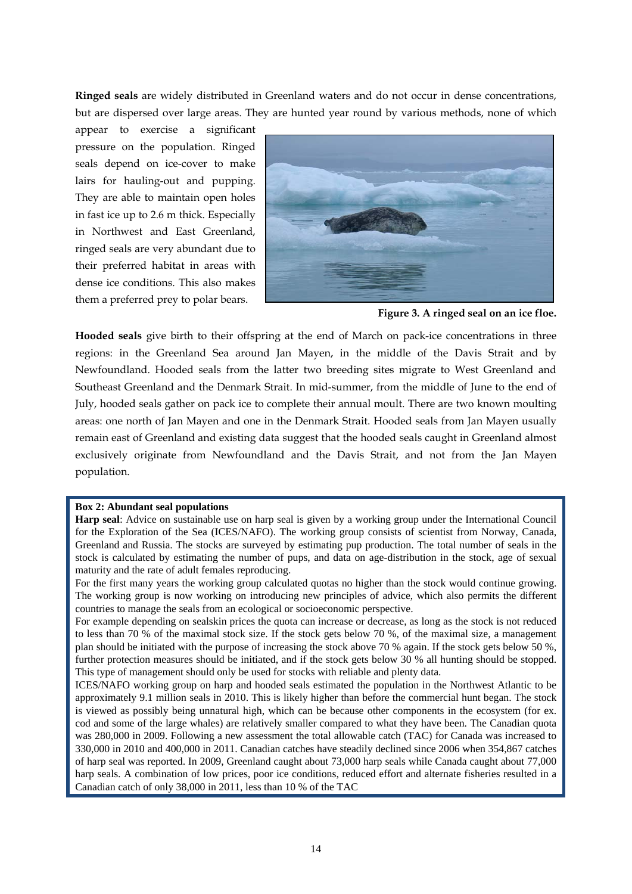**Ringed seals** are widely distributed in Greenland waters and do not occur in dense concentrations, but are dispersed over large areas. They are hunted year round by various methods, none of which appear to exercise a significant pressure on the population. Ringed seals depend on ice-cover to make lairs for hauling-out and pupping. They are able to maintain open holes in fast ice up to 2.6 m thick. Especially in Northwest and East Greenland, ringed seals are very abundant due to their preferred habitat in areas with dense ice conditions. This also makes them a preferred prey to polar bears.

**Figure 3. A ringed seal on an ice floe.**

**Hooded seals** give birth to their offspring at the end of March on pack-ice concentrations in three regions: in the Greenland Sea around Jan Mayen, in the middle of the Davis Strait and by Newfoundland. Hooded seals from the latter two breeding sites migrate to West Greenland and Southeast Greenland and the Denmark Strait. In mid-summer, from the middle of June to the end of July, hooded seals gather on pack ice to complete their annual moult. There are two known moulting areas: one north of Jan Mayen and one in the Denmark Strait. Hooded seals from Jan Mayen usually remain east of Greenland and existing data suggest that the hooded seals caught in Greenland almost exclusively originate from Newfoundland and the Davis Strait, and not from the Jan Mayen population.

**Box 2: Abundant seal populations**

**Harp seal**: Advice on sustainable use on harp seal is given by a working group under the International Council for the Exploration of the Sea (ICES/NAFO). The working group consists of scientist from Norway, Canada, Greenland and Russia. The stocks are surveyed by estimating pup production. The total number of seals in the stock is calculated by estimating the number of pups, and data on age-distribution in the stock, age of sexual maturity and the rate of adult females reproducing.

For the first many years the working group calculated quotas no higher than the stock would continue growing. The working group is now working on introducing new principles of advice, which also permits the different countries to manage the seals from an ecological or socioeconomic perspective.

For example depending on sealskin prices the quota can increase or decrease, as long as the stock is not reduced to less than 70 % of the maximal stock size. If the stock gets below 70 %, of the maximal size, a management plan should be initiated with the purpose of increasing the stock above 70 % again. If the stock gets below 50 %, further protection measures should be initiated, and if the stock gets below 30 % all hunting should be stopped. This type of management should only be used for stocks with reliable and plenty data.

ICES/NAFO working group on harp and hooded seals estimated the population in the Northwest Atlantic to be approximately 9.1 million seals in 2010. This is likely higher than before the commercial hunt began. The stock is viewed as possibly being unnatural high, which can be because other components in the ecosystem (for ex. cod and some of the large whales) are relatively smaller compared to what they have been. The Canadian quota was 280,000 in 2009. Following a new assessment the total allowable catch (TAC) for Canada was increased to 330,000 in 2010 and 400,000 in 2011. Canadian catches have steadily declined since 2006 when 354,867 catches of harp seal was reported. In 2009, Greenland caught about 73,000 harp seals while Canada caught about 77,000 harp seals. A combination of low prices, poor ice conditions, reduced effort and alternate fisheries resulted in a Canadian catch of only 38,000 in 2011, less than 10 % of the TAC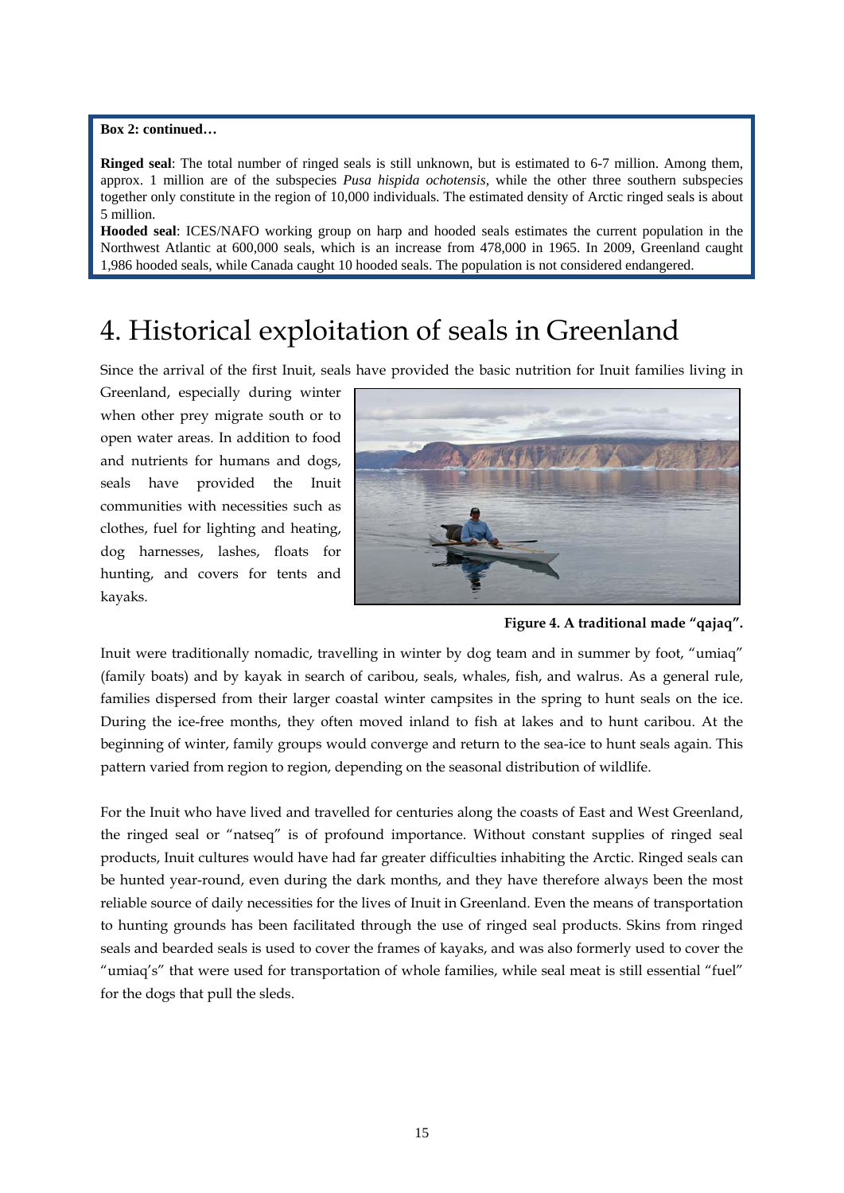**Box 2: continued…**

**Ringed seal**: The total number of ringed seals is still unknown, but is estimated to 6-7 million. Among them, approx. 1 million are of the subspecies *Pusa hispida ochotensis*, while the other three southern subspecies together only constitute in the region of 10,000 individuals. The estimated density of Arctic ringed seals is about 5 million.

**Hooded seal**: ICES/NAFO working group on harp and hooded seals estimates the current population in the Northwest Atlantic at 600,000 seals, which is an increase from 478,000 in 1965. In 2009, Greenland caught 1,986 hooded seals, while Canada caught 10 hooded seals. The population is not considered endangered.

# 4. Historical exploitation of seals in Greenland

Since the arrival of the first Inuit, seals have provided the basic nutrition for Inuit families living in Greenland, especially during winter when other prey migrate south or to open water areas. In addition to food and nutrients for humans and dogs, seals have provided the Inuit communities with necessities such as clothes, fuel for lighting and heating, dog harnesses, lashes, floats for hunting, and covers for tents and kayaks.

**Figure 4. A traditional made "qajaq".**

Inuit were traditionally nomadic, travelling in winter by dog team and in summer by foot, "umiaq" (family boats) and by kayak in search of caribou, seals, whales, fish, and walrus. As a general rule, families dispersed from their larger coastal winter campsites in the spring to hunt seals on the ice. During the ice-free months, they often moved inland to fish at lakes and to hunt caribou. At the beginning of winter, family groups would converge and return to the sea-ice to hunt seals again. This pattern varied from region to region, depending on the seasonal distribution of wildlife.

For the Inuit who have lived and travelled for centuries along the coasts of East and West Greenland, the ringed seal or "natseq" is of profound importance. Without constant supplies of ringed seal products, Inuit cultures would have had far greater difficulties inhabiting the Arctic. Ringed seals can be hunted year-round, even during the dark months, and they have therefore always been the most reliable source of daily necessities for the lives of Inuit in Greenland. Even the means of transportation to hunting grounds has been facilitated through the use of ringed seal products. Skins from ringed seals and bearded seals is used to cover the frames of kayaks, and was also formerly used to cover the "umiaq's" that were used for transportation of whole families, while seal meat is still essential "fuel" for the dogs that pull the sleds.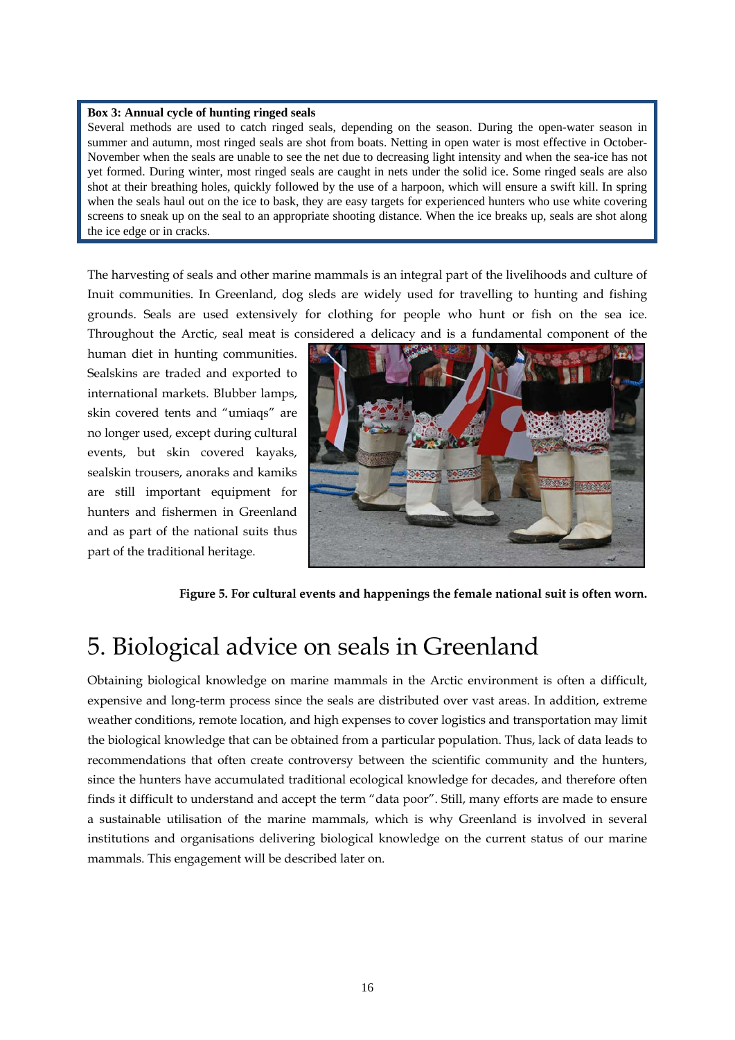**Box 3: Annual cycle of hunting ringed seals**

Several methods are used to catch ringed seals, depending on the season. During the open-water season in summer and autumn, most ringed seals are shot from boats. Netting in open water is most effective in October-November when the seals are unable to see the net due to decreasing light intensity and when the sea-ice has not yet formed. During winter, most ringed seals are caught in nets under the solid ice. Some ringed seals are also shot at their breathing holes, quickly followed by the use of a harpoon, which will ensure a swift kill. In spring when the seals haul out on the ice to bask, they are easy targets for experienced hunters who use white covering screens to sneak up on the seal to an appropriate shooting distance. When the ice breaks up, seals are shot along the ice edge or in cracks.

The harvesting of seals and other marine mammals is an integral part of the livelihoods and culture of Inuit communities. In Greenland, dog sleds are widely used for travelling to hunting and fishing grounds. Seals are used extensively for clothing for people who hunt or fish on the sea ice. Throughout the Arctic, seal meat is considered a delicacy and is a fundamental component of the human diet in hunting communities. Sealskins are traded and exported to international markets. Blubber lamps, skin covered tents and "umiaqs" are no longer used, except during cultural events, but skin covered kayaks, sealskin trousers, anoraks and kamiks are still important equipment for hunters and fishermen in Greenland and as part of the national suits thus part of the traditional heritage.

**Figure 5. For cultural events and happenings the female national suit is often worn.**

# 5. Biological advice on seals in Greenland

Obtaining biological knowledge on marine mammals in the Arctic environment is often a difficult, expensive and long-term process since the seals are distributed over vast areas. In addition, extreme weather conditions, remote location, and high expenses to cover logistics and transportation may limit the biological knowledge that can be obtained from a particular population. Thus, lack of data leads to recommendations that often create controversy between the scientific community and the hunters, since the hunters have accumulated traditional ecological knowledge for decades, and therefore often finds it difficult to understand and accept the term "data poor". Still, many efforts are made to ensure a sustainable utilisation of the marine mammals, which is why Greenland is involved in several institutions and organisations delivering biological knowledge on the current status of our marine mammals. This engagement will be described later on.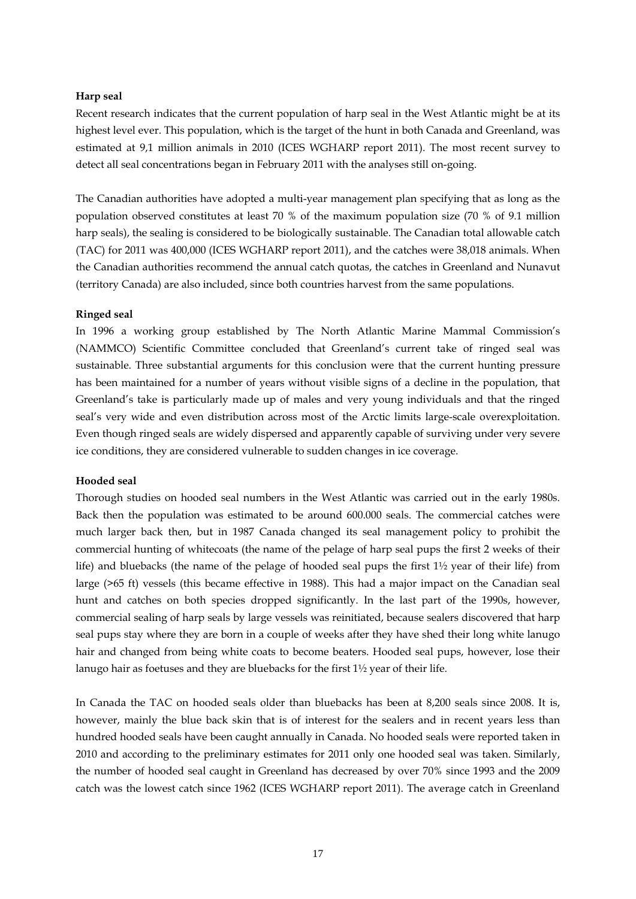**Harp seal**

Recent research indicates that the current population of harp seal in the West Atlantic might be at its highest level ever. This population, which is the target of the hunt in both Canada and Greenland, was estimated at 9,1 million animals in 2010 (ICES WGHARP report 2011). The most recent survey to detect all seal concentrations began in February 2011 with the analyses still on-going.

The Canadian authorities have adopted a multi-year management plan specifying that as long as the population observed constitutes at least 70 % of the maximum population size (70 % of 9.1 million harp seals), the sealing is considered to be biologically sustainable. The Canadian total allowable catch (TAC) for 2011 was 400,000 (ICES WGHARP report 2011), and the catches were 38,018 animals. When the Canadian authorities recommend the annual catch quotas, the catches in Greenland and Nunavut (territory Canada) are also included, since both countries harvest from the same populations.

**Ringed seal**

In 1996 a working group established by The North Atlantic Marine Mammal Commission's (NAMMCO) Scientific Committee concluded that Greenland's current take of ringed seal was sustainable. Three substantial arguments for this conclusion were that the current hunting pressure has been maintained for a number of years without visible signs of a decline in the population, that Greenland's take is particularly made up of males and very young individuals and that the ringed seal's very wide and even distribution across most of the Arctic limits large-scale overexploitation. Even though ringed seals are widely dispersed and apparently capable of surviving under very severe ice conditions, they are considered vulnerable to sudden changes in ice coverage.

**Hooded seal**

Thorough studies on hooded seal numbers in the West Atlantic was carried out in the early 1980s. Back then the population was estimated to be around 600.000 seals. The commercial catches were much larger back then, but in 1987 Canada changed its seal management policy to prohibit the commercial hunting of whitecoats (the name of the pelage of harp seal pups the first 2 weeks of their life) and bluebacks (the name of the pelage of hooded seal pups the first 1½ year of their life) from large (>65 ft) vessels (this became effective in 1988). This had a major impact on the Canadian seal hunt and catches on both species dropped significantly. In the last part of the 1990s, however, commercial sealing of harp seals by large vessels was reinitiated, because sealers discovered that harp seal pups stay where they are born in a couple of weeks after they have shed their long white lanugo hair and changed from being white coats to become beaters. Hooded seal pups, however, lose their lanugo hair as foetuses and they are bluebacks for the first 1½ year of their life.

In Canada the TAC on hooded seals older than bluebacks has been at 8,200 seals since 2008. It is, however, mainly the blue back skin that is of interest for the sealers and in recent years less than hundred hooded seals have been caught annually in Canada. No hooded seals were reported taken in 2010 and according to the preliminary estimates for 2011 only one hooded seal was taken. Similarly, the number of hooded seal caught in Greenland has decreased by over 70% since 1993 and the 2009 catch was the lowest catch since 1962 (ICES WGHARP report 2011). The average catch in Greenland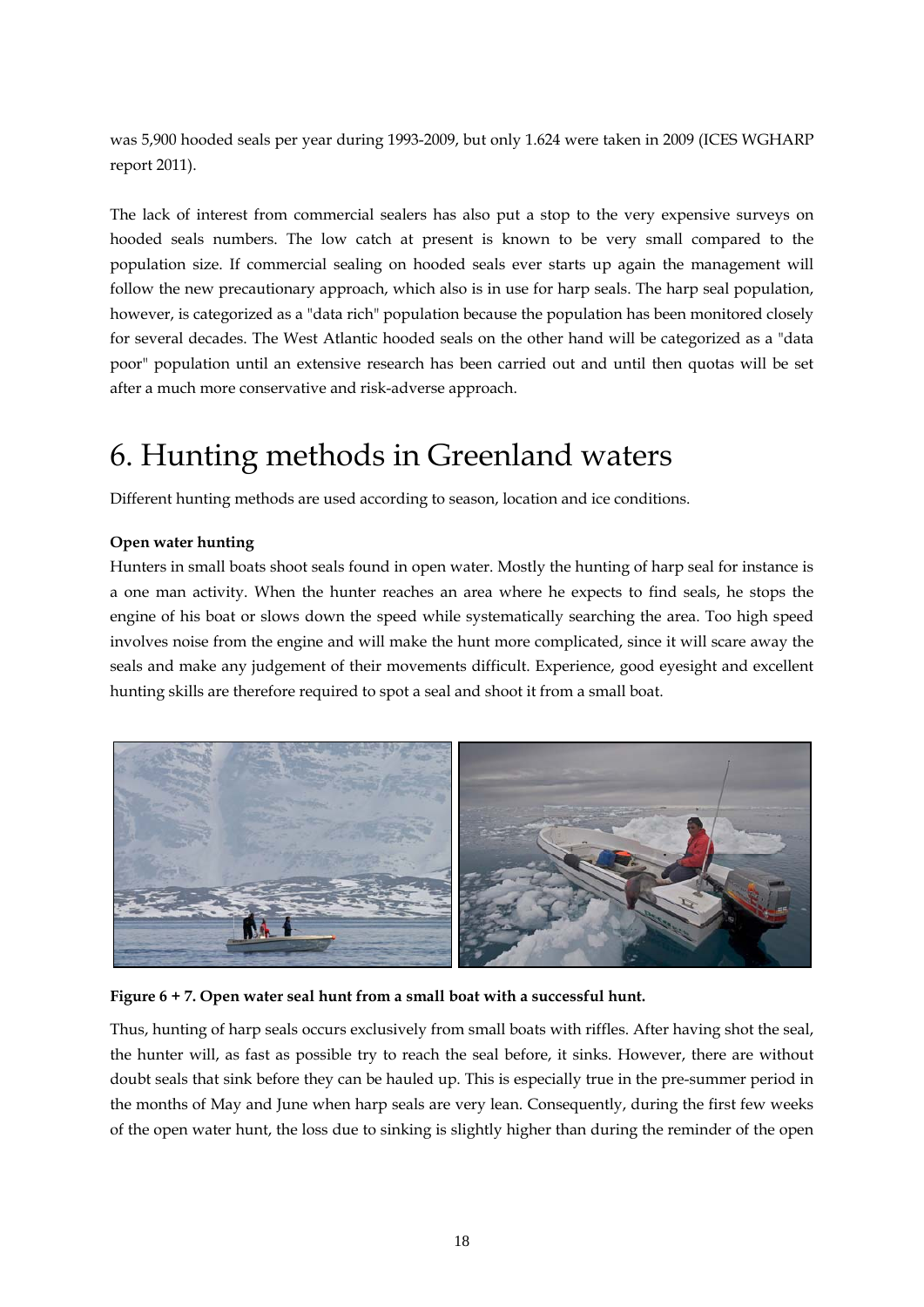was 5,900 hooded seals per year during 1993-2009, but only 1.624 were taken in 2009 (ICES WGHARP report 2011).

The lack of interest from commercial sealers has also put a stop to the very expensive surveys on hooded seals numbers. The low catch at present is known to be very small compared to the population size. If commercial sealing on hooded seals ever starts up again the management will follow the new precautionary approach, which also is in use for harp seals. The harp seal population, however, is categorized as a "data rich" population because the population has been monitored closely for several decades. The West Atlantic hooded seals on the other hand will be categorized as a "data poor" population until an extensive research has been carried out and until then quotas will be set after a much more conservative and risk-adverse approach.

# 6. Hunting methods in Greenland waters

Different hunting methods are used according to season, location and ice conditions.

**Open water hunting**

Hunters in small boats shoot seals found in open water. Mostly the hunting of harp seal for instance is a one man activity. When the hunter reaches an area where he expects to find seals, he stops the engine of his boat or slows down the speed while systematically searching the area. Too high speed involves noise from the engine and will make the hunt more complicated, since it will scare away the seals and make any judgement of their movements difficult. Experience, good eyesight and excellent hunting skills are therefore required to spot a seal and shoot it from a small boat.

**Figure 6 + 7. Open water seal hunt from a small boat with a successful hunt.**

Thus, hunting of harp seals occurs exclusively from small boats with riffles. After having shot the seal, the hunter will, as fast as possible try to reach the seal before, it sinks. However, there are without doubt seals that sink before they can be hauled up. This is especially true in the pre-summer period in the months of May and June when harp seals are very lean. Consequently, during the first few weeks of the open water hunt, the loss due to sinking is slightly higher than during the reminder of the open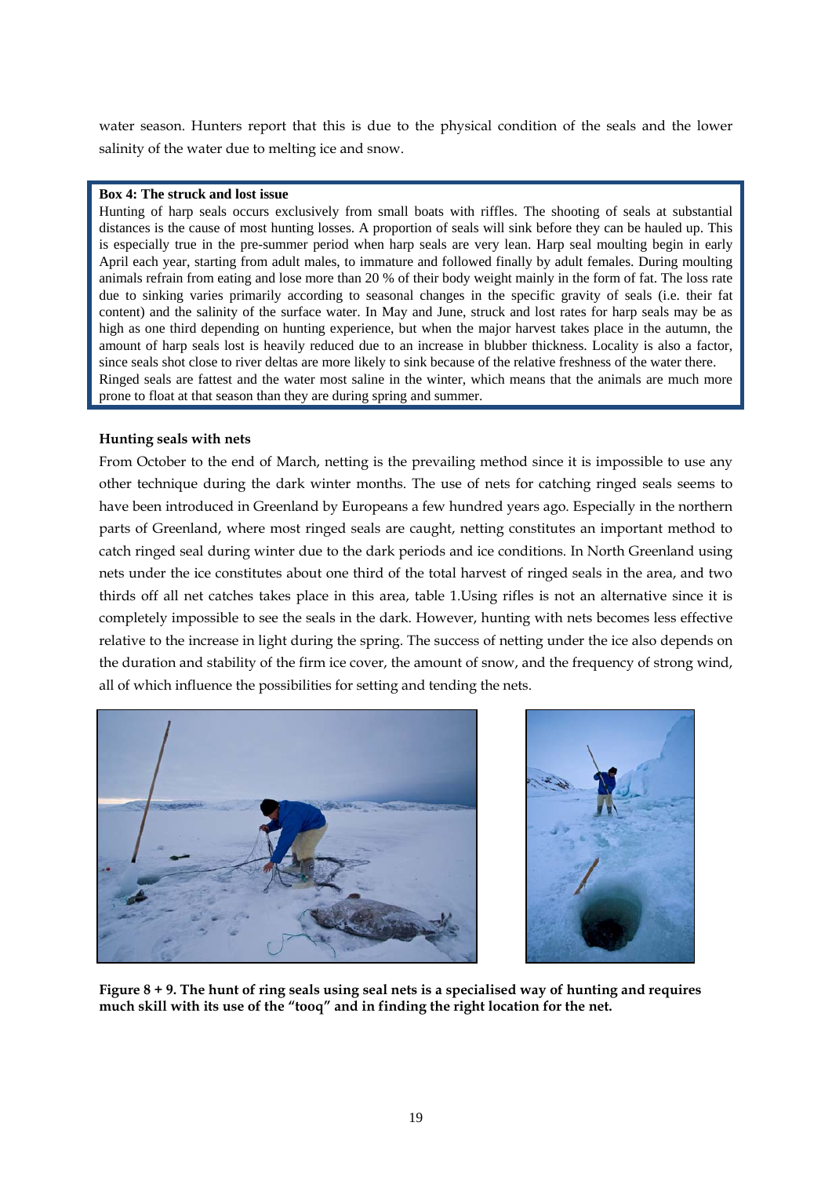water season. Hunters report that this is due to the physical condition of the seals and the lower salinity of the water due to melting ice and snow.

**Box 4: The struck and lost issue**

Hunting of harp seals occurs exclusively from small boats with riffles. The shooting of seals at substantial distances is the cause of most hunting losses. A proportion of seals will sink before they can be hauled up. This is especially true in the pre-summer period when harp seals are very lean. Harp seal moulting begin in early April each year, starting from adult males, to immature and followed finally by adult females. During moulting animals refrain from eating and lose more than 20 % of their body weight mainly in the form of fat. The loss rate due to sinking varies primarily according to seasonal changes in the specific gravity of seals (i.e. their fat content) and the salinity of the surface water. In May and June, struck and lost rates for harp seals may be as high as one third depending on hunting experience, but when the major harvest takes place in the autumn, the amount of harp seals lost is heavily reduced due to an increase in blubber thickness. Locality is also a factor, since seals shot close to river deltas are more likely to sink because of the relative freshness of the water there. Ringed seals are fattest and the water most saline in the winter, which means that the animals are much more prone to float at that season than they are during spring and summer.

#### Hunting seals with nets

From October to the end of March, netting is the prevailing method since it is impossible to use any other technique during the dark winter months. The use of nets for catching ringed seals seems to have been introduced in Greenland by Europeans a few hundred years ago. Especially in the northern parts of Greenland, where most ringed seals are caught, netting constitutes an important method to catch ringed seal during winter due to the dark periods and ice conditions. In North Greenland using nets under the ice constitutes about one third of the total harvest of ringed seals in the area, and two thirds off all net catches takes place in this area, table 1.Using rifles is not an alternative since it is completely impossible to see the seals in the dark. However, hunting with nets becomes less effective relative to the increase in light during the spring. The success of netting under the ice also depends on the duration and stability of the firm ice cover, the amount of snow, and the frequency of strong wind, all of which influence the possibilities for setting and tending the nets.

**Figure 8 + 9. The hunt of ring seals using seal nets is a specialised way of hunting and requires much skill with its use of the "tooq" and in finding the right location for the net.**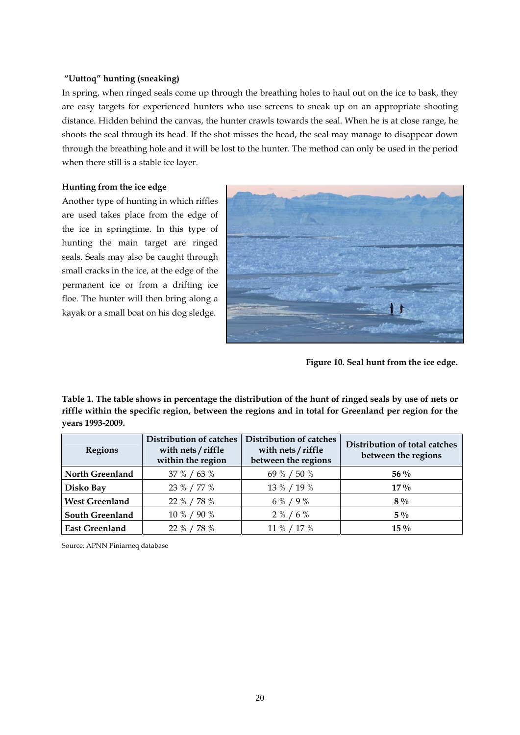**"Uuttoq" hunting (sneaking)**

In spring, when ringed seals come up through the breathing holes to haul out on the ice to bask, they are easy targets for experienced hunters who use screens to sneak up on an appropriate shooting distance. Hidden behind the canvas, the hunter crawls towards the seal. When he is at close range, he shoots the seal through its head. If the shot misses the head, the seal may manage to disappear down through the breathing hole and it will be lost to the hunter. The method can only be used in the period when there still is a stable ice layer.

**Hunting from the ice edge**

Another type of hunting in which riffles are used takes place from the edge of the ice in springtime. In this type of hunting the main target are ringed seals. Seals may also be caught through small cracks in the ice, at the edge of the permanent ice or from a drifting ice floe. The hunter will then bring along a kayak or a small boat on his dog sledge.

**Figure 10. Seal hunt from the ice edge.**

**Table 1. The table shows in percentage the distribution of the hunt of ringed seals by use of nets or riffle within the specific region, between the regions and in total for Greenland per region for the years 1993-2009.**

| Regions | Distribution of catches with nets / riffle within the region | Distribution of catches with nets / riffle between the regions | Distribution of total catches between the regions |
|---|---|---|---|
| **North Greenland** | 37 % / 63 % | 69 % / 50 % | **56 %** |
| **Disko Bay** | 23 % / 77 % | 13 % / 19 % | **17 %** |
| **West Greenland** | 22 % / 78 % | 6 % / 9 % | **8 %** |
| **South Greenland** | 10 % / 90 % | 2 % / 6 % | **5 %** |
| **East Greenland** | 22 % / 78 % | 11 % / 17 % | **15 %** |

Source: APNN Piniarneq database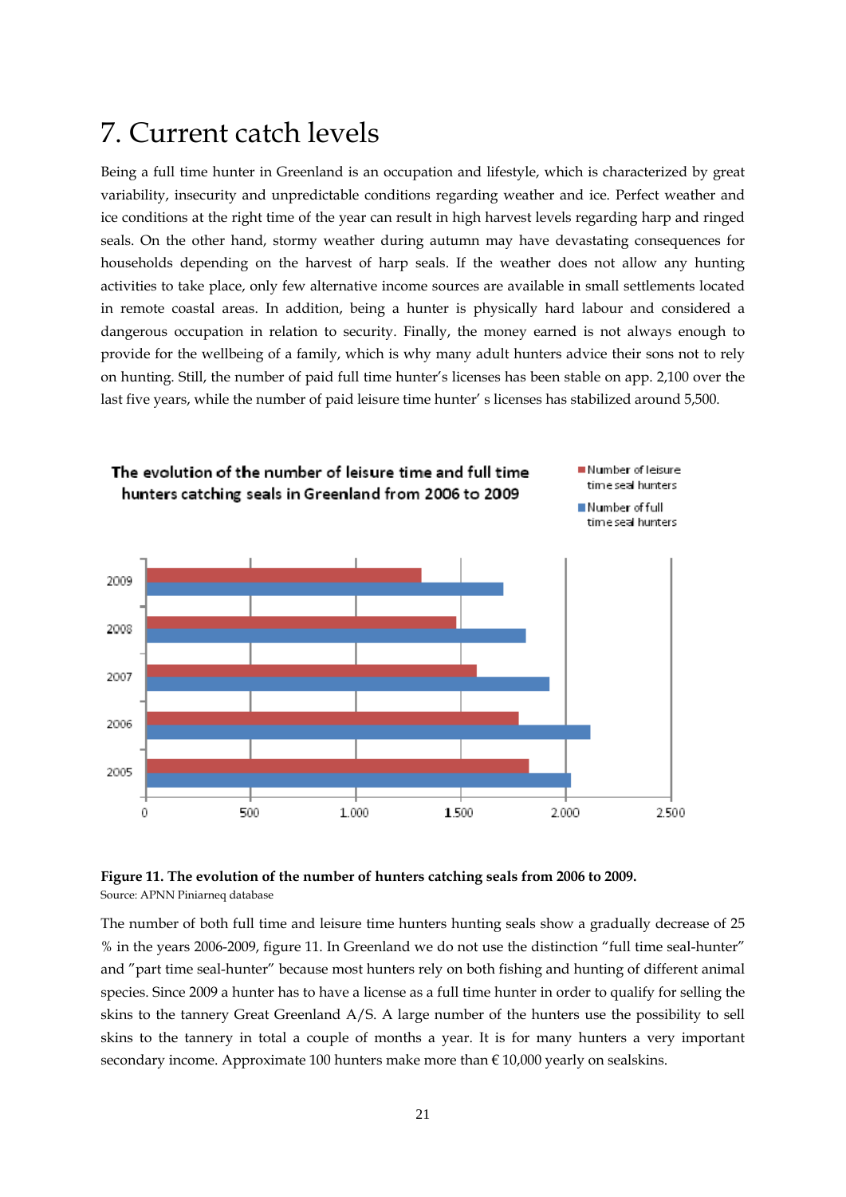# 7. Current catch levels

Being a full time hunter in Greenland is an occupation and lifestyle, which is characterized by great variability, insecurity and unpredictable conditions regarding weather and ice. Perfect weather and ice conditions at the right time of the year can result in high harvest levels regarding harp and ringed seals. On the other hand, stormy weather during autumn may have devastating consequences for households depending on the harvest of harp seals. If the weather does not allow any hunting activities to take place, only few alternative income sources are available in small settlements located in remote coastal areas. In addition, being a hunter is physically hard labour and considered a dangerous occupation in relation to security. Finally, the money earned is not always enough to provide for the wellbeing of a family, which is why many adult hunters advice their sons not to rely on hunting. Still, the number of paid full time hunter's licenses has been stable on app. 2,100 over the last five years, while the number of paid leisure time hunter' s licenses has stabilized around 5,500.

**Figure 11. The evolution of the number of hunters catching seals from 2006 to 2009.**
Source: APNN Piniarneq database

The number of both full time and leisure time hunters hunting seals show a gradually decrease of 25 % in the years 2006-2009, figure 11. In Greenland we do not use the distinction "full time seal-hunter" and "part time seal-hunter" because most hunters rely on both fishing and hunting of different animal species. Since 2009 a hunter has to have a license as a full time hunter in order to qualify for selling the skins to the tannery Great Greenland A/S. A large number of the hunters use the possibility to sell skins to the tannery in total a couple of months a year. It is for many hunters a very important secondary income. Approximate 100 hunters make more than € 10,000 yearly on sealskins.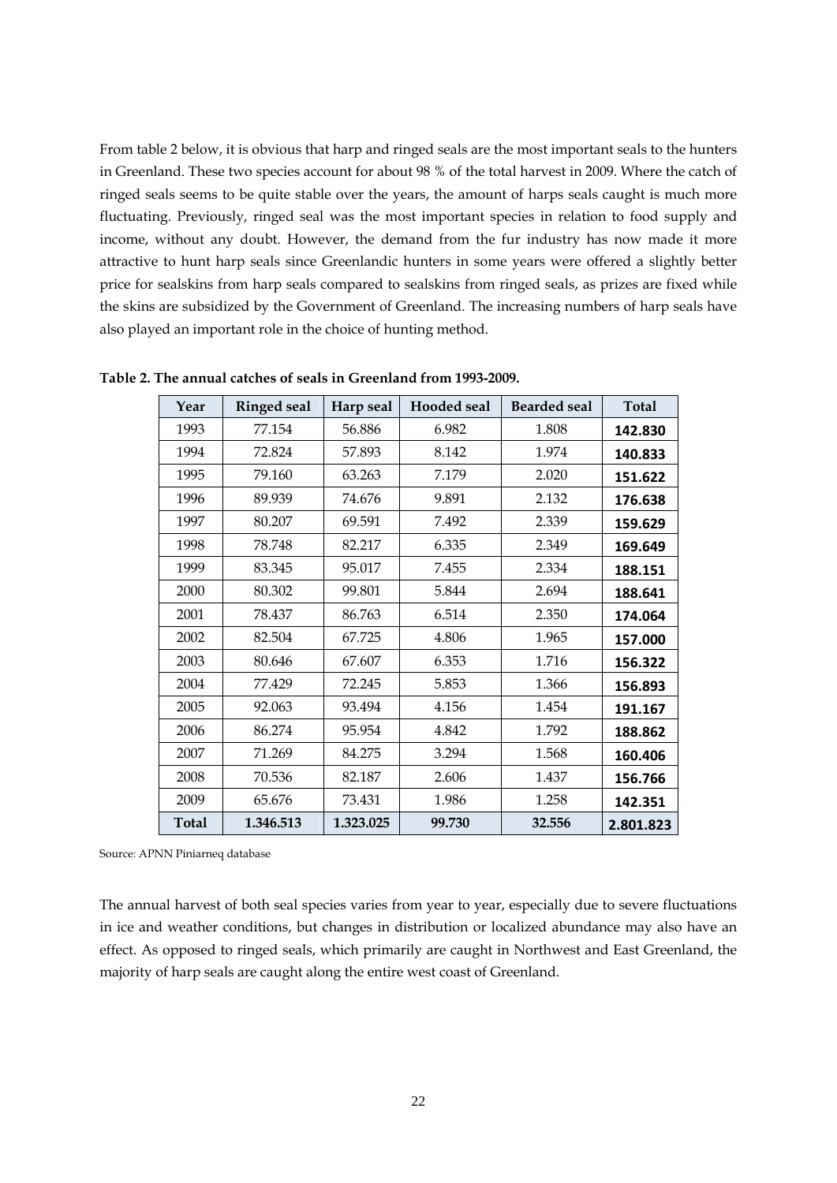From table 2 below, it is obvious that harp and ringed seals are the most important seals to the hunters in Greenland. These two species account for about 98 % of the total harvest in 2009. Where the catch of ringed seals seems to be quite stable over the years, the amount of harps seals caught is much more fluctuating. Previously, ringed seal was the most important species in relation to food supply and income, without any doubt. However, the demand from the fur industry has now made it more attractive to hunt harp seals since Greenlandic hunters in some years were offered a slightly better price for sealskins from harp seals compared to sealskins from ringed seals, as prizes are fixed while the skins are subsidized by the Government of Greenland. The increasing numbers of harp seals have also played an important role in the choice of hunting method.

**Table 2. The annual catches of seals in Greenland from 1993-2009.**

| Year | Ringed seal | Harp seal | Hooded seal | Bearded seal | Total |
|---|---|---|---|---|---|
| 1993 | 77.154 | 56.886 | 6.982 | 1.808 | **142.830** |
| 1994 | 72.824 | 57.893 | 8.142 | 1.974 | **140.833** |
| 1995 | 79.160 | 63.263 | 7.179 | 2.020 | **151.622** |
| 1996 | 89.939 | 74.676 | 9.891 | 2.132 | **176.638** |
| 1997 | 80.207 | 69.591 | 7.492 | 2.339 | **159.629** |
| 1998 | 78.748 | 82.217 | 6.335 | 2.349 | **169.649** |
| 1999 | 83.345 | 95.017 | 7.455 | 2.334 | **188.151** |
| 2000 | 80.302 | 99.801 | 5.844 | 2.694 | **188.641** |
| 2001 | 78.437 | 86.763 | 6.514 | 2.350 | **174.064** |
| 2002 | 82.504 | 67.725 | 4.806 | 1.965 | **157.000** |
| 2003 | 80.646 | 67.607 | 6.353 | 1.716 | **156.322** |
| 2004 | 77.429 | 72.245 | 5.853 | 1.366 | **156.893** |
| 2005 | 92.063 | 93.494 | 4.156 | 1.454 | **191.167** |
| 2006 | 86.274 | 95.954 | 4.842 | 1.792 | **188.862** |
| 2007 | 71.269 | 84.275 | 3.294 | 1.568 | **160.406** |
| 2008 | 70.536 | 82.187 | 2.606 | 1.437 | **156.766** |
| 2009 | 65.676 | 73.431 | 1.986 | 1.258 | **142.351** |
| **Total** | **1.346.513** | **1.323.025** | **99.730** | **32.556** | **2.801.823** |

Source: APNN Piniarneq database

The annual harvest of both seal species varies from year to year, especially due to severe fluctuations in ice and weather conditions, but changes in distribution or localized abundance may also have an effect. As opposed to ringed seals, which primarily are caught in Northwest and East Greenland, the majority of harp seals are caught along the entire west coast of Greenland.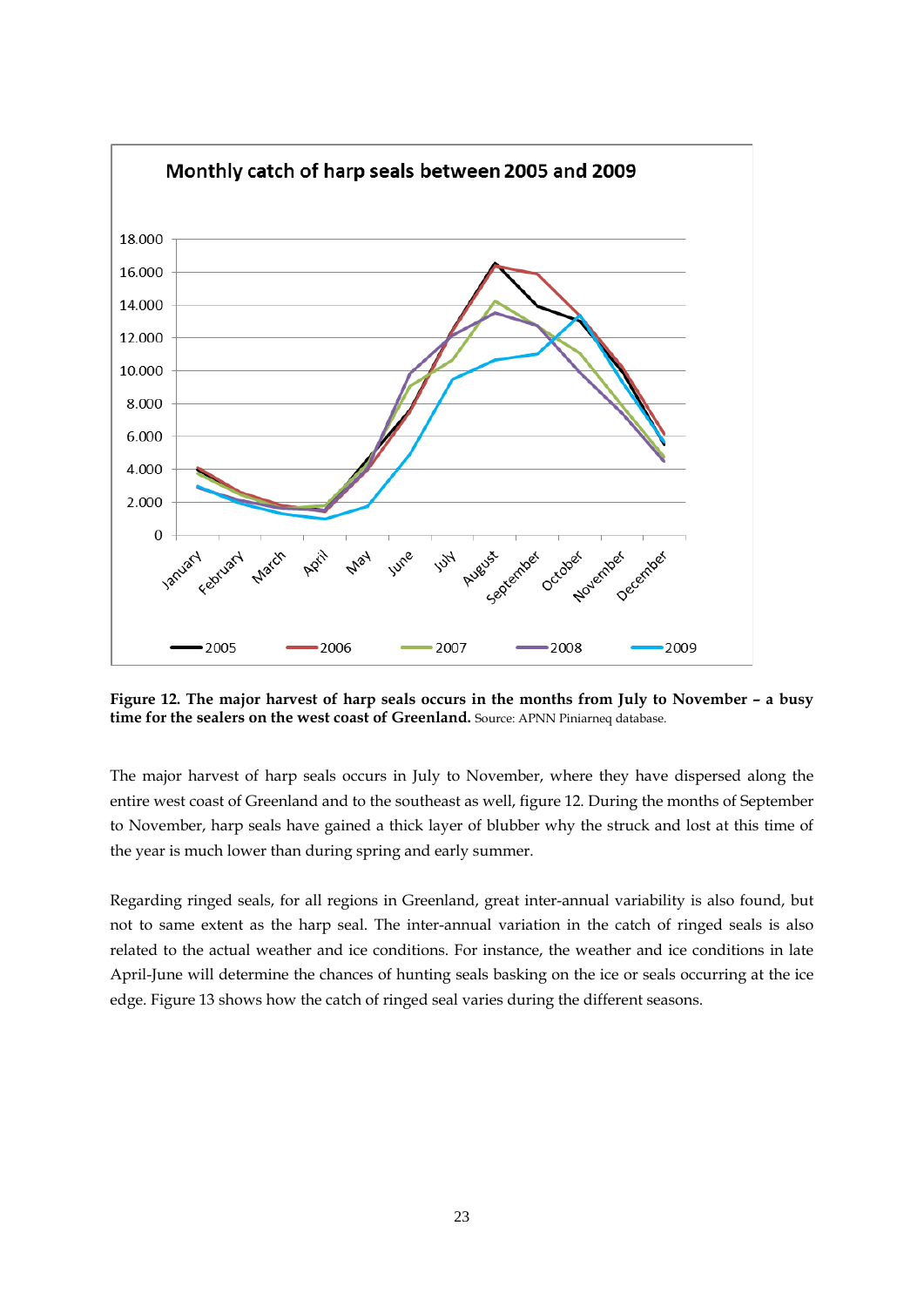**Figure 12. The major harvest of harp seals occurs in the months from July to November – a busy time for the sealers on the west coast of Greenland.** Source: APNN Piniarneq database.

The major harvest of harp seals occurs in July to November, where they have dispersed along the entire west coast of Greenland and to the southeast as well, figure 12. During the months of September to November, harp seals have gained a thick layer of blubber why the struck and lost at this time of the year is much lower than during spring and early summer.

Regarding ringed seals, for all regions in Greenland, great inter-annual variability is also found, but not to same extent as the harp seal. The inter-annual variation in the catch of ringed seals is also related to the actual weather and ice conditions. For instance, the weather and ice conditions in late April-June will determine the chances of hunting seals basking on the ice or seals occurring at the ice edge. Figure 13 shows how the catch of ringed seal varies during the different seasons.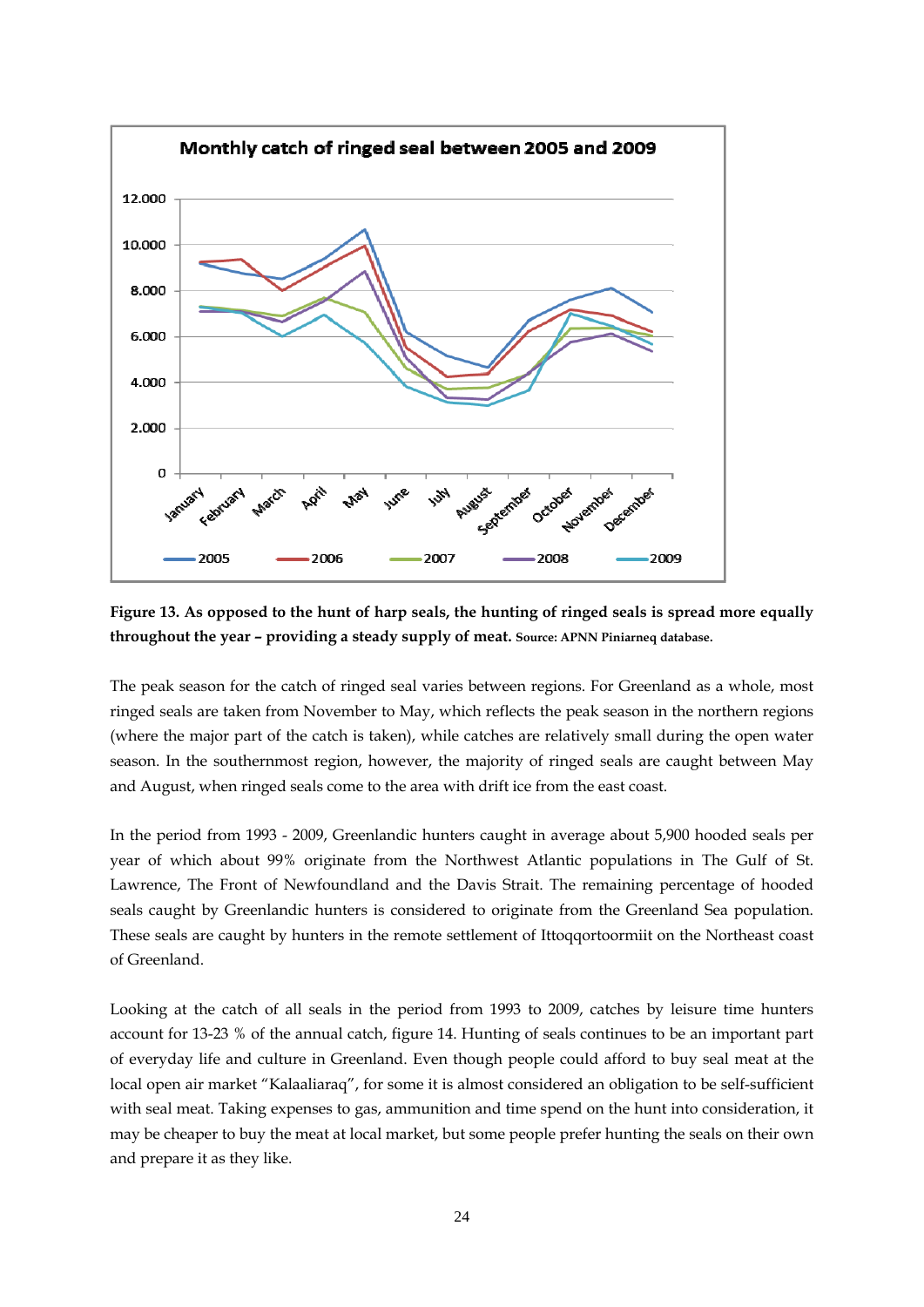**Figure 13. As opposed to the hunt of harp seals, the hunting of ringed seals is spread more equally throughout the year – providing a steady supply of meat.** **Source: APNN Piniarneq database.**

The peak season for the catch of ringed seal varies between regions. For Greenland as a whole, most ringed seals are taken from November to May, which reflects the peak season in the northern regions (where the major part of the catch is taken), while catches are relatively small during the open water season. In the southernmost region, however, the majority of ringed seals are caught between May and August, when ringed seals come to the area with drift ice from the east coast.

In the period from 1993 - 2009, Greenlandic hunters caught in average about 5,900 hooded seals per year of which about 99% originate from the Northwest Atlantic populations in The Gulf of St. Lawrence, The Front of Newfoundland and the Davis Strait. The remaining percentage of hooded seals caught by Greenlandic hunters is considered to originate from the Greenland Sea population. These seals are caught by hunters in the remote settlement of Ittoqqortoormiit on the Northeast coast of Greenland.

Looking at the catch of all seals in the period from 1993 to 2009, catches by leisure time hunters account for 13-23 % of the annual catch, figure 14. Hunting of seals continues to be an important part of everyday life and culture in Greenland. Even though people could afford to buy seal meat at the local open air market "Kalaaliaraq", for some it is almost considered an obligation to be self-sufficient with seal meat. Taking expenses to gas, ammunition and time spend on the hunt into consideration, it may be cheaper to buy the meat at local market, but some people prefer hunting the seals on their own and prepare it as they like.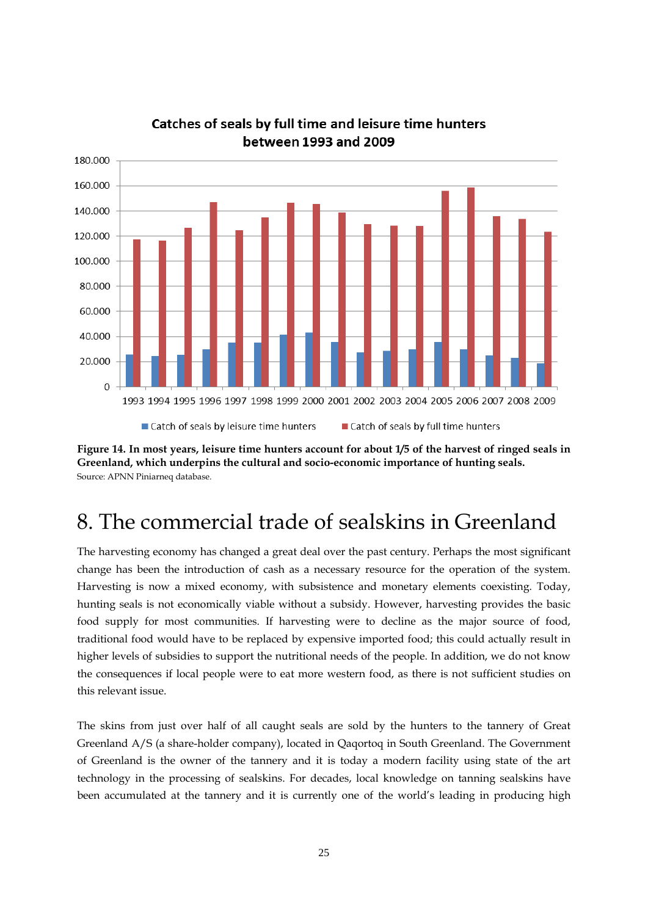Catches of seals by full time and leisure time hunters between 1993 and 2009

**Figure 14. In most years, leisure time hunters account for about 1/5 of the harvest of ringed seals in Greenland, which underpins the cultural and socio-economic importance of hunting seals.**
Source: APNN Piniarneq database.

# 8. The commercial trade of sealskins in Greenland

The harvesting economy has changed a great deal over the past century. Perhaps the most significant change has been the introduction of cash as a necessary resource for the operation of the system. Harvesting is now a mixed economy, with subsistence and monetary elements coexisting. Today, hunting seals is not economically viable without a subsidy. However, harvesting provides the basic food supply for most communities. If harvesting were to decline as the major source of food, traditional food would have to be replaced by expensive imported food; this could actually result in higher levels of subsidies to support the nutritional needs of the people. In addition, we do not know the consequences if local people were to eat more western food, as there is not sufficient studies on this relevant issue.

The skins from just over half of all caught seals are sold by the hunters to the tannery of Great Greenland A/S (a share-holder company), located in Qaqortoq in South Greenland. The Government of Greenland is the owner of the tannery and it is today a modern facility using state of the art technology in the processing of sealskins. For decades, local knowledge on tanning sealskins have been accumulated at the tannery and it is currently one of the world's leading in producing high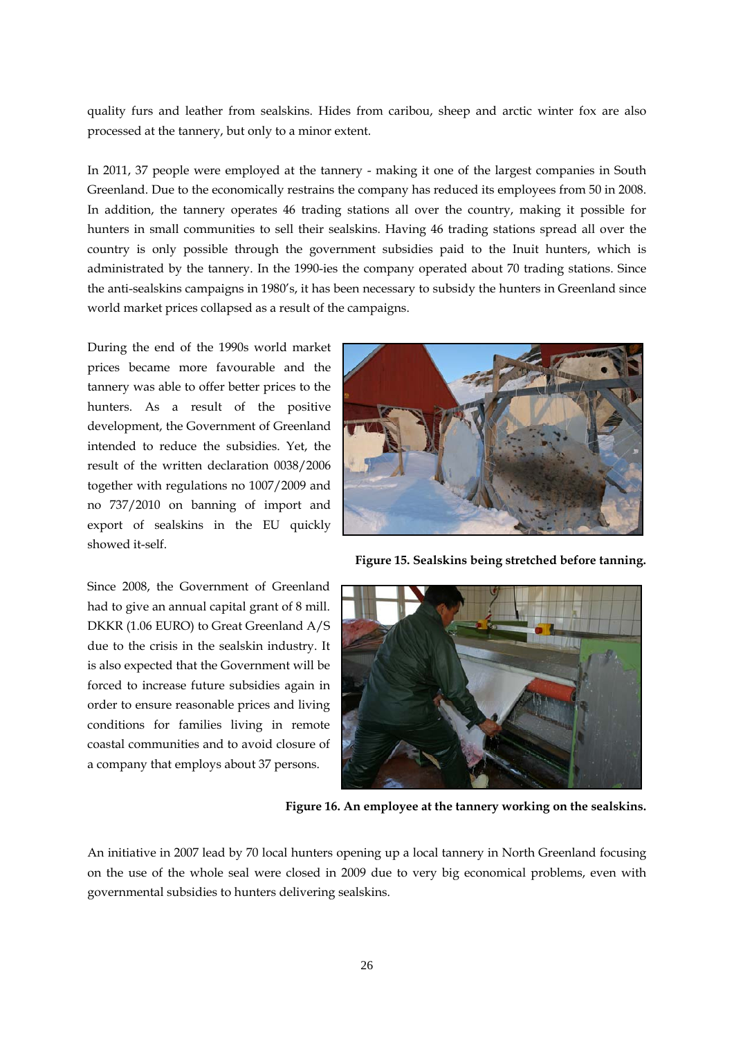quality furs and leather from sealskins. Hides from caribou, sheep and arctic winter fox are also processed at the tannery, but only to a minor extent.

In 2011, 37 people were employed at the tannery - making it one of the largest companies in South Greenland. Due to the economically restrains the company has reduced its employees from 50 in 2008. In addition, the tannery operates 46 trading stations all over the country, making it possible for hunters in small communities to sell their sealskins. Having 46 trading stations spread all over the country is only possible through the government subsidies paid to the Inuit hunters, which is administrated by the tannery. In the 1990-ies the company operated about 70 trading stations. Since the anti-sealskins campaigns in 1980's, it has been necessary to subsidy the hunters in Greenland since world market prices collapsed as a result of the campaigns.

During the end of the 1990s world market prices became more favourable and the tannery was able to offer better prices to the hunters. As a result of the positive development, the Government of Greenland intended to reduce the subsidies. Yet, the result of the written declaration 0038/2006 together with regulations no 1007/2009 and no 737/2010 on banning of import and export of sealskins in the EU quickly showed it-self.

**Figure 15. Sealskins being stretched before tanning.**

Since 2008, the Government of Greenland had to give an annual capital grant of 8 mill. DKKR (1.06 EURO) to Great Greenland A/S due to the crisis in the sealskin industry. It is also expected that the Government will be forced to increase future subsidies again in order to ensure reasonable prices and living conditions for families living in remote coastal communities and to avoid closure of a company that employs about 37 persons.

**Figure 16. An employee at the tannery working on the sealskins.**

An initiative in 2007 lead by 70 local hunters opening up a local tannery in North Greenland focusing on the use of the whole seal were closed in 2009 due to very big economical problems, even with governmental subsidies to hunters delivering sealskins.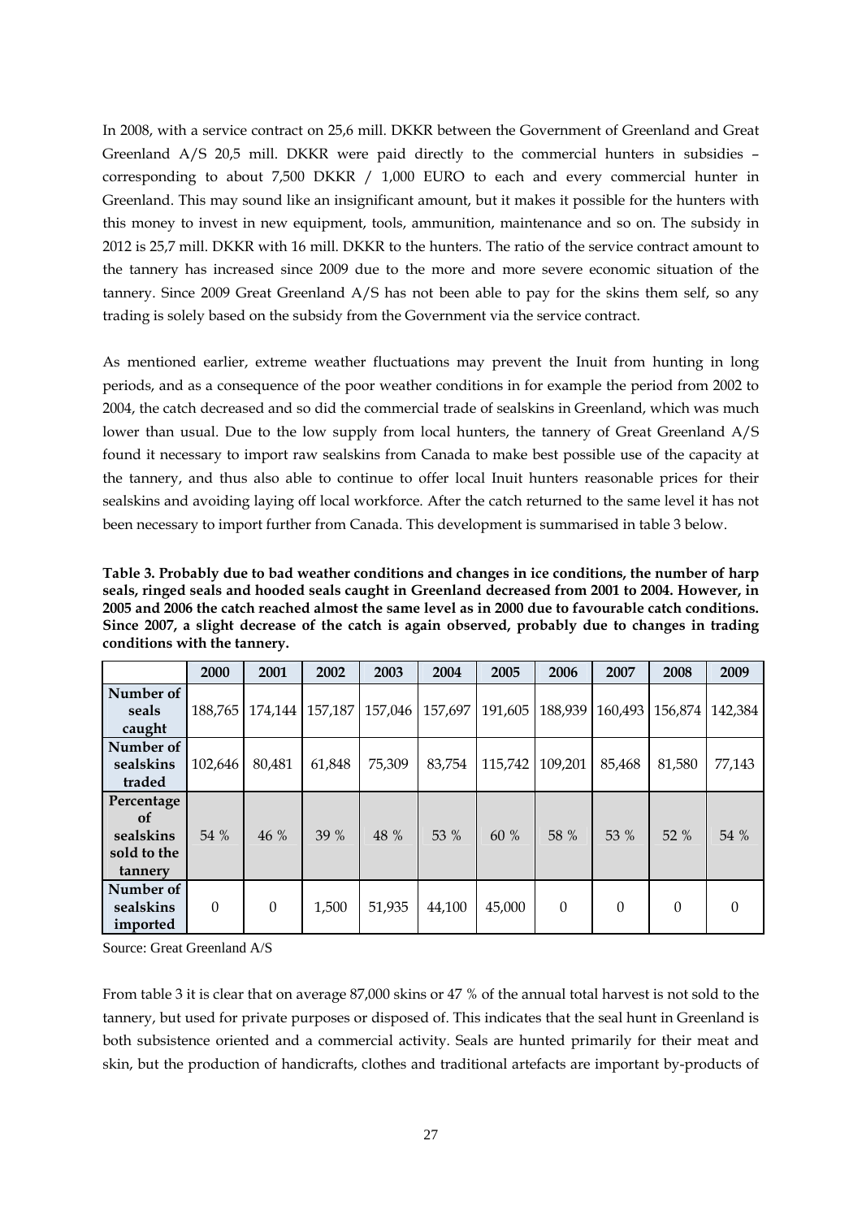In 2008, with a service contract on 25,6 mill. DKKR between the Government of Greenland and Great Greenland A/S 20,5 mill. DKKR were paid directly to the commercial hunters in subsidies – corresponding to about 7,500 DKKR / 1,000 EURO to each and every commercial hunter in Greenland. This may sound like an insignificant amount, but it makes it possible for the hunters with this money to invest in new equipment, tools, ammunition, maintenance and so on. The subsidy in 2012 is 25,7 mill. DKKR with 16 mill. DKKR to the hunters. The ratio of the service contract amount to the tannery has increased since 2009 due to the more and more severe economic situation of the tannery. Since 2009 Great Greenland A/S has not been able to pay for the skins them self, so any trading is solely based on the subsidy from the Government via the service contract.

As mentioned earlier, extreme weather fluctuations may prevent the Inuit from hunting in long periods, and as a consequence of the poor weather conditions in for example the period from 2002 to 2004, the catch decreased and so did the commercial trade of sealskins in Greenland, which was much lower than usual. Due to the low supply from local hunters, the tannery of Great Greenland A/S found it necessary to import raw sealskins from Canada to make best possible use of the capacity at the tannery, and thus also able to continue to offer local Inuit hunters reasonable prices for their sealskins and avoiding laying off local workforce. After the catch returned to the same level it has not been necessary to import further from Canada. This development is summarised in table 3 below.

**Table 3. Probably due to bad weather conditions and changes in ice conditions, the number of harp seals, ringed seals and hooded seals caught in Greenland decreased from 2001 to 2004. However, in 2005 and 2006 the catch reached almost the same level as in 2000 due to favourable catch conditions. Since 2007, a slight decrease of the catch is again observed, probably due to changes in trading conditions with the tannery.**

| | 2000 | 2001 | 2002 | 2003 | 2004 | 2005 | 2006 | 2007 | 2008 | 2009 |
|---|---|---|---|---|---|---|---|---|---|---|
| **Number of seals caught** | 188,765 | 174,144 | 157,187 | 157,046 | 157,697 | 191,605 | 188,939 | 160,493 | 156,874 | 142,384 |
| **Number of sealskins traded** | 102,646 | 80,481 | 61,848 | 75,309 | 83,754 | 115,742 | 109,201 | 85,468 | 81,580 | 77,143 |
| **Percentage of sealskins sold to the tannery** | 54 % | 46 % | 39 % | 48 % | 53 % | 60 % | 58 % | 53 % | 52 % | 54 % |
| **Number of sealskins imported** | 0 | 0 | 1,500 | 51,935 | 44,100 | 45,000 | 0 | 0 | 0 | 0 |

Source: Great Greenland A/S

From table 3 it is clear that on average 87,000 skins or 47 % of the annual total harvest is not sold to the tannery, but used for private purposes or disposed of. This indicates that the seal hunt in Greenland is both subsistence oriented and a commercial activity. Seals are hunted primarily for their meat and skin, but the production of handicrafts, clothes and traditional artefacts are important by-products of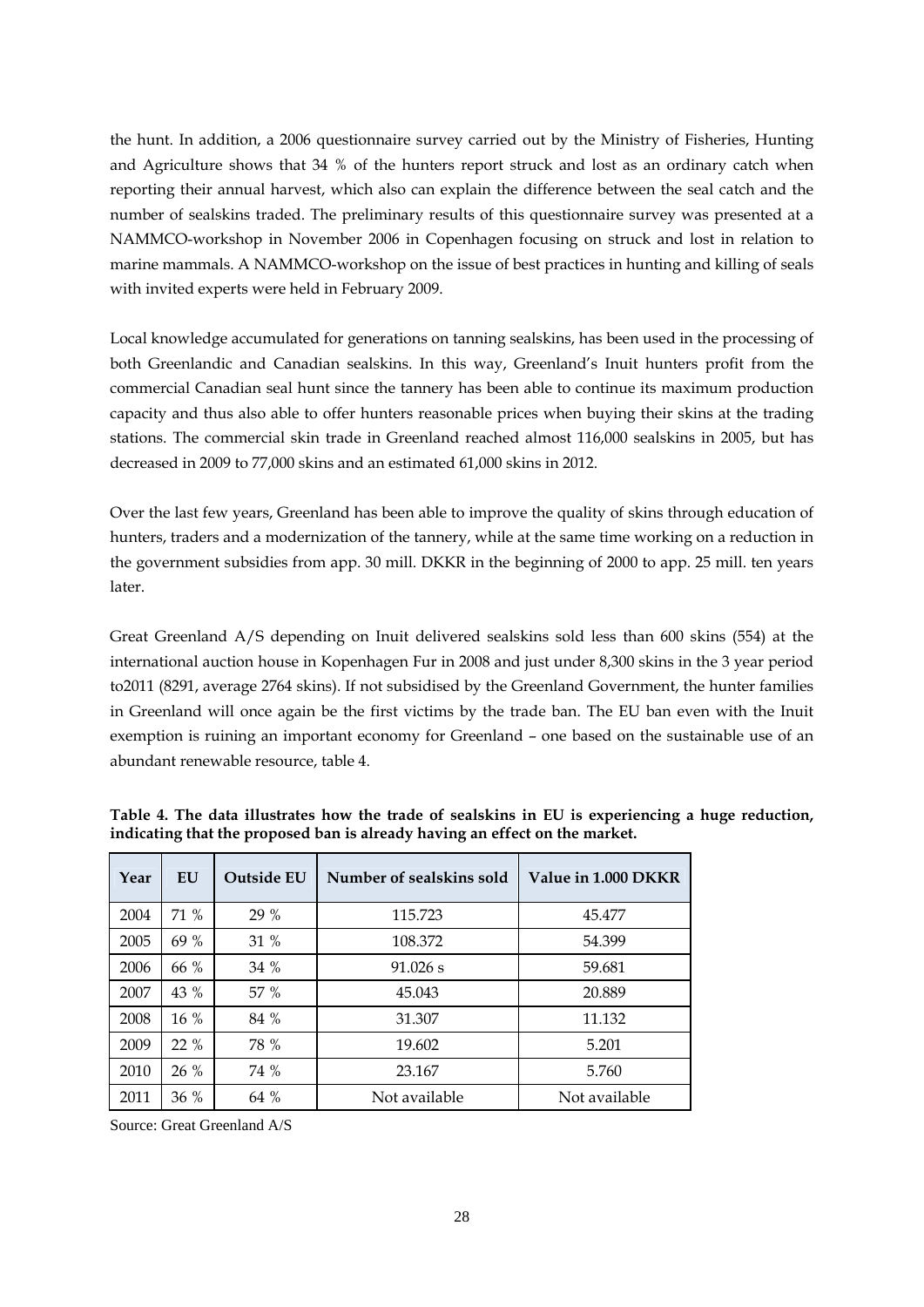the hunt. In addition, a 2006 questionnaire survey carried out by the Ministry of Fisheries, Hunting and Agriculture shows that 34 % of the hunters report struck and lost as an ordinary catch when reporting their annual harvest, which also can explain the difference between the seal catch and the number of sealskins traded. The preliminary results of this questionnaire survey was presented at a NAMMCO-workshop in November 2006 in Copenhagen focusing on struck and lost in relation to marine mammals. A NAMMCO-workshop on the issue of best practices in hunting and killing of seals with invited experts were held in February 2009.

Local knowledge accumulated for generations on tanning sealskins, has been used in the processing of both Greenlandic and Canadian sealskins. In this way, Greenland's Inuit hunters profit from the commercial Canadian seal hunt since the tannery has been able to continue its maximum production capacity and thus also able to offer hunters reasonable prices when buying their skins at the trading stations. The commercial skin trade in Greenland reached almost 116,000 sealskins in 2005, but has decreased in 2009 to 77,000 skins and an estimated 61,000 skins in 2012.

Over the last few years, Greenland has been able to improve the quality of skins through education of hunters, traders and a modernization of the tannery, while at the same time working on a reduction in the government subsidies from app. 30 mill. DKKR in the beginning of 2000 to app. 25 mill. ten years later.

Great Greenland A/S depending on Inuit delivered sealskins sold less than 600 skins (554) at the international auction house in Kopenhagen Fur in 2008 and just under 8,300 skins in the 3 year period to2011 (8291, average 2764 skins). If not subsidised by the Greenland Government, the hunter families in Greenland will once again be the first victims by the trade ban. The EU ban even with the Inuit exemption is ruining an important economy for Greenland – one based on the sustainable use of an abundant renewable resource, table 4.

**Table 4. The data illustrates how the trade of sealskins in EU is experiencing a huge reduction, indicating that the proposed ban is already having an effect on the market.**

| Year | EU | Outside EU | Number of sealskins sold | Value in 1.000 DKKR |
|---|---|---|---|---|
| 2004 | 71 % | 29 % | 115.723 | 45.477 |
| 2005 | 69 % | 31 % | 108.372 | 54.399 |
| 2006 | 66 % | 34 % | 91.026 s | 59.681 |
| 2007 | 43 % | 57 % | 45.043 | 20.889 |
| 2008 | 16 % | 84 % | 31.307 | 11.132 |
| 2009 | 22 % | 78 % | 19.602 | 5.201 |
| 2010 | 26 % | 74 % | 23.167 | 5.760 |
| 2011 | 36 % | 64 % | Not available | Not available |

Source: Great Greenland A/S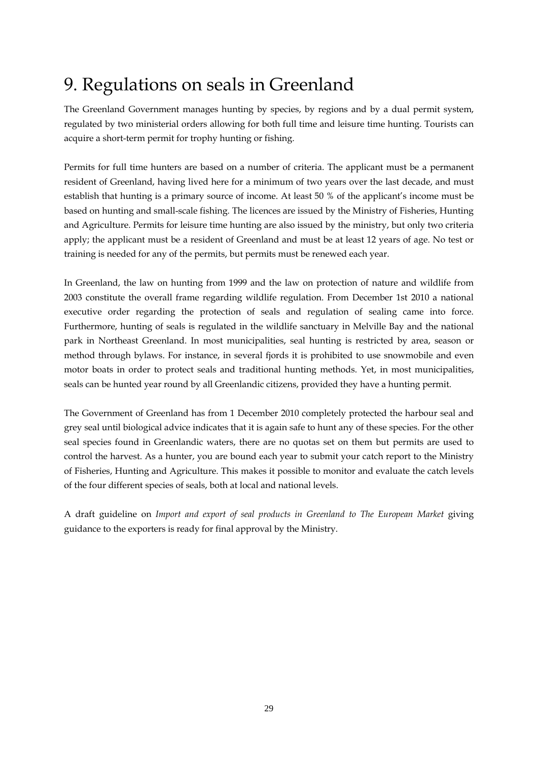# 9. Regulations on seals in Greenland

The Greenland Government manages hunting by species, by regions and by a dual permit system, regulated by two ministerial orders allowing for both full time and leisure time hunting. Tourists can acquire a short-term permit for trophy hunting or fishing.

Permits for full time hunters are based on a number of criteria. The applicant must be a permanent resident of Greenland, having lived here for a minimum of two years over the last decade, and must establish that hunting is a primary source of income. At least 50 % of the applicant's income must be based on hunting and small-scale fishing. The licences are issued by the Ministry of Fisheries, Hunting and Agriculture. Permits for leisure time hunting are also issued by the ministry, but only two criteria apply; the applicant must be a resident of Greenland and must be at least 12 years of age. No test or training is needed for any of the permits, but permits must be renewed each year.

In Greenland, the law on hunting from 1999 and the law on protection of nature and wildlife from 2003 constitute the overall frame regarding wildlife regulation. From December 1st 2010 a national executive order regarding the protection of seals and regulation of sealing came into force. Furthermore, hunting of seals is regulated in the wildlife sanctuary in Melville Bay and the national park in Northeast Greenland. In most municipalities, seal hunting is restricted by area, season or method through bylaws. For instance, in several fjords it is prohibited to use snowmobile and even motor boats in order to protect seals and traditional hunting methods. Yet, in most municipalities, seals can be hunted year round by all Greenlandic citizens, provided they have a hunting permit.

The Government of Greenland has from 1 December 2010 completely protected the harbour seal and grey seal until biological advice indicates that it is again safe to hunt any of these species. For the other seal species found in Greenlandic waters, there are no quotas set on them but permits are used to control the harvest. As a hunter, you are bound each year to submit your catch report to the Ministry of Fisheries, Hunting and Agriculture. This makes it possible to monitor and evaluate the catch levels of the four different species of seals, both at local and national levels.

A draft guideline on *Import and export of seal products in Greenland to The European Market* giving guidance to the exporters is ready for final approval by the Ministry.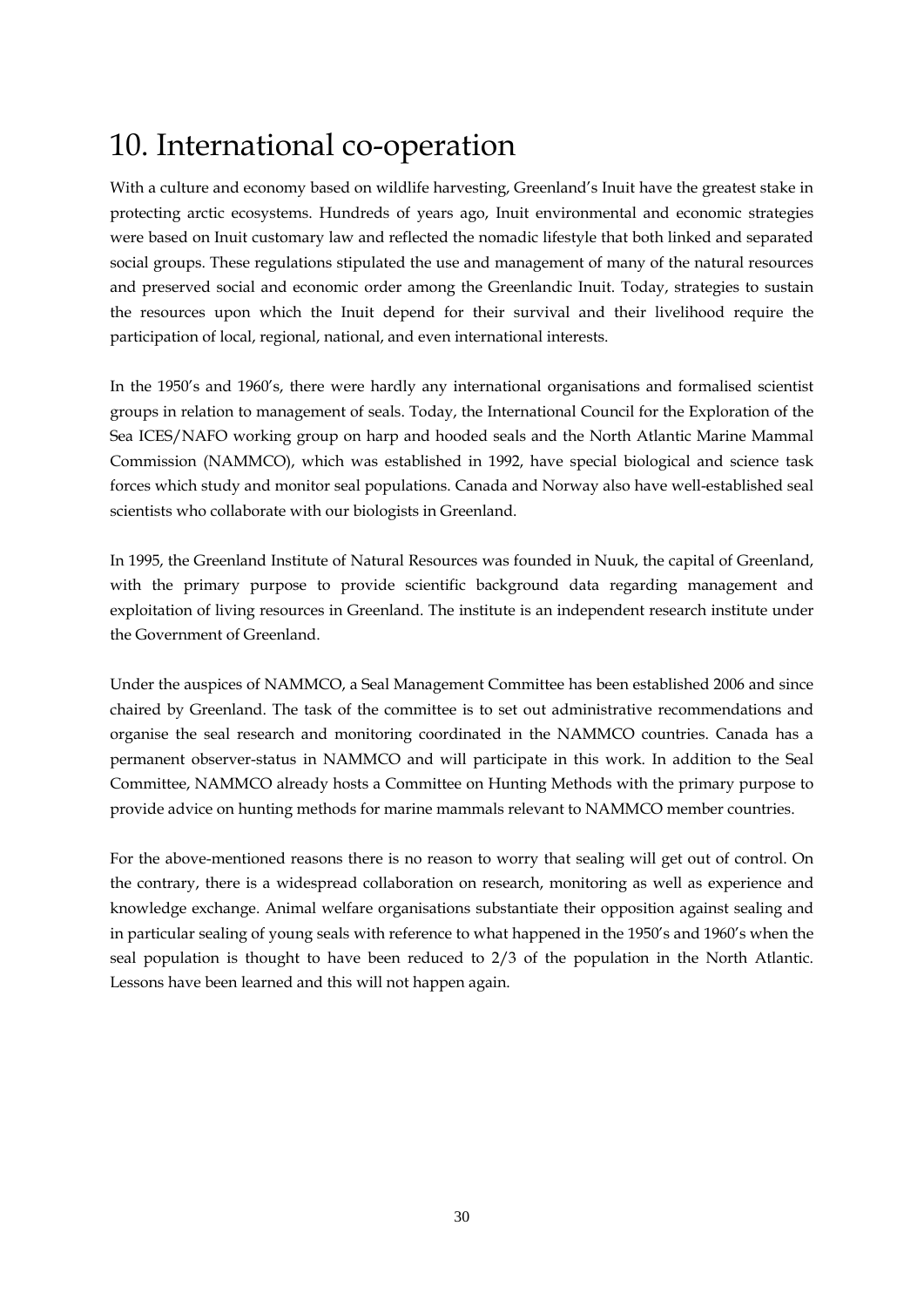# 10. International co-operation

With a culture and economy based on wildlife harvesting, Greenland's Inuit have the greatest stake in protecting arctic ecosystems. Hundreds of years ago, Inuit environmental and economic strategies were based on Inuit customary law and reflected the nomadic lifestyle that both linked and separated social groups. These regulations stipulated the use and management of many of the natural resources and preserved social and economic order among the Greenlandic Inuit. Today, strategies to sustain the resources upon which the Inuit depend for their survival and their livelihood require the participation of local, regional, national, and even international interests.

In the 1950's and 1960's, there were hardly any international organisations and formalised scientist groups in relation to management of seals. Today, the International Council for the Exploration of the Sea ICES/NAFO working group on harp and hooded seals and the North Atlantic Marine Mammal Commission (NAMMCO), which was established in 1992, have special biological and science task forces which study and monitor seal populations. Canada and Norway also have well-established seal scientists who collaborate with our biologists in Greenland.

In 1995, the Greenland Institute of Natural Resources was founded in Nuuk, the capital of Greenland, with the primary purpose to provide scientific background data regarding management and exploitation of living resources in Greenland. The institute is an independent research institute under the Government of Greenland.

Under the auspices of NAMMCO, a Seal Management Committee has been established 2006 and since chaired by Greenland. The task of the committee is to set out administrative recommendations and organise the seal research and monitoring coordinated in the NAMMCO countries. Canada has a permanent observer-status in NAMMCO and will participate in this work. In addition to the Seal Committee, NAMMCO already hosts a Committee on Hunting Methods with the primary purpose to provide advice on hunting methods for marine mammals relevant to NAMMCO member countries.

For the above-mentioned reasons there is no reason to worry that sealing will get out of control. On the contrary, there is a widespread collaboration on research, monitoring as well as experience and knowledge exchange. Animal welfare organisations substantiate their opposition against sealing and in particular sealing of young seals with reference to what happened in the 1950's and 1960's when the seal population is thought to have been reduced to 2/3 of the population in the North Atlantic. Lessons have been learned and this will not happen again.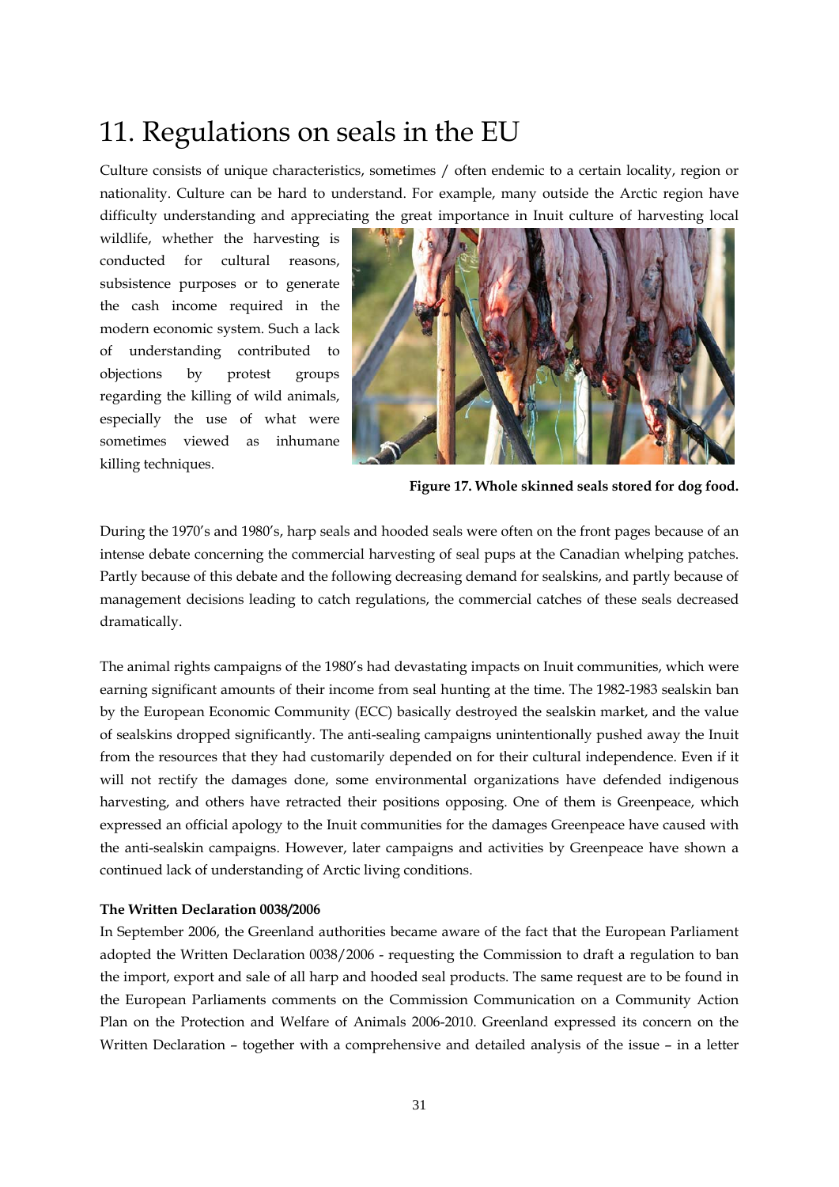# 11. Regulations on seals in the EU

Culture consists of unique characteristics, sometimes / often endemic to a certain locality, region or nationality. Culture can be hard to understand. For example, many outside the Arctic region have difficulty understanding and appreciating the great importance in Inuit culture of harvesting local wildlife, whether the harvesting is conducted for cultural reasons, subsistence purposes or to generate the cash income required in the modern economic system. Such a lack of understanding contributed to objections by protest groups regarding the killing of wild animals, especially the use of what were sometimes viewed as inhumane killing techniques.

**Figure 17. Whole skinned seals stored for dog food.**

During the 1970's and 1980's, harp seals and hooded seals were often on the front pages because of an intense debate concerning the commercial harvesting of seal pups at the Canadian whelping patches. Partly because of this debate and the following decreasing demand for sealskins, and partly because of management decisions leading to catch regulations, the commercial catches of these seals decreased dramatically.

The animal rights campaigns of the 1980's had devastating impacts on Inuit communities, which were earning significant amounts of their income from seal hunting at the time. The 1982-1983 sealskin ban by the European Economic Community (ECC) basically destroyed the sealskin market, and the value of sealskins dropped significantly. The anti-sealing campaigns unintentionally pushed away the Inuit from the resources that they had customarily depended on for their cultural independence. Even if it will not rectify the damages done, some environmental organizations have defended indigenous harvesting, and others have retracted their positions opposing. One of them is Greenpeace, which expressed an official apology to the Inuit communities for the damages Greenpeace have caused with the anti-sealskin campaigns. However, later campaigns and activities by Greenpeace have shown a continued lack of understanding of Arctic living conditions.

**The Written Declaration 0038/2006**

In September 2006, the Greenland authorities became aware of the fact that the European Parliament adopted the Written Declaration 0038/2006 - requesting the Commission to draft a regulation to ban the import, export and sale of all harp and hooded seal products. The same request are to be found in the European Parliaments comments on the Commission Communication on a Community Action Plan on the Protection and Welfare of Animals 2006-2010. Greenland expressed its concern on the Written Declaration – together with a comprehensive and detailed analysis of the issue – in a letter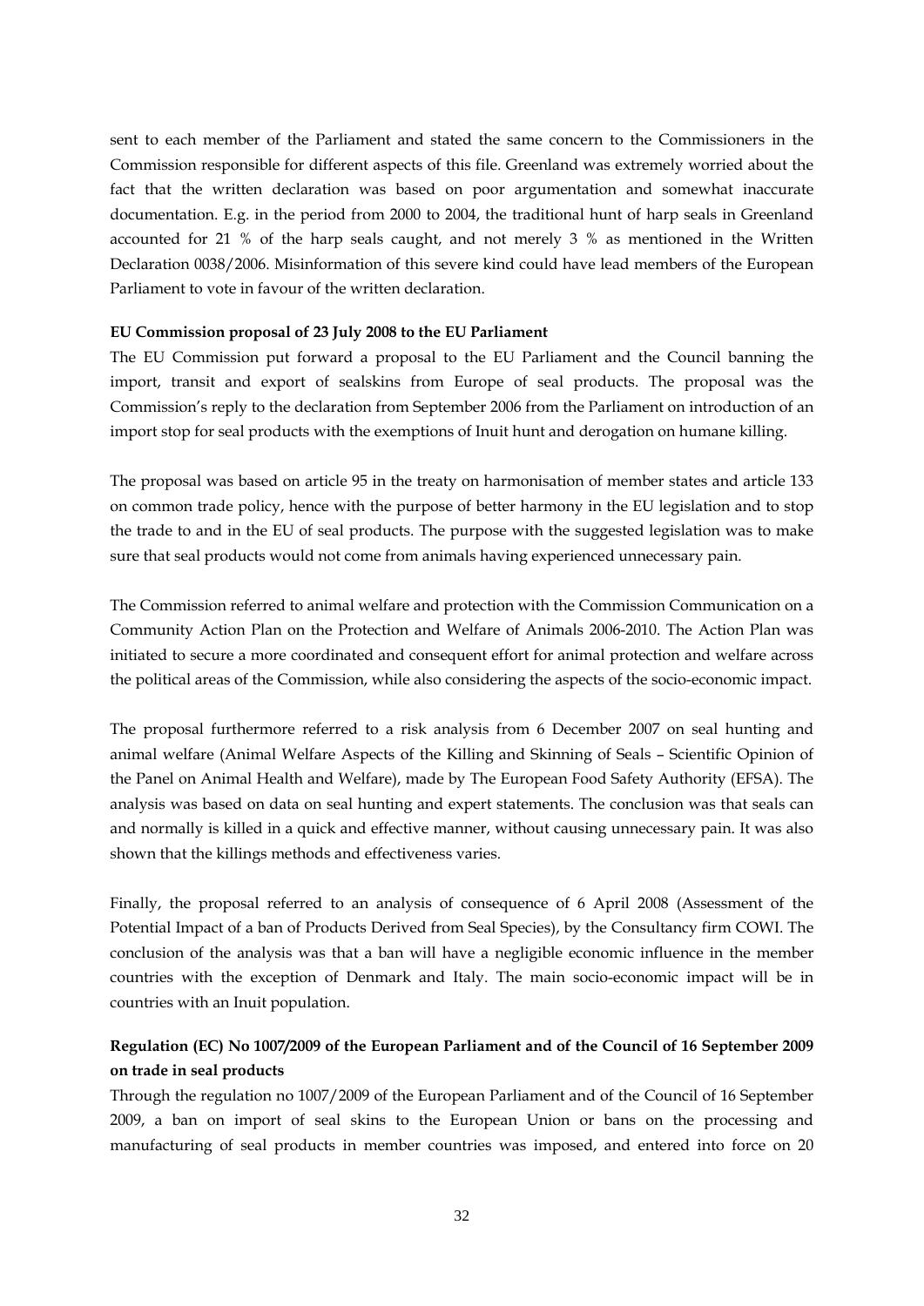sent to each member of the Parliament and stated the same concern to the Commissioners in the Commission responsible for different aspects of this file. Greenland was extremely worried about the fact that the written declaration was based on poor argumentation and somewhat inaccurate documentation. E.g. in the period from 2000 to 2004, the traditional hunt of harp seals in Greenland accounted for 21 % of the harp seals caught, and not merely 3 % as mentioned in the Written Declaration 0038/2006. Misinformation of this severe kind could have lead members of the European Parliament to vote in favour of the written declaration.

**EU Commission proposal of 23 July 2008 to the EU Parliament**

The EU Commission put forward a proposal to the EU Parliament and the Council banning the import, transit and export of sealskins from Europe of seal products. The proposal was the Commission's reply to the declaration from September 2006 from the Parliament on introduction of an import stop for seal products with the exemptions of Inuit hunt and derogation on humane killing.

The proposal was based on article 95 in the treaty on harmonisation of member states and article 133 on common trade policy, hence with the purpose of better harmony in the EU legislation and to stop the trade to and in the EU of seal products. The purpose with the suggested legislation was to make sure that seal products would not come from animals having experienced unnecessary pain.

The Commission referred to animal welfare and protection with the Commission Communication on a Community Action Plan on the Protection and Welfare of Animals 2006-2010. The Action Plan was initiated to secure a more coordinated and consequent effort for animal protection and welfare across the political areas of the Commission, while also considering the aspects of the socio-economic impact.

The proposal furthermore referred to a risk analysis from 6 December 2007 on seal hunting and animal welfare (Animal Welfare Aspects of the Killing and Skinning of Seals – Scientific Opinion of the Panel on Animal Health and Welfare), made by The European Food Safety Authority (EFSA). The analysis was based on data on seal hunting and expert statements. The conclusion was that seals can and normally is killed in a quick and effective manner, without causing unnecessary pain. It was also shown that the killings methods and effectiveness varies.

Finally, the proposal referred to an analysis of consequence of 6 April 2008 (Assessment of the Potential Impact of a ban of Products Derived from Seal Species), by the Consultancy firm COWI. The conclusion of the analysis was that a ban will have a negligible economic influence in the member countries with the exception of Denmark and Italy. The main socio-economic impact will be in countries with an Inuit population.

**Regulation (EC) No 1007/2009 of the European Parliament and of the Council of 16 September 2009 on trade in seal products**

Through the regulation no 1007/2009 of the European Parliament and of the Council of 16 September 2009, a ban on import of seal skins to the European Union or bans on the processing and manufacturing of seal products in member countries was imposed, and entered into force on 20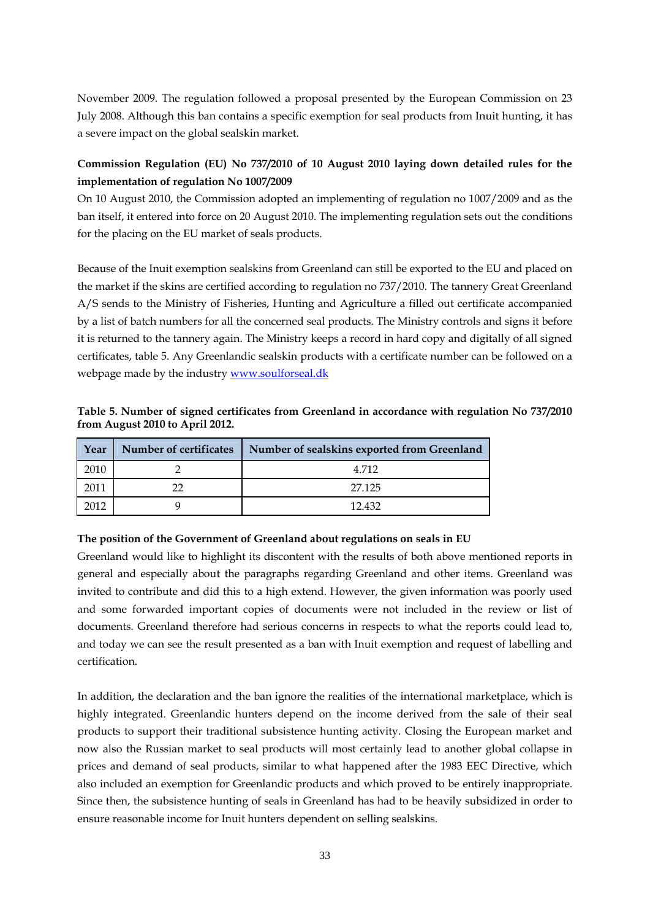November 2009. The regulation followed a proposal presented by the European Commission on 23 July 2008. Although this ban contains a specific exemption for seal products from Inuit hunting, it has a severe impact on the global sealskin market.

**Commission Regulation (EU) No 737/2010 of 10 August 2010 laying down detailed rules for the implementation of regulation No 1007/2009**

On 10 August 2010, the Commission adopted an implementing of regulation no 1007/2009 and as the ban itself, it entered into force on 20 August 2010. The implementing regulation sets out the conditions for the placing on the EU market of seals products.

Because of the Inuit exemption sealskins from Greenland can still be exported to the EU and placed on the market if the skins are certified according to regulation no 737/2010. The tannery Great Greenland A/S sends to the Ministry of Fisheries, Hunting and Agriculture a filled out certificate accompanied by a list of batch numbers for all the concerned seal products. The Ministry controls and signs it before it is returned to the tannery again. The Ministry keeps a record in hard copy and digitally of all signed certificates, table 5. Any Greenlandic sealskin products with a certificate number can be followed on a webpage made by the industry [www.soulforseal.dk](www.soulforseal.dk)

**Table 5. Number of signed certificates from Greenland in accordance with regulation No 737/2010 from August 2010 to April 2012.**

| Year | Number of certificates | Number of sealskins exported from Greenland |
|---|---|---|
| 2010 | 2 | 4.712 |
| 2011 | 22 | 27.125 |
| 2012 | 9 | 12.432 |

**The position of the Government of Greenland about regulations on seals in EU**

Greenland would like to highlight its discontent with the results of both above mentioned reports in general and especially about the paragraphs regarding Greenland and other items. Greenland was invited to contribute and did this to a high extend. However, the given information was poorly used and some forwarded important copies of documents were not included in the review or list of documents. Greenland therefore had serious concerns in respects to what the reports could lead to, and today we can see the result presented as a ban with Inuit exemption and request of labelling and certification.

In addition, the declaration and the ban ignore the realities of the international marketplace, which is highly integrated. Greenlandic hunters depend on the income derived from the sale of their seal products to support their traditional subsistence hunting activity. Closing the European market and now also the Russian market to seal products will most certainly lead to another global collapse in prices and demand of seal products, similar to what happened after the 1983 EEC Directive, which also included an exemption for Greenlandic products and which proved to be entirely inappropriate. Since then, the subsistence hunting of seals in Greenland has had to be heavily subsidized in order to ensure reasonable income for Inuit hunters dependent on selling sealskins.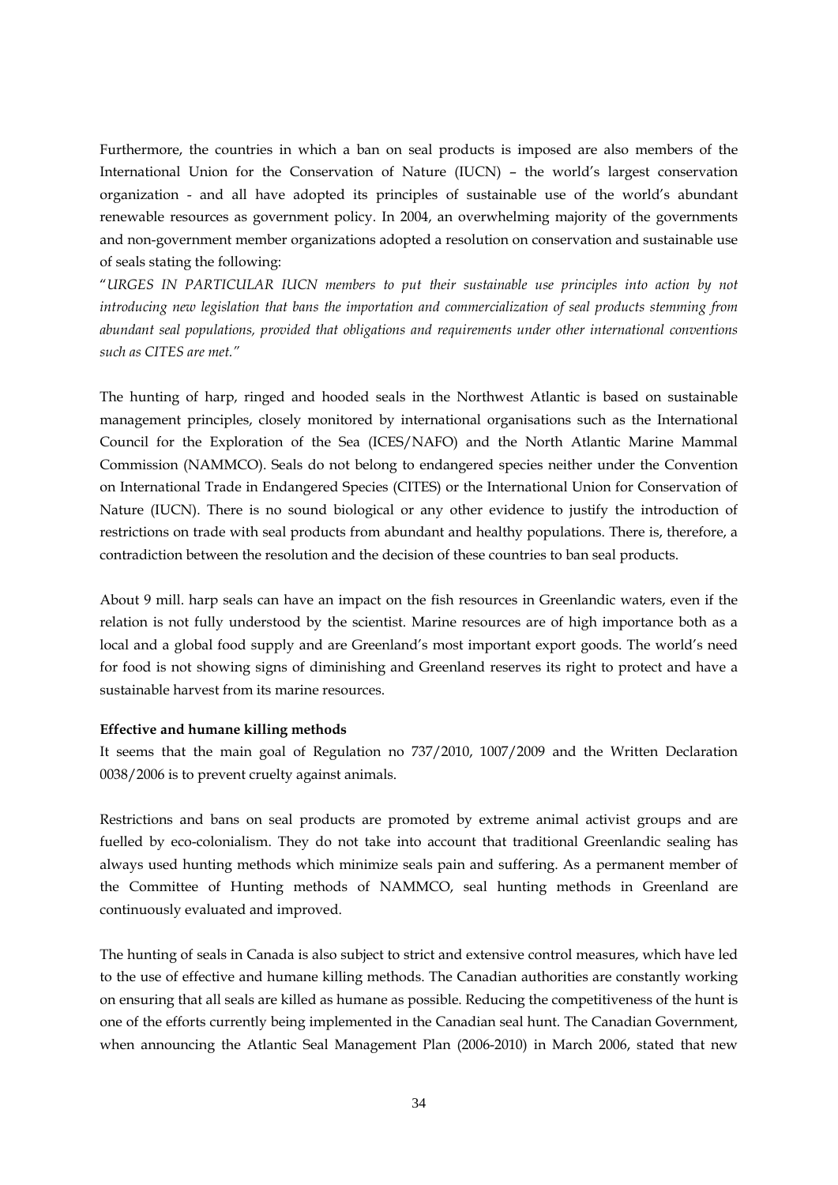Furthermore, the countries in which a ban on seal products is imposed are also members of the International Union for the Conservation of Nature (IUCN) – the world's largest conservation organization - and all have adopted its principles of sustainable use of the world's abundant renewable resources as government policy. In 2004, an overwhelming majority of the governments and non-government member organizations adopted a resolution on conservation and sustainable use of seals stating the following:

"*URGES IN PARTICULAR IUCN members to put their sustainable use principles into action by not introducing new legislation that bans the importation and commercialization of seal products stemming from abundant seal populations, provided that obligations and requirements under other international conventions such as CITES are met."*

The hunting of harp, ringed and hooded seals in the Northwest Atlantic is based on sustainable management principles, closely monitored by international organisations such as the International Council for the Exploration of the Sea (ICES/NAFO) and the North Atlantic Marine Mammal Commission (NAMMCO). Seals do not belong to endangered species neither under the Convention on International Trade in Endangered Species (CITES) or the International Union for Conservation of Nature (IUCN). There is no sound biological or any other evidence to justify the introduction of restrictions on trade with seal products from abundant and healthy populations. There is, therefore, a contradiction between the resolution and the decision of these countries to ban seal products.

About 9 mill. harp seals can have an impact on the fish resources in Greenlandic waters, even if the relation is not fully understood by the scientist. Marine resources are of high importance both as a local and a global food supply and are Greenland's most important export goods. The world's need for food is not showing signs of diminishing and Greenland reserves its right to protect and have a sustainable harvest from its marine resources.

**Effective and humane killing methods**

It seems that the main goal of Regulation no 737/2010, 1007/2009 and the Written Declaration 0038/2006 is to prevent cruelty against animals.

Restrictions and bans on seal products are promoted by extreme animal activist groups and are fuelled by eco-colonialism. They do not take into account that traditional Greenlandic sealing has always used hunting methods which minimize seals pain and suffering. As a permanent member of the Committee of Hunting methods of NAMMCO, seal hunting methods in Greenland are continuously evaluated and improved.

The hunting of seals in Canada is also subject to strict and extensive control measures, which have led to the use of effective and humane killing methods. The Canadian authorities are constantly working on ensuring that all seals are killed as humane as possible. Reducing the competitiveness of the hunt is one of the efforts currently being implemented in the Canadian seal hunt. The Canadian Government, when announcing the Atlantic Seal Management Plan (2006-2010) in March 2006, stated that new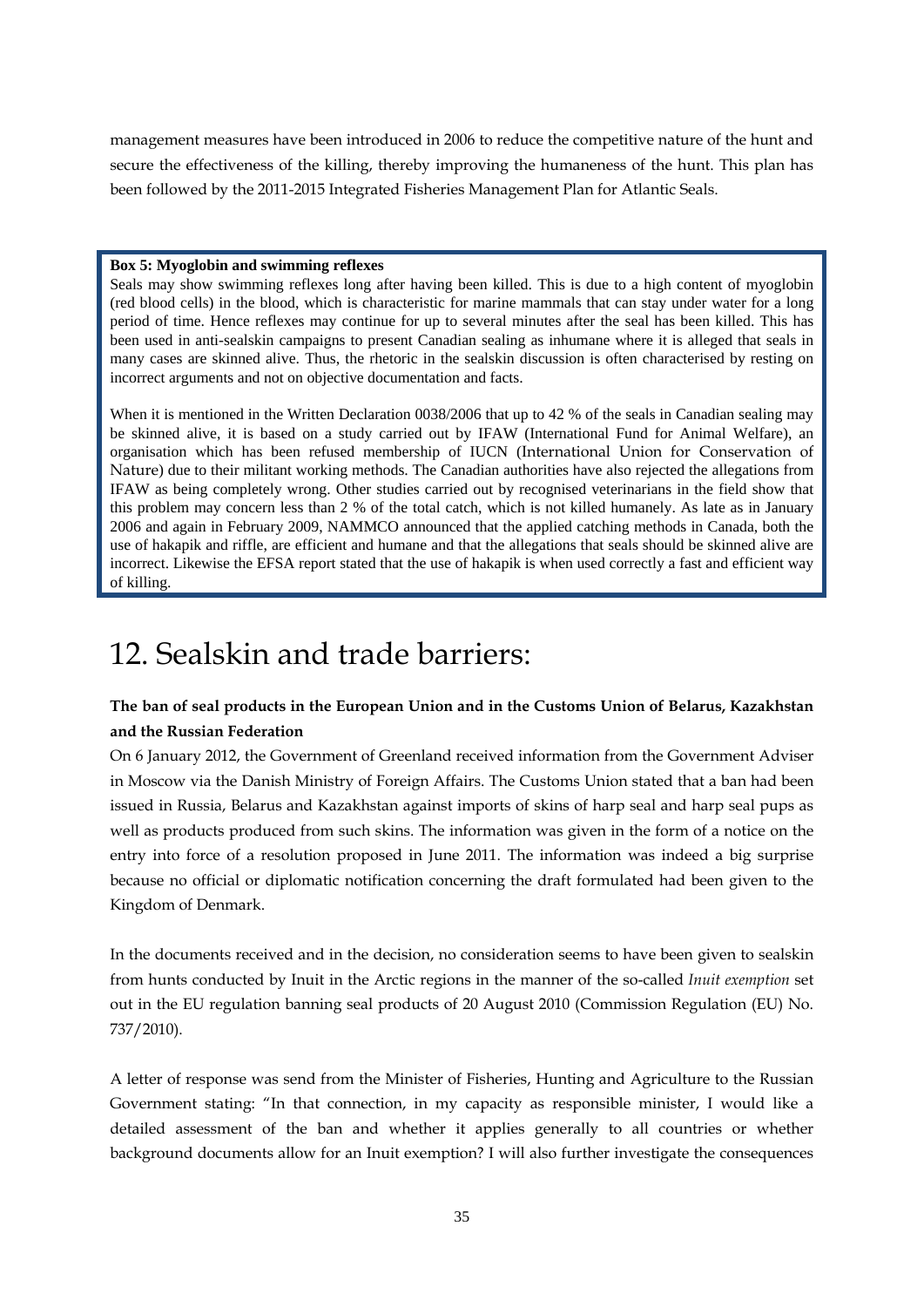management measures have been introduced in 2006 to reduce the competitive nature of the hunt and secure the effectiveness of the killing, thereby improving the humaneness of the hunt. This plan has been followed by the 2011-2015 Integrated Fisheries Management Plan for Atlantic Seals.

> **Box 5: Myoglobin and swimming reflexes**
>
> Seals may show swimming reflexes long after having been killed. This is due to a high content of myoglobin (red blood cells) in the blood, which is characteristic for marine mammals that can stay under water for a long period of time. Hence reflexes may continue for up to several minutes after the seal has been killed. This has been used in anti-sealskin campaigns to present Canadian sealing as inhumane where it is alleged that seals in many cases are skinned alive. Thus, the rhetoric in the sealskin discussion is often characterised by resting on incorrect arguments and not on objective documentation and facts.
>
> When it is mentioned in the Written Declaration 0038/2006 that up to 42 % of the seals in Canadian sealing may be skinned alive, it is based on a study carried out by IFAW (International Fund for Animal Welfare), an organisation which has been refused membership of IUCN (International Union for Conservation of Nature) due to their militant working methods. The Canadian authorities have also rejected the allegations from IFAW as being completely wrong. Other studies carried out by recognised veterinarians in the field show that this problem may concern less than 2 % of the total catch, which is not killed humanely. As late as in January 2006 and again in February 2009, NAMMCO announced that the applied catching methods in Canada, both the use of hakapik and riffle, are efficient and humane and that the allegations that seals should be skinned alive are incorrect. Likewise the EFSA report stated that the use of hakapik is when used correctly a fast and efficient way of killing.

# 12. Sealskin and trade barriers:

### The ban of seal products in the European Union and in the Customs Union of Belarus, Kazakhstan and the Russian Federation

On 6 January 2012, the Government of Greenland received information from the Government Adviser in Moscow via the Danish Ministry of Foreign Affairs. The Customs Union stated that a ban had been issued in Russia, Belarus and Kazakhstan against imports of skins of harp seal and harp seal pups as well as products produced from such skins. The information was given in the form of a notice on the entry into force of a resolution proposed in June 2011. The information was indeed a big surprise because no official or diplomatic notification concerning the draft formulated had been given to the Kingdom of Denmark.

In the documents received and in the decision, no consideration seems to have been given to sealskin from hunts conducted by Inuit in the Arctic regions in the manner of the so-called *Inuit exemption* set out in the EU regulation banning seal products of 20 August 2010 (Commission Regulation (EU) No. 737/2010).

A letter of response was send from the Minister of Fisheries, Hunting and Agriculture to the Russian Government stating: "In that connection, in my capacity as responsible minister, I would like a detailed assessment of the ban and whether it applies generally to all countries or whether background documents allow for an Inuit exemption? I will also further investigate the consequences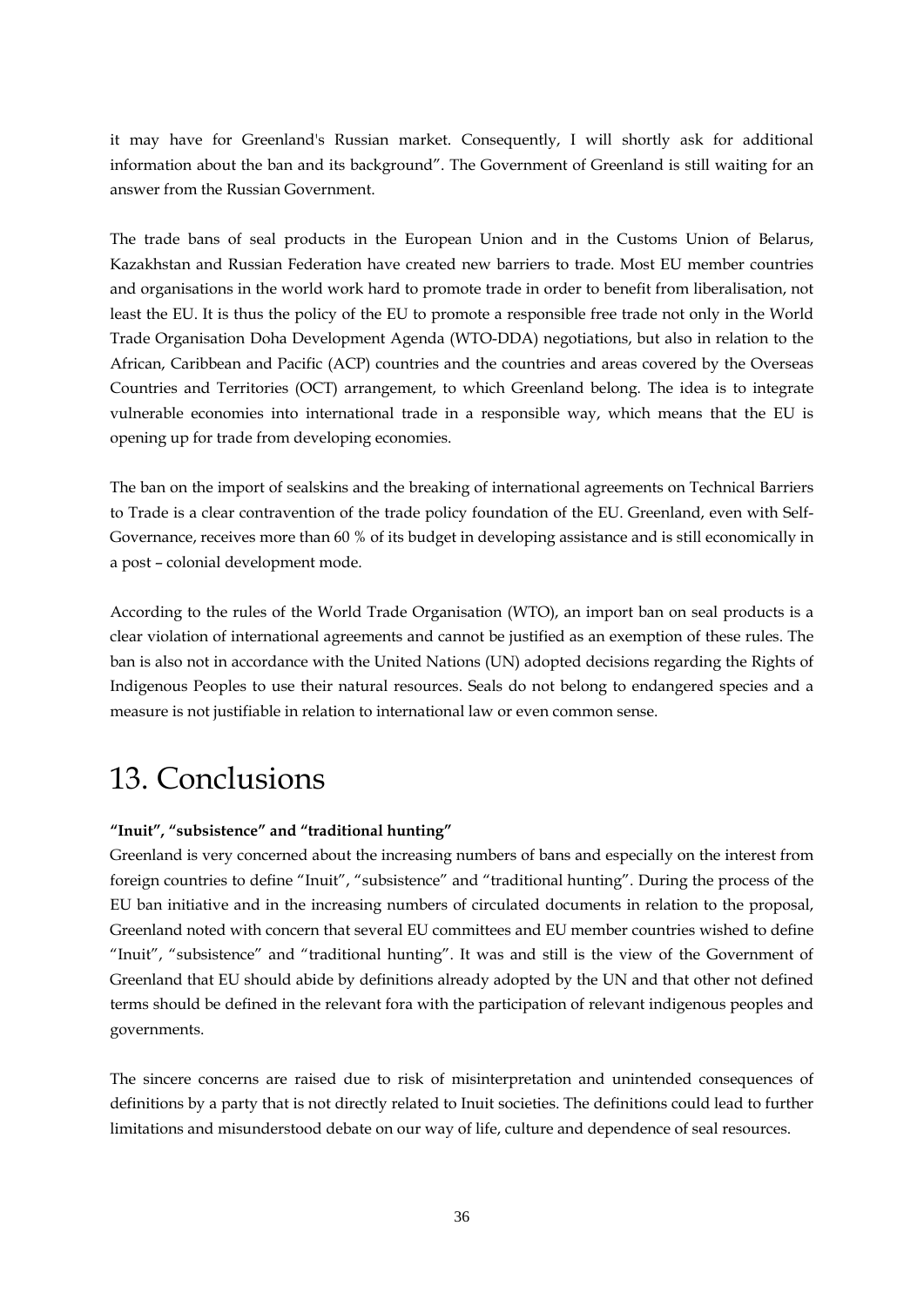it may have for Greenland's Russian market. Consequently, I will shortly ask for additional information about the ban and its background". The Government of Greenland is still waiting for an answer from the Russian Government.

The trade bans of seal products in the European Union and in the Customs Union of Belarus, Kazakhstan and Russian Federation have created new barriers to trade. Most EU member countries and organisations in the world work hard to promote trade in order to benefit from liberalisation, not least the EU. It is thus the policy of the EU to promote a responsible free trade not only in the World Trade Organisation Doha Development Agenda (WTO-DDA) negotiations, but also in relation to the African, Caribbean and Pacific (ACP) countries and the countries and areas covered by the Overseas Countries and Territories (OCT) arrangement, to which Greenland belong. The idea is to integrate vulnerable economies into international trade in a responsible way, which means that the EU is opening up for trade from developing economies.

The ban on the import of sealskins and the breaking of international agreements on Technical Barriers to Trade is a clear contravention of the trade policy foundation of the EU. Greenland, even with Self-Governance, receives more than 60 % of its budget in developing assistance and is still economically in a post – colonial development mode.

According to the rules of the World Trade Organisation (WTO), an import ban on seal products is a clear violation of international agreements and cannot be justified as an exemption of these rules. The ban is also not in accordance with the United Nations (UN) adopted decisions regarding the Rights of Indigenous Peoples to use their natural resources. Seals do not belong to endangered species and a measure is not justifiable in relation to international law or even common sense.

# 13. Conclusions

**"Inuit", "subsistence" and "traditional hunting"**

Greenland is very concerned about the increasing numbers of bans and especially on the interest from foreign countries to define "Inuit", "subsistence" and "traditional hunting". During the process of the EU ban initiative and in the increasing numbers of circulated documents in relation to the proposal, Greenland noted with concern that several EU committees and EU member countries wished to define "Inuit", "subsistence" and "traditional hunting". It was and still is the view of the Government of Greenland that EU should abide by definitions already adopted by the UN and that other not defined terms should be defined in the relevant fora with the participation of relevant indigenous peoples and governments.

The sincere concerns are raised due to risk of misinterpretation and unintended consequences of definitions by a party that is not directly related to Inuit societies. The definitions could lead to further limitations and misunderstood debate on our way of life, culture and dependence of seal resources.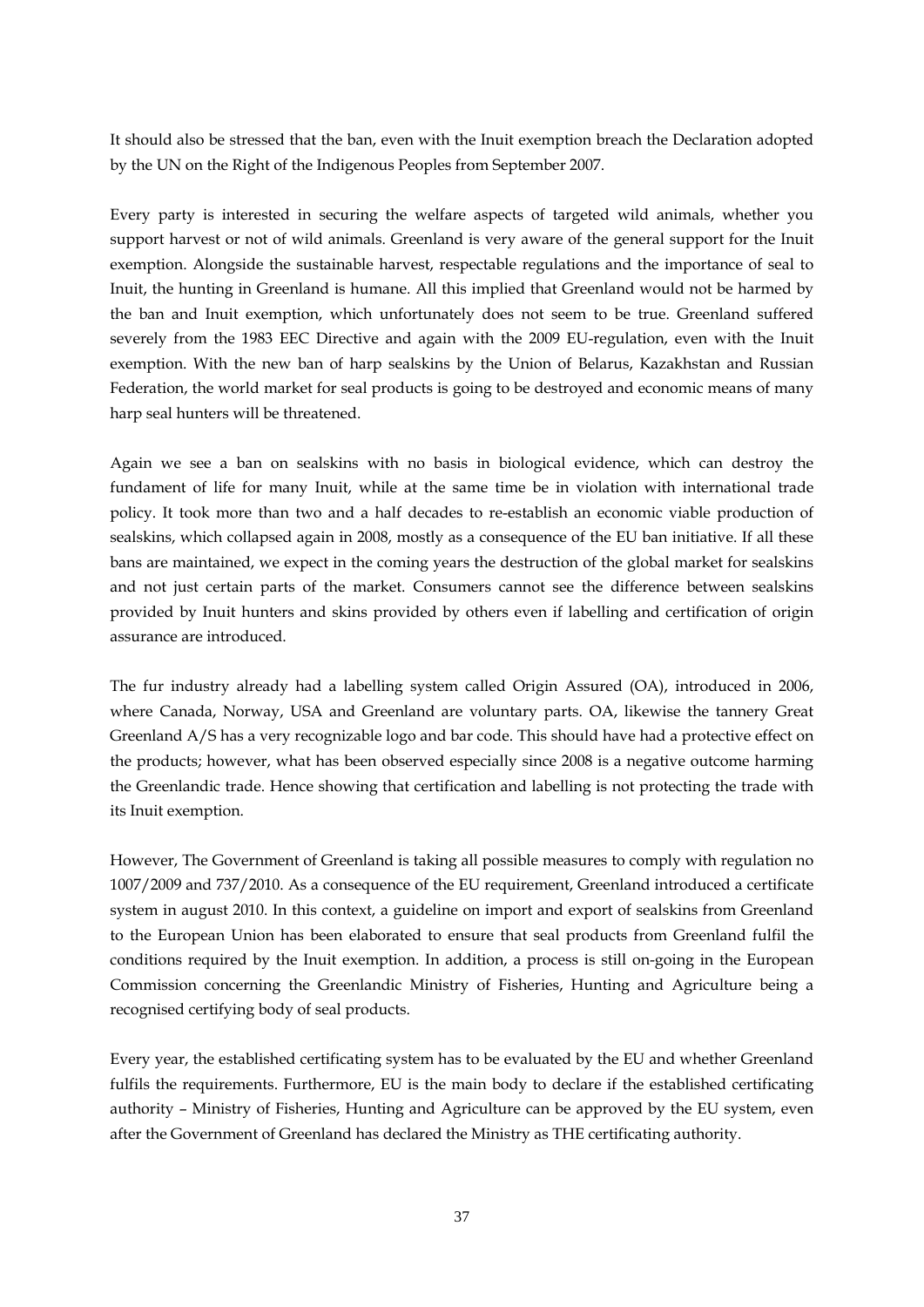It should also be stressed that the ban, even with the Inuit exemption breach the Declaration adopted by the UN on the Right of the Indigenous Peoples from September 2007.

Every party is interested in securing the welfare aspects of targeted wild animals, whether you support harvest or not of wild animals. Greenland is very aware of the general support for the Inuit exemption. Alongside the sustainable harvest, respectable regulations and the importance of seal to Inuit, the hunting in Greenland is humane. All this implied that Greenland would not be harmed by the ban and Inuit exemption, which unfortunately does not seem to be true. Greenland suffered severely from the 1983 EEC Directive and again with the 2009 EU-regulation, even with the Inuit exemption. With the new ban of harp sealskins by the Union of Belarus, Kazakhstan and Russian Federation, the world market for seal products is going to be destroyed and economic means of many harp seal hunters will be threatened.

Again we see a ban on sealskins with no basis in biological evidence, which can destroy the fundament of life for many Inuit, while at the same time be in violation with international trade policy. It took more than two and a half decades to re-establish an economic viable production of sealskins, which collapsed again in 2008, mostly as a consequence of the EU ban initiative. If all these bans are maintained, we expect in the coming years the destruction of the global market for sealskins and not just certain parts of the market. Consumers cannot see the difference between sealskins provided by Inuit hunters and skins provided by others even if labelling and certification of origin assurance are introduced.

The fur industry already had a labelling system called Origin Assured (OA), introduced in 2006, where Canada, Norway, USA and Greenland are voluntary parts. OA, likewise the tannery Great Greenland A/S has a very recognizable logo and bar code. This should have had a protective effect on the products; however, what has been observed especially since 2008 is a negative outcome harming the Greenlandic trade. Hence showing that certification and labelling is not protecting the trade with its Inuit exemption.

However, The Government of Greenland is taking all possible measures to comply with regulation no 1007/2009 and 737/2010. As a consequence of the EU requirement, Greenland introduced a certificate system in august 2010. In this context, a guideline on import and export of sealskins from Greenland to the European Union has been elaborated to ensure that seal products from Greenland fulfil the conditions required by the Inuit exemption. In addition, a process is still on-going in the European Commission concerning the Greenlandic Ministry of Fisheries, Hunting and Agriculture being a recognised certifying body of seal products.

Every year, the established certificating system has to be evaluated by the EU and whether Greenland fulfils the requirements. Furthermore, EU is the main body to declare if the established certificating authority – Ministry of Fisheries, Hunting and Agriculture can be approved by the EU system, even after the Government of Greenland has declared the Ministry as THE certificating authority.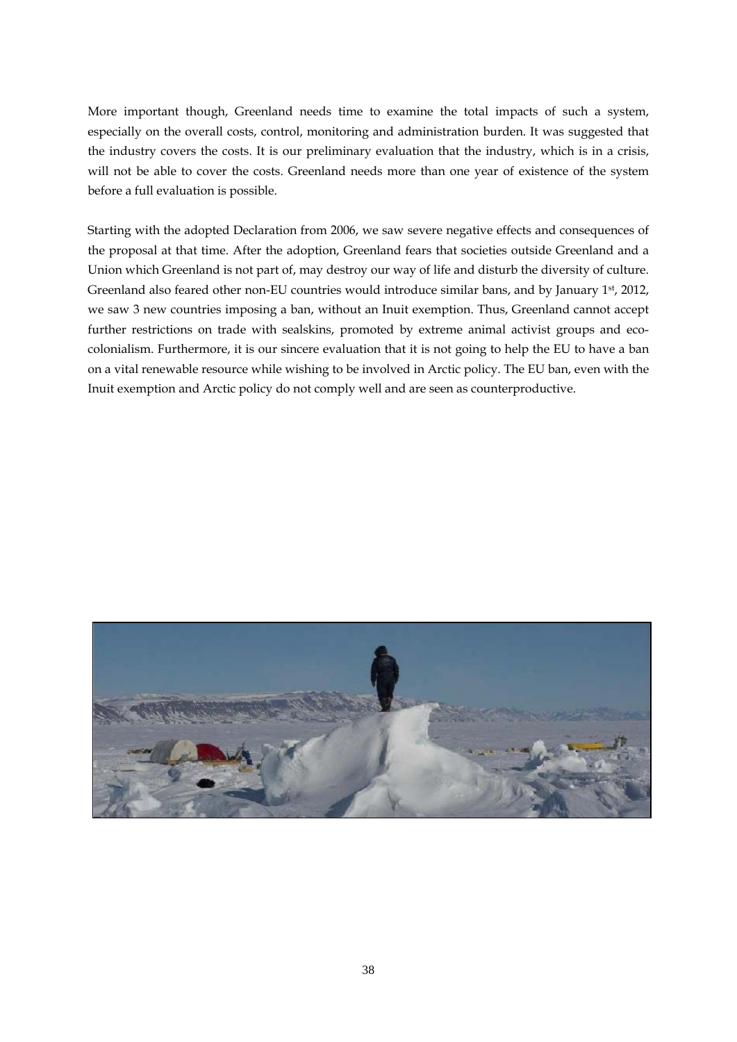More important though, Greenland needs time to examine the total impacts of such a system, especially on the overall costs, control, monitoring and administration burden. It was suggested that the industry covers the costs. It is our preliminary evaluation that the industry, which is in a crisis, will not be able to cover the costs. Greenland needs more than one year of existence of the system before a full evaluation is possible.

Starting with the adopted Declaration from 2006, we saw severe negative effects and consequences of the proposal at that time. After the adoption, Greenland fears that societies outside Greenland and a Union which Greenland is not part of, may destroy our way of life and disturb the diversity of culture. Greenland also feared other non-EU countries would introduce similar bans, and by January 1st, 2012, we saw 3 new countries imposing a ban, without an Inuit exemption. Thus, Greenland cannot accept further restrictions on trade with sealskins, promoted by extreme animal activist groups and eco-colonialism. Furthermore, it is our sincere evaluation that it is not going to help the EU to have a ban on a vital renewable resource while wishing to be involved in Arctic policy. The EU ban, even with the Inuit exemption and Arctic policy do not comply well and are seen as counterproductive.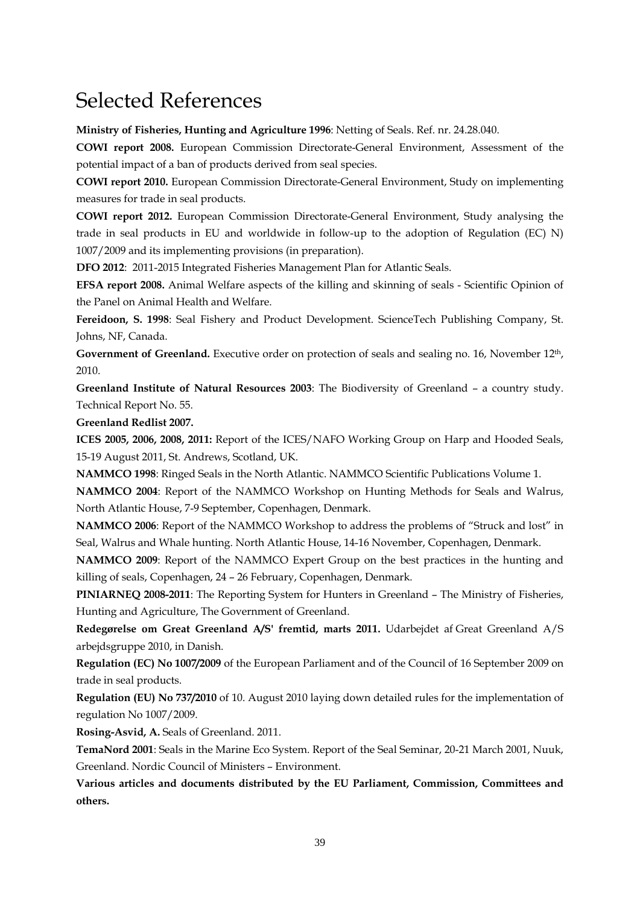# Selected References

**Ministry of Fisheries, Hunting and Agriculture 1996**: Netting of Seals. Ref. nr. 24.28.040.

**COWI report 2008.** European Commission Directorate-General Environment, Assessment of the potential impact of a ban of products derived from seal species.

**COWI report 2010.** European Commission Directorate-General Environment, Study on implementing measures for trade in seal products.

**COWI report 2012.** European Commission Directorate-General Environment, Study analysing the trade in seal products in EU and worldwide in follow-up to the adoption of Regulation (EC) N) 1007/2009 and its implementing provisions (in preparation).

**DFO 2012**: 2011-2015 Integrated Fisheries Management Plan for Atlantic Seals.

**EFSA report 2008.** Animal Welfare aspects of the killing and skinning of seals - Scientific Opinion of the Panel on Animal Health and Welfare.

**Fereidoon, S. 1998**: Seal Fishery and Product Development. ScienceTech Publishing Company, St. Johns, NF, Canada.

**Government of Greenland.** Executive order on protection of seals and sealing no. 16, November 12th, 2010.

**Greenland Institute of Natural Resources 2003**: The Biodiversity of Greenland – a country study. Technical Report No. 55.

**Greenland Redlist 2007.**

**ICES 2005, 2006, 2008, 2011:** Report of the ICES/NAFO Working Group on Harp and Hooded Seals, 15-19 August 2011, St. Andrews, Scotland, UK.

**NAMMCO 1998**: Ringed Seals in the North Atlantic. NAMMCO Scientific Publications Volume 1.

**NAMMCO 2004**: Report of the NAMMCO Workshop on Hunting Methods for Seals and Walrus, North Atlantic House, 7-9 September, Copenhagen, Denmark.

**NAMMCO 2006**: Report of the NAMMCO Workshop to address the problems of "Struck and lost" in Seal, Walrus and Whale hunting. North Atlantic House, 14-16 November, Copenhagen, Denmark.

**NAMMCO 2009**: Report of the NAMMCO Expert Group on the best practices in the hunting and killing of seals, Copenhagen, 24 – 26 February, Copenhagen, Denmark.

**PINIARNEQ 2008-2011**: The Reporting System for Hunters in Greenland – The Ministry of Fisheries, Hunting and Agriculture, The Government of Greenland.

**Redegørelse om Great Greenland A/S' fremtid, marts 2011.** Udarbejdet af Great Greenland A/S arbejdsgruppe 2010, in Danish.

**Regulation (EC) No 1007/2009** of the European Parliament and of the Council of 16 September 2009 on trade in seal products.

**Regulation (EU) No 737/2010** of 10. August 2010 laying down detailed rules for the implementation of regulation No 1007/2009.

**Rosing-Asvid, A.** Seals of Greenland. 2011.

**TemaNord 2001**: Seals in the Marine Eco System. Report of the Seal Seminar, 20-21 March 2001, Nuuk, Greenland. Nordic Council of Ministers – Environment.

**Various articles and documents distributed by the EU Parliament, Commission, Committees and others.**